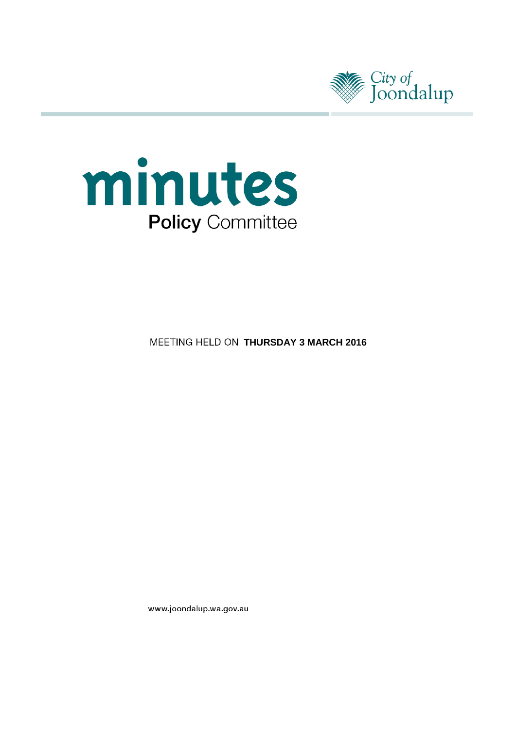City of Joondalup

# minutes

## Policy Committee

MEETING HELD ON **THURSDAY 3 MARCH 2016**

www.joondalup.wa.gov.au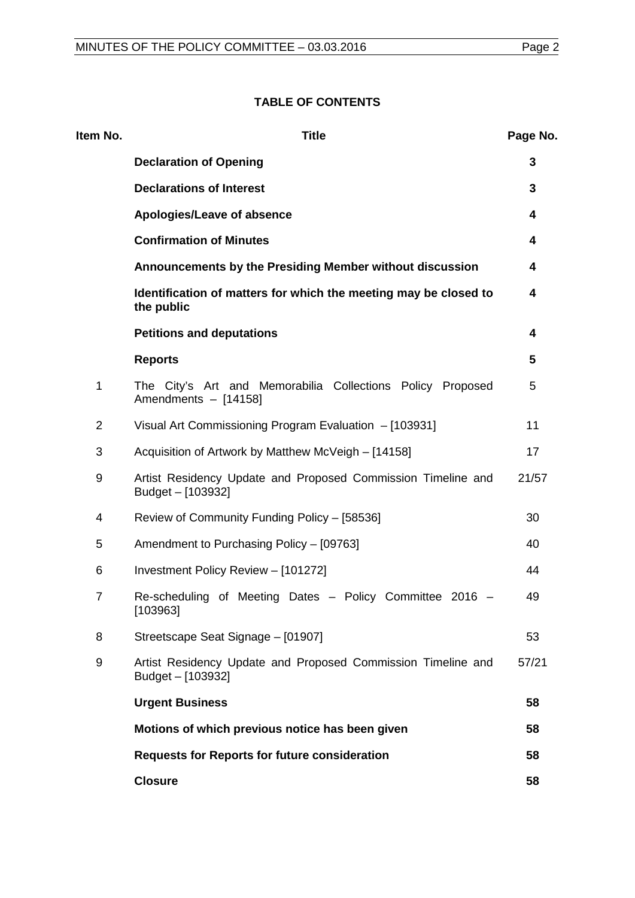## TABLE OF CONTENTS

| Item No. | Title | Page No. |
|---|---|---|
| | **Declaration of Opening** | **3** |
| | **Declarations of Interest** | **3** |
| | **Apologies/Leave of absence** | **4** |
| | **Confirmation of Minutes** | **4** |
| | **Announcements by the Presiding Member without discussion** | **4** |
| | **Identification of matters for which the meeting may be closed to the public** | **4** |
| | **Petitions and deputations** | **4** |
| | **Reports** | **5** |
| 1 | The City's Art and Memorabilia Collections Policy Proposed Amendments – [14158] | 5 |
| 2 | Visual Art Commissioning Program Evaluation – [103931] | 11 |
| 3 | Acquisition of Artwork by Matthew McVeigh – [14158] | 17 |
| 9 | Artist Residency Update and Proposed Commission Timeline and Budget – [103932] | 21/57 |
| 4 | Review of Community Funding Policy – [58536] | 30 |
| 5 | Amendment to Purchasing Policy – [09763] | 40 |
| 6 | Investment Policy Review – [101272] | 44 |
| 7 | Re-scheduling of Meeting Dates – Policy Committee 2016 – [103963] | 49 |
| 8 | Streetscape Seat Signage – [01907] | 53 |
| 9 | Artist Residency Update and Proposed Commission Timeline and Budget – [103932] | 57/21 |
| | **Urgent Business** | **58** |
| | **Motions of which previous notice has been given** | **58** |
| | **Requests for Reports for future consideration** | **58** |
| | **Closure** | **58** |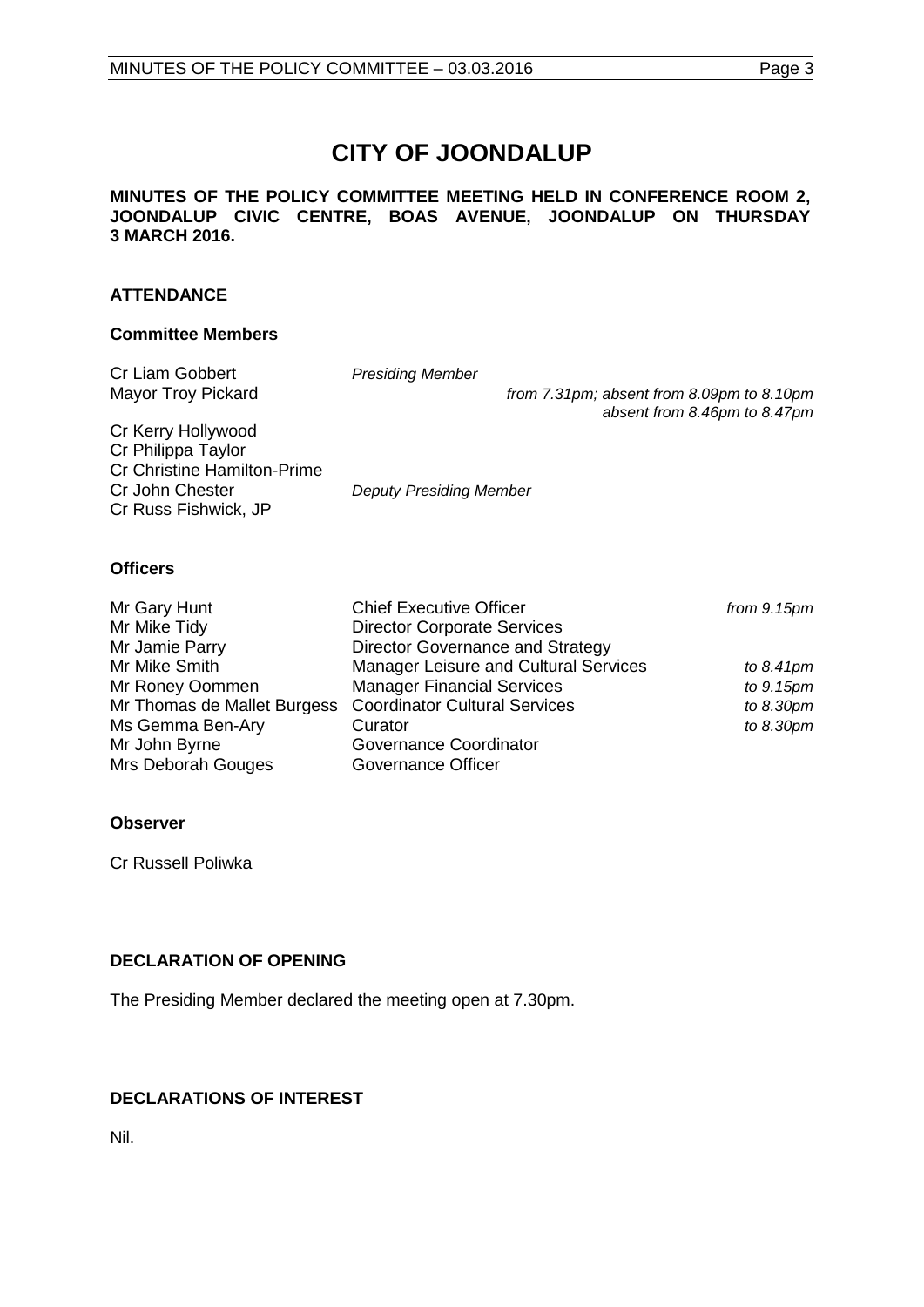# CITY OF JOONDALUP

**MINUTES OF THE POLICY COMMITTEE MEETING HELD IN CONFERENCE ROOM 2, JOONDALUP CIVIC CENTRE, BOAS AVENUE, JOONDALUP ON THURSDAY 3 MARCH 2016.**

## ATTENDANCE

### Committee Members

| | | |
|---|---|---|
| Cr Liam Gobbert | *Presiding Member* | |
| Mayor Troy Pickard | | *from 7.31pm; absent from 8.09pm to 8.10pm absent from 8.46pm to 8.47pm* |
| Cr Kerry Hollywood | | |
| Cr Philippa Taylor | | |
| Cr Christine Hamilton-Prime | | |
| Cr John Chester | *Deputy Presiding Member* | |
| Cr Russ Fishwick, JP | | |

### Officers

| | | |
|---|---|---|
| Mr Gary Hunt | Chief Executive Officer | *from 9.15pm* |
| Mr Mike Tidy | Director Corporate Services | |
| Mr Jamie Parry | Director Governance and Strategy | |
| Mr Mike Smith | Manager Leisure and Cultural Services | *to 8.41pm* |
| Mr Roney Oommen | Manager Financial Services | *to 9.15pm* |
| Mr Thomas de Mallet Burgess | Coordinator Cultural Services | *to 8.30pm* |
| Ms Gemma Ben-Ary | Curator | *to 8.30pm* |
| Mr John Byrne | Governance Coordinator | |
| Mrs Deborah Gouges | Governance Officer | |

### Observer

Cr Russell Poliwka

## DECLARATION OF OPENING

The Presiding Member declared the meeting open at 7.30pm.

## DECLARATIONS OF INTEREST

Nil.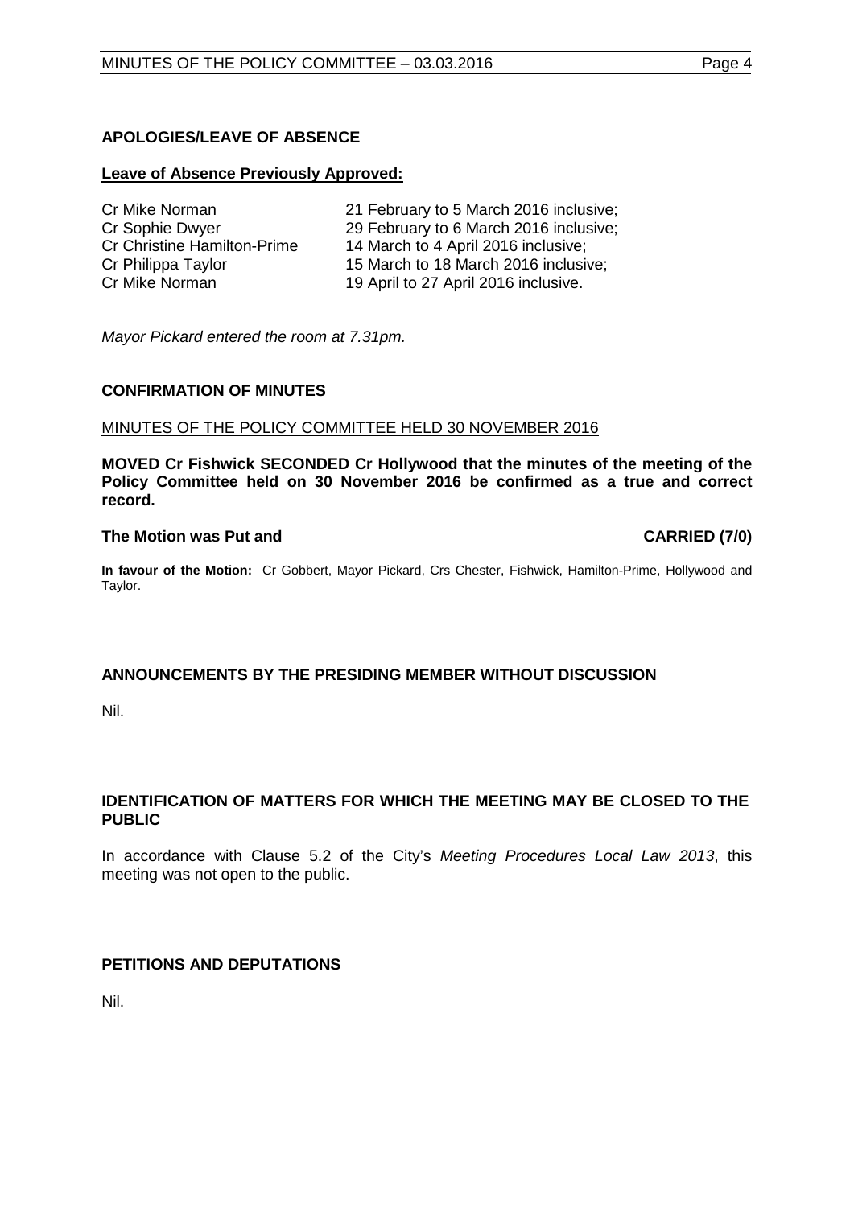## APOLOGIES/LEAVE OF ABSENCE

**Leave of Absence Previously Approved:**

| | |
|---|---|
| Cr Mike Norman | 21 February to 5 March 2016 inclusive; |
| Cr Sophie Dwyer | 29 February to 6 March 2016 inclusive; |
| Cr Christine Hamilton-Prime | 14 March to 4 April 2016 inclusive; |
| Cr Philippa Taylor | 15 March to 18 March 2016 inclusive; |
| Cr Mike Norman | 19 April to 27 April 2016 inclusive. |

*Mayor Pickard entered the room at 7.31pm.*

## CONFIRMATION OF MINUTES

MINUTES OF THE POLICY COMMITTEE HELD 30 NOVEMBER 2016

**MOVED Cr Fishwick SECONDED Cr Hollywood that the minutes of the meeting of the Policy Committee held on 30 November 2016 be confirmed as a true and correct record.**

**The Motion was Put and CARRIED (7/0)**

**In favour of the Motion:** Cr Gobbert, Mayor Pickard, Crs Chester, Fishwick, Hamilton-Prime, Hollywood and Taylor.

## ANNOUNCEMENTS BY THE PRESIDING MEMBER WITHOUT DISCUSSION

Nil.

## IDENTIFICATION OF MATTERS FOR WHICH THE MEETING MAY BE CLOSED TO THE PUBLIC

In accordance with Clause 5.2 of the City's *Meeting Procedures Local Law 2013*, this meeting was not open to the public.

## PETITIONS AND DEPUTATIONS

Nil.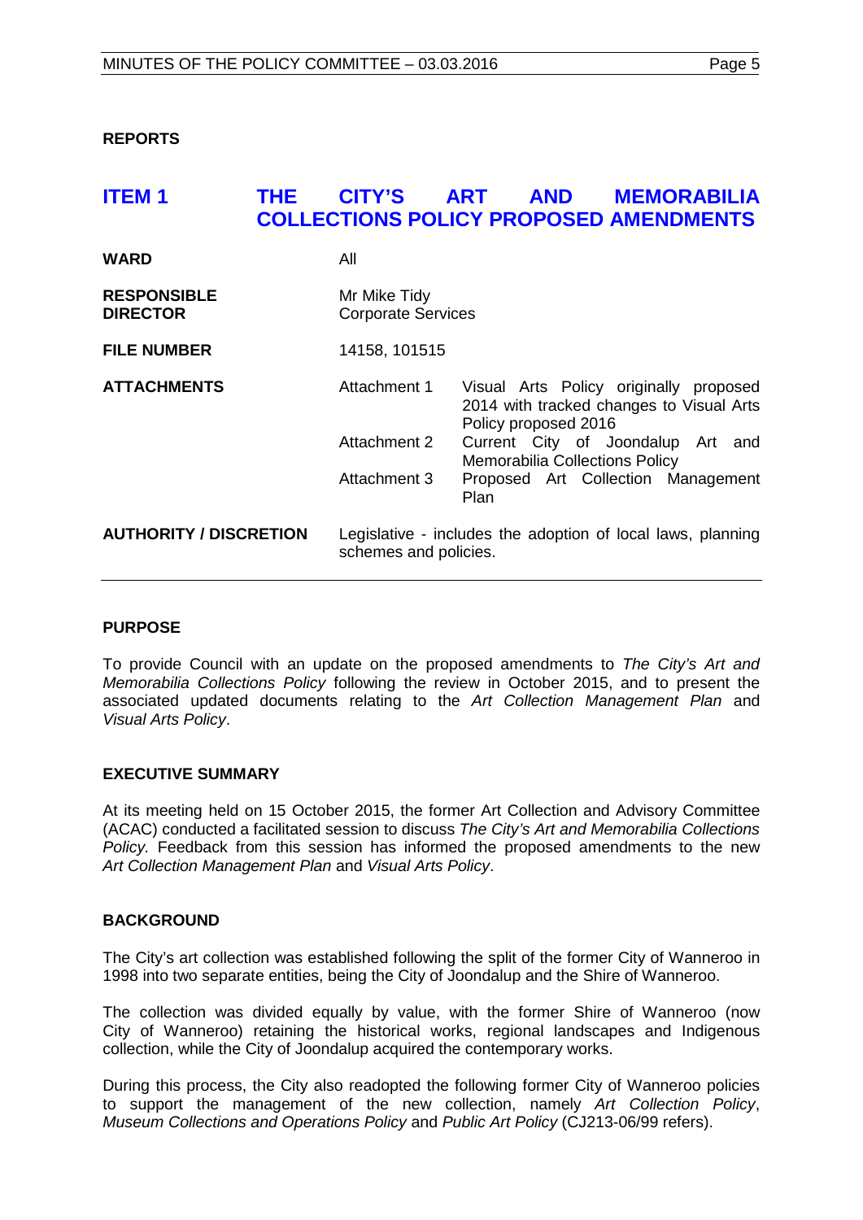## REPORTS

## ITEM 1 THE CITY'S ART AND MEMORABILIA COLLECTIONS POLICY PROPOSED AMENDMENTS

| | | |
|---|---|---|
| **WARD** | All | |
| **RESPONSIBLE DIRECTOR** | Mr Mike Tidy<br>Corporate Services | |
| **FILE NUMBER** | 14158, 101515 | |
| **ATTACHMENTS** | Attachment 1 | Visual Arts Policy originally proposed 2014 with tracked changes to Visual Arts Policy proposed 2016 |
| | Attachment 2 | Current City of Joondalup Art and Memorabilia Collections Policy |
| | Attachment 3 | Proposed Art Collection Management Plan |
| **AUTHORITY / DISCRETION** | Legislative - includes the adoption of local laws, planning schemes and policies. | |

### PURPOSE

To provide Council with an update on the proposed amendments to *The City's Art and Memorabilia Collections Policy* following the review in October 2015, and to present the associated updated documents relating to the *Art Collection Management Plan* and *Visual Arts Policy*.

### EXECUTIVE SUMMARY

At its meeting held on 15 October 2015, the former Art Collection and Advisory Committee (ACAC) conducted a facilitated session to discuss *The City's Art and Memorabilia Collections Policy.* Feedback from this session has informed the proposed amendments to the new *Art Collection Management Plan* and *Visual Arts Policy*.

### BACKGROUND

The City's art collection was established following the split of the former City of Wanneroo in 1998 into two separate entities, being the City of Joondalup and the Shire of Wanneroo.

The collection was divided equally by value, with the former Shire of Wanneroo (now City of Wanneroo) retaining the historical works, regional landscapes and Indigenous collection, while the City of Joondalup acquired the contemporary works.

During this process, the City also readopted the following former City of Wanneroo policies to support the management of the new collection, namely *Art Collection Policy*, *Museum Collections and Operations Policy* and *Public Art Policy* (CJ213-06/99 refers).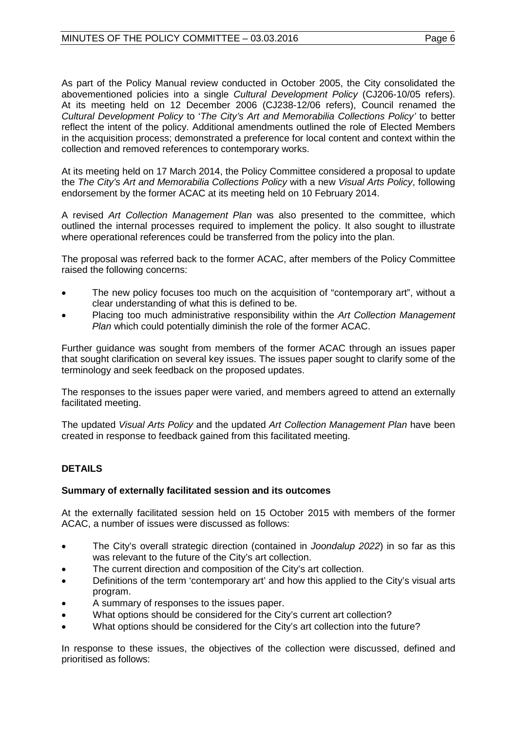As part of the Policy Manual review conducted in October 2005, the City consolidated the abovementioned policies into a single *Cultural Development Policy* (CJ206-10/05 refers). At its meeting held on 12 December 2006 (CJ238-12/06 refers), Council renamed the *Cultural Development Policy* to '*The City's Art and Memorabilia Collections Policy'* to better reflect the intent of the policy. Additional amendments outlined the role of Elected Members in the acquisition process; demonstrated a preference for local content and context within the collection and removed references to contemporary works.

At its meeting held on 17 March 2014, the Policy Committee considered a proposal to update the *The City's Art and Memorabilia Collections Policy* with a new *Visual Arts Policy*, following endorsement by the former ACAC at its meeting held on 10 February 2014.

A revised *Art Collection Management Plan* was also presented to the committee, which outlined the internal processes required to implement the policy. It also sought to illustrate where operational references could be transferred from the policy into the plan.

The proposal was referred back to the former ACAC, after members of the Policy Committee raised the following concerns:

- The new policy focuses too much on the acquisition of "contemporary art", without a clear understanding of what this is defined to be.
- Placing too much administrative responsibility within the *Art Collection Management Plan* which could potentially diminish the role of the former ACAC.

Further guidance was sought from members of the former ACAC through an issues paper that sought clarification on several key issues. The issues paper sought to clarify some of the terminology and seek feedback on the proposed updates.

The responses to the issues paper were varied, and members agreed to attend an externally facilitated meeting.

The updated *Visual Arts Policy* and the updated *Art Collection Management Plan* have been created in response to feedback gained from this facilitated meeting.

## DETAILS

### Summary of externally facilitated session and its outcomes

At the externally facilitated session held on 15 October 2015 with members of the former ACAC, a number of issues were discussed as follows:

- The City's overall strategic direction (contained in *Joondalup 2022*) in so far as this was relevant to the future of the City's art collection.
- The current direction and composition of the City's art collection.
- Definitions of the term 'contemporary art' and how this applied to the City's visual arts program.
- A summary of responses to the issues paper.
- What options should be considered for the City's current art collection?
- What options should be considered for the City's art collection into the future?

In response to these issues, the objectives of the collection were discussed, defined and prioritised as follows: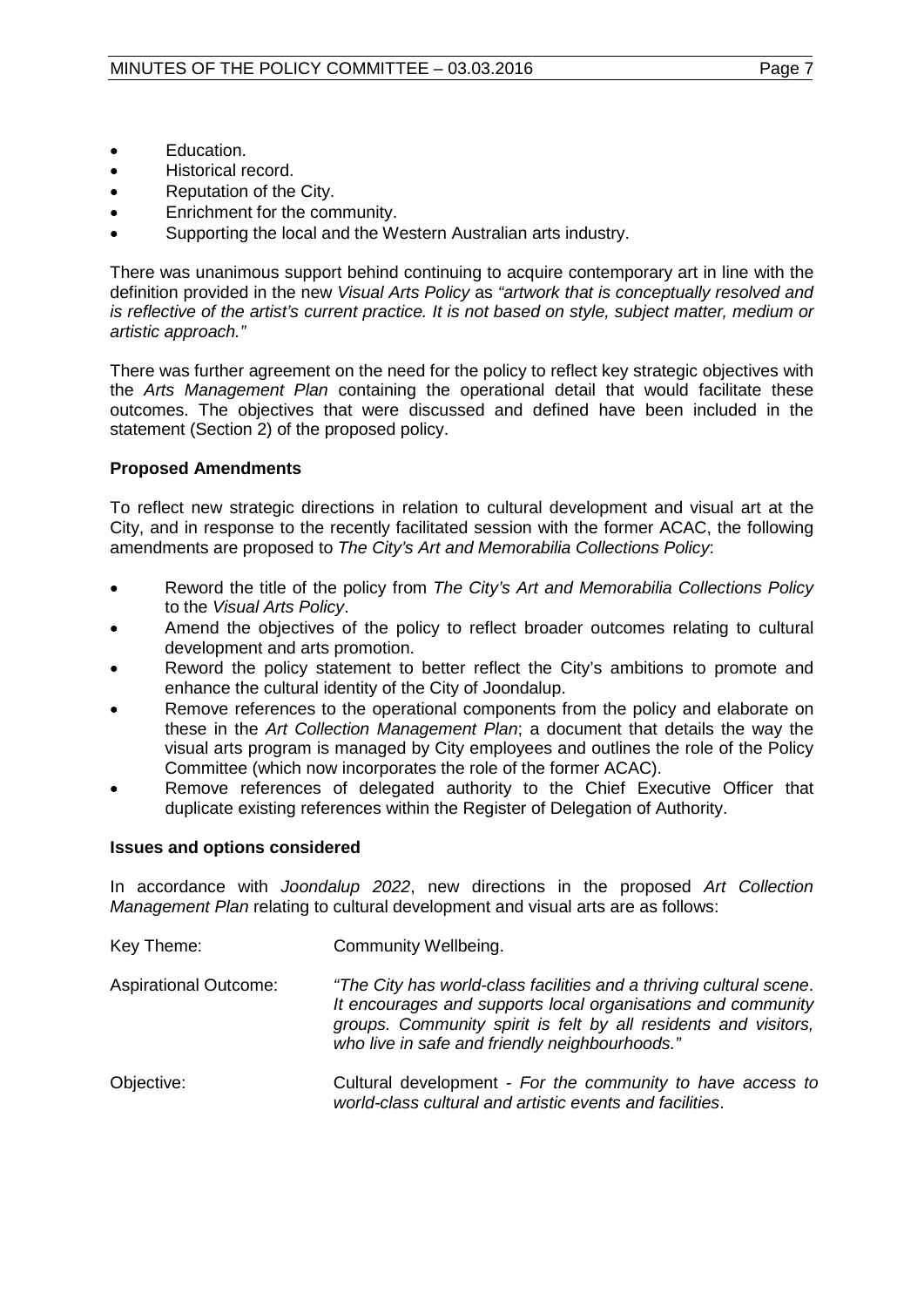- Education.
- Historical record.
- Reputation of the City.
- Enrichment for the community.
- Supporting the local and the Western Australian arts industry.

There was unanimous support behind continuing to acquire contemporary art in line with the definition provided in the new *Visual Arts Policy* as *"artwork that is conceptually resolved and is reflective of the artist's current practice. It is not based on style, subject matter, medium or artistic approach."*

There was further agreement on the need for the policy to reflect key strategic objectives with the *Arts Management Plan* containing the operational detail that would facilitate these outcomes. The objectives that were discussed and defined have been included in the statement (Section 2) of the proposed policy.

**Proposed Amendments**

To reflect new strategic directions in relation to cultural development and visual art at the City, and in response to the recently facilitated session with the former ACAC, the following amendments are proposed to *The City's Art and Memorabilia Collections Policy*:

- Reword the title of the policy from *The City's Art and Memorabilia Collections Policy* to the *Visual Arts Policy*.
- Amend the objectives of the policy to reflect broader outcomes relating to cultural development and arts promotion.
- Reword the policy statement to better reflect the City's ambitions to promote and enhance the cultural identity of the City of Joondalup.
- Remove references to the operational components from the policy and elaborate on these in the *Art Collection Management Plan*; a document that details the way the visual arts program is managed by City employees and outlines the role of the Policy Committee (which now incorporates the role of the former ACAC).
- Remove references of delegated authority to the Chief Executive Officer that duplicate existing references within the Register of Delegation of Authority.

**Issues and options considered**

In accordance with *Joondalup 2022*, new directions in the proposed *Art Collection Management Plan* relating to cultural development and visual arts are as follows:

| | |
|---|---|
| Key Theme: | Community Wellbeing. |
| Aspirational Outcome: | *"The City has world-class facilities and a thriving cultural scene. It encourages and supports local organisations and community groups. Community spirit is felt by all residents and visitors, who live in safe and friendly neighbourhoods."* |
| Objective: | Cultural development - *For the community to have access to world-class cultural and artistic events and facilities*. |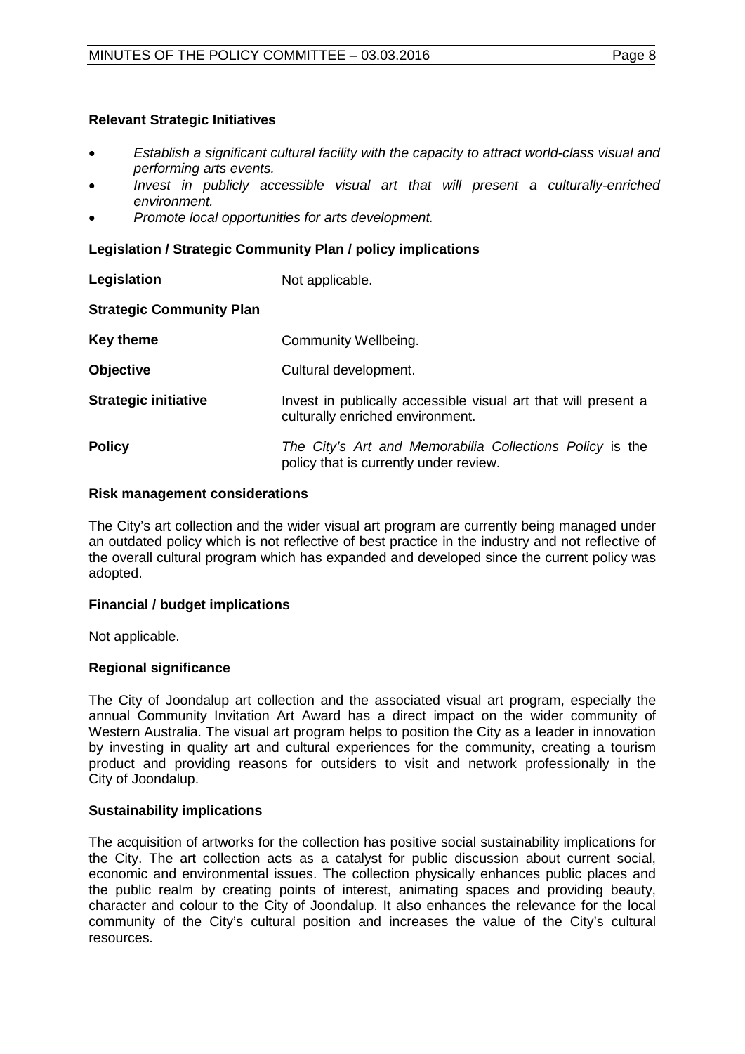**Relevant Strategic Initiatives**

- *Establish a significant cultural facility with the capacity to attract world-class visual and performing arts events.*
- *Invest in publicly accessible visual art that will present a culturally-enriched environment.*
- *Promote local opportunities for arts development.*

**Legislation / Strategic Community Plan / policy implications**

| | |
|---|---|
| **Legislation** | Not applicable. |
| **Strategic Community Plan** | |
| **Key theme** | Community Wellbeing. |
| **Objective** | Cultural development. |
| **Strategic initiative** | Invest in publically accessible visual art that will present a culturally enriched environment. |
| **Policy** | *The City's Art and Memorabilia Collections Policy* is the policy that is currently under review. |

**Risk management considerations**

The City's art collection and the wider visual art program are currently being managed under an outdated policy which is not reflective of best practice in the industry and not reflective of the overall cultural program which has expanded and developed since the current policy was adopted.

**Financial / budget implications**

Not applicable.

**Regional significance**

The City of Joondalup art collection and the associated visual art program, especially the annual Community Invitation Art Award has a direct impact on the wider community of Western Australia. The visual art program helps to position the City as a leader in innovation by investing in quality art and cultural experiences for the community, creating a tourism product and providing reasons for outsiders to visit and network professionally in the City of Joondalup.

**Sustainability implications**

The acquisition of artworks for the collection has positive social sustainability implications for the City. The art collection acts as a catalyst for public discussion about current social, economic and environmental issues. The collection physically enhances public places and the public realm by creating points of interest, animating spaces and providing beauty, character and colour to the City of Joondalup. It also enhances the relevance for the local community of the City's cultural position and increases the value of the City's cultural resources.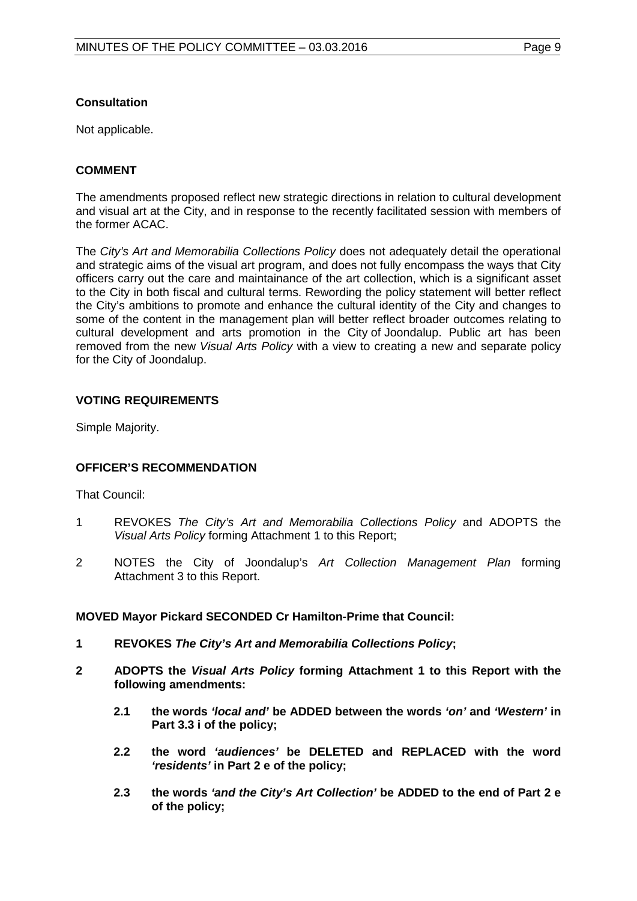**Consultation**

Not applicable.

**COMMENT**

The amendments proposed reflect new strategic directions in relation to cultural development and visual art at the City, and in response to the recently facilitated session with members of the former ACAC.

The *City's Art and Memorabilia Collections Policy* does not adequately detail the operational and strategic aims of the visual art program, and does not fully encompass the ways that City officers carry out the care and maintainance of the art collection, which is a significant asset to the City in both fiscal and cultural terms. Rewording the policy statement will better reflect the City's ambitions to promote and enhance the cultural identity of the City and changes to some of the content in the management plan will better reflect broader outcomes relating to cultural development and arts promotion in the City of Joondalup. Public art has been removed from the new *Visual Arts Policy* with a view to creating a new and separate policy for the City of Joondalup.

**VOTING REQUIREMENTS**

Simple Majority.

**OFFICER'S RECOMMENDATION**

That Council:

1 REVOKES *The City's Art and Memorabilia Collections Policy* and ADOPTS the *Visual Arts Policy* forming Attachment 1 to this Report;

2 NOTES the City of Joondalup's *Art Collection Management Plan* forming Attachment 3 to this Report.

**MOVED Mayor Pickard SECONDED Cr Hamilton-Prime that Council:**

**1 REVOKES *The City's Art and Memorabilia Collections Policy*;**

**2 ADOPTS the *Visual Arts Policy* forming Attachment 1 to this Report with the following amendments:**

**2.1 the words *'local and'* be ADDED between the words *'on'* and *'Western'* in Part 3.3 i of the policy;**

**2.2 the word *'audiences'* be DELETED and REPLACED with the word *'residents'* in Part 2 e of the policy;**

**2.3 the words *'and the City's Art Collection'* be ADDED to the end of Part 2 e of the policy;**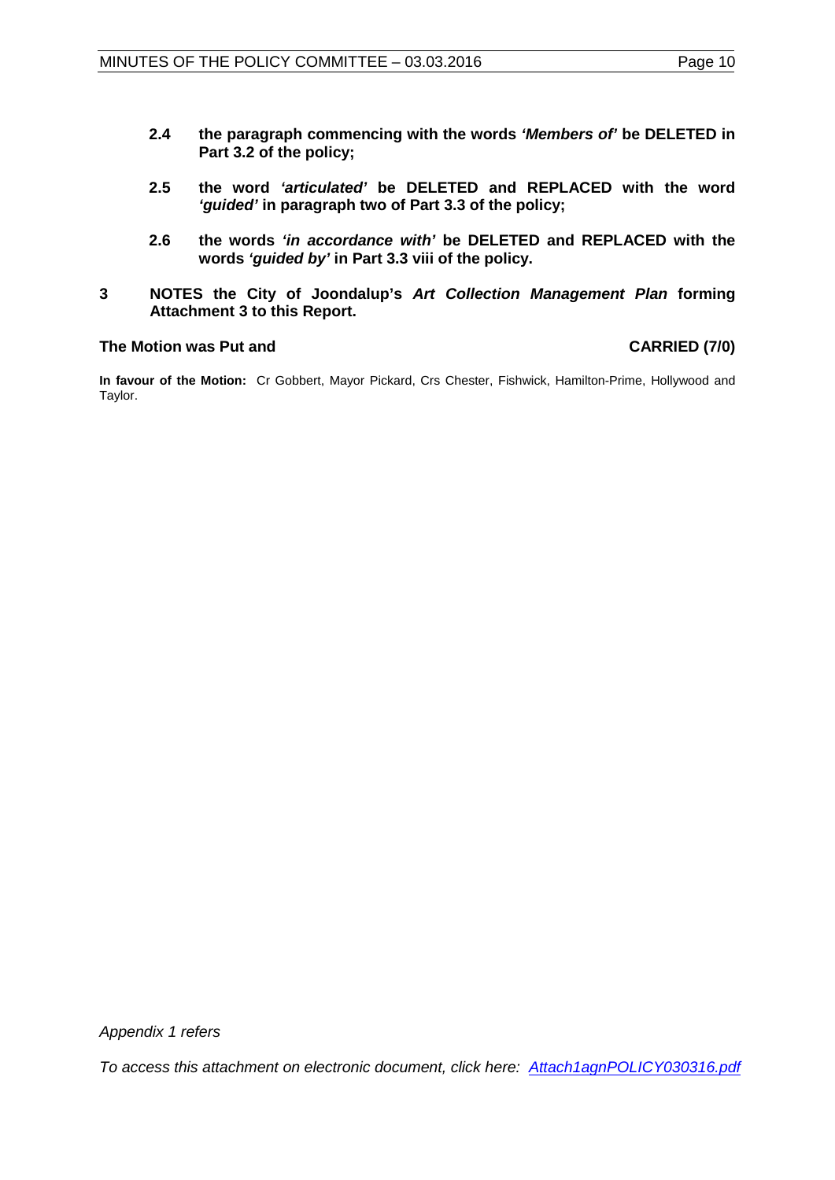**2.4 the paragraph commencing with the words *'Members of'* be DELETED in Part 3.2 of the policy;**

**2.5 the word *'articulated'* be DELETED and REPLACED with the word *'guided'* in paragraph two of Part 3.3 of the policy;**

**2.6 the words *'in accordance with'* be DELETED and REPLACED with the words *'guided by'* in Part 3.3 viii of the policy.**

**3 NOTES the City of Joondalup's *Art Collection Management Plan* forming Attachment 3 to this Report.**

**The Motion was Put and CARRIED (7/0)**

**In favour of the Motion:** Cr Gobbert, Mayor Pickard, Crs Chester, Fishwick, Hamilton-Prime, Hollywood and Taylor.

*Appendix 1 refers*

*To access this attachment on electronic document, click here: [Attach1agnPOLICY030316.pdf](Attach1agnPOLICY030316.pdf)*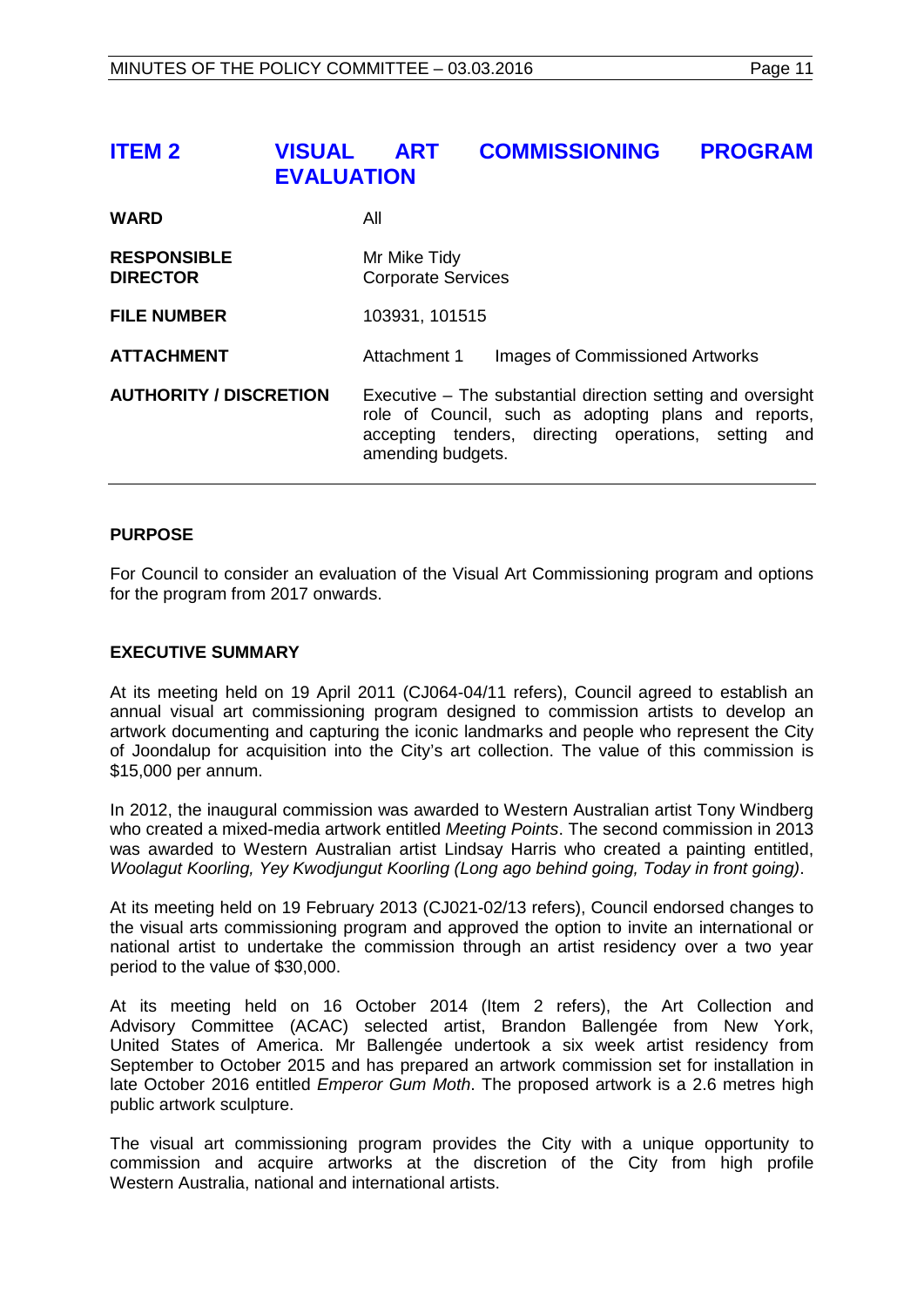# ITEM 2 VISUAL ART COMMISSIONING PROGRAM EVALUATION

| | |
|---|---|
| **WARD** | All |
| **RESPONSIBLE DIRECTOR** | Mr Mike Tidy<br>Corporate Services |
| **FILE NUMBER** | 103931, 101515 |
| **ATTACHMENT** | Attachment 1 Images of Commissioned Artworks |
| **AUTHORITY / DISCRETION** | Executive – The substantial direction setting and oversight role of Council, such as adopting plans and reports, accepting tenders, directing operations, setting and amending budgets. |

## PURPOSE

For Council to consider an evaluation of the Visual Art Commissioning program and options for the program from 2017 onwards.

## EXECUTIVE SUMMARY

At its meeting held on 19 April 2011 (CJ064-04/11 refers), Council agreed to establish an annual visual art commissioning program designed to commission artists to develop an artwork documenting and capturing the iconic landmarks and people who represent the City of Joondalup for acquisition into the City's art collection. The value of this commission is $15,000 per annum.

In 2012, the inaugural commission was awarded to Western Australian artist Tony Windberg who created a mixed-media artwork entitled *Meeting Points*. The second commission in 2013 was awarded to Western Australian artist Lindsay Harris who created a painting entitled, *Woolagut Koorling, Yey Kwodjungut Koorling (Long ago behind going, Today in front going)*.

At its meeting held on 19 February 2013 (CJ021-02/13 refers), Council endorsed changes to the visual arts commissioning program and approved the option to invite an international or national artist to undertake the commission through an artist residency over a two year period to the value of $30,000.

At its meeting held on 16 October 2014 (Item 2 refers), the Art Collection and Advisory Committee (ACAC) selected artist, Brandon Ballengée from New York, United States of America. Mr Ballengée undertook a six week artist residency from September to October 2015 and has prepared an artwork commission set for installation in late October 2016 entitled *Emperor Gum Moth*. The proposed artwork is a 2.6 metres high public artwork sculpture.

The visual art commissioning program provides the City with a unique opportunity to commission and acquire artworks at the discretion of the City from high profile Western Australia, national and international artists.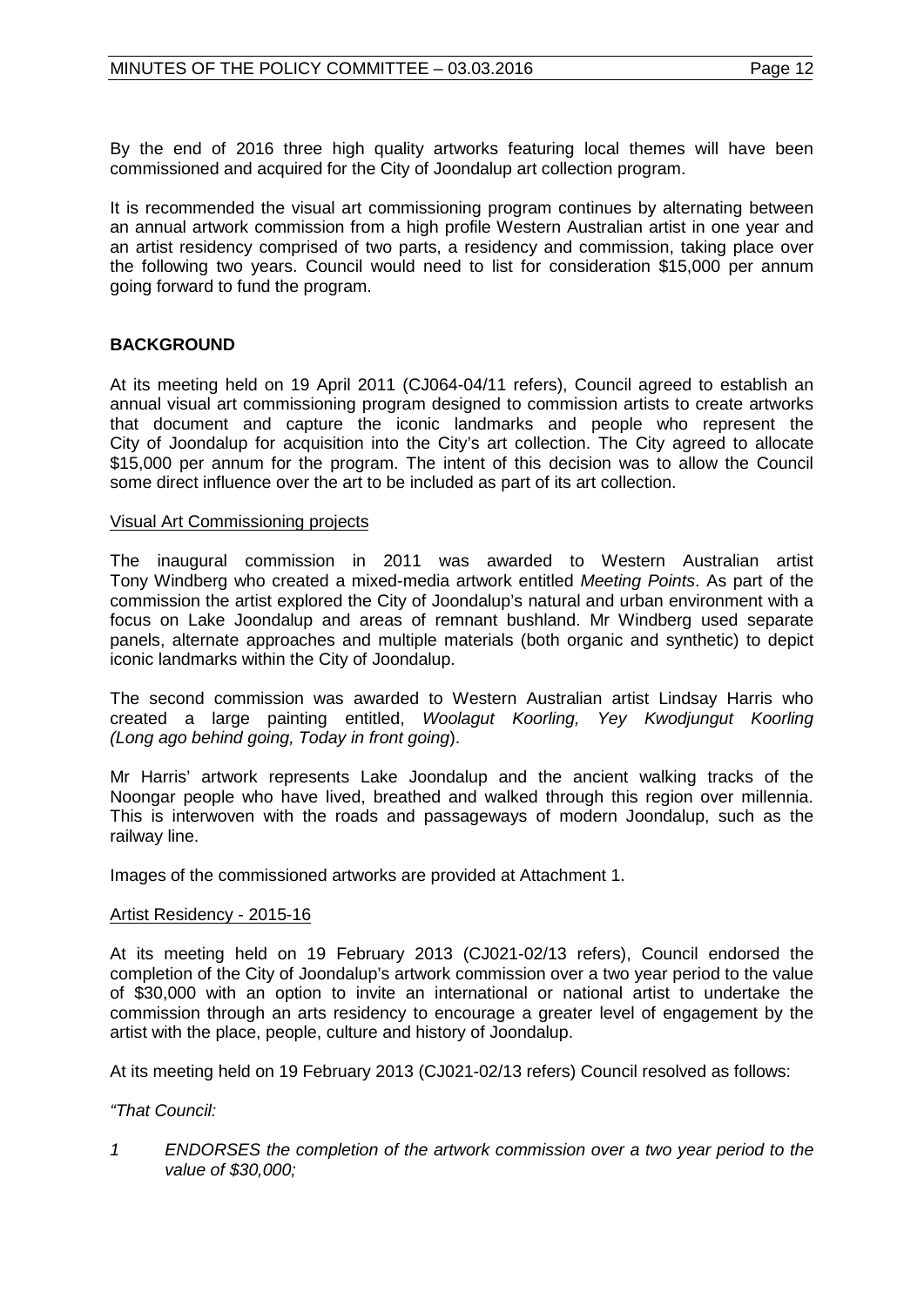By the end of 2016 three high quality artworks featuring local themes will have been commissioned and acquired for the City of Joondalup art collection program.

It is recommended the visual art commissioning program continues by alternating between an annual artwork commission from a high profile Western Australian artist in one year and an artist residency comprised of two parts, a residency and commission, taking place over the following two years. Council would need to list for consideration $15,000 per annum going forward to fund the program.

## BACKGROUND

At its meeting held on 19 April 2011 (CJ064-04/11 refers), Council agreed to establish an annual visual art commissioning program designed to commission artists to create artworks that document and capture the iconic landmarks and people who represent the City of Joondalup for acquisition into the City's art collection. The City agreed to allocate $15,000 per annum for the program. The intent of this decision was to allow the Council some direct influence over the art to be included as part of its art collection.

<u>Visual Art Commissioning projects</u>

The inaugural commission in 2011 was awarded to Western Australian artist Tony Windberg who created a mixed-media artwork entitled *Meeting Points*. As part of the commission the artist explored the City of Joondalup's natural and urban environment with a focus on Lake Joondalup and areas of remnant bushland. Mr Windberg used separate panels, alternate approaches and multiple materials (both organic and synthetic) to depict iconic landmarks within the City of Joondalup.

The second commission was awarded to Western Australian artist Lindsay Harris who created a large painting entitled, *Woolagut Koorling, Yey Kwodjungut Koorling (Long ago behind going, Today in front going*).

Mr Harris' artwork represents Lake Joondalup and the ancient walking tracks of the Noongar people who have lived, breathed and walked through this region over millennia. This is interwoven with the roads and passageways of modern Joondalup, such as the railway line.

Images of the commissioned artworks are provided at Attachment 1.

<u>Artist Residency - 2015-16</u>

At its meeting held on 19 February 2013 (CJ021-02/13 refers), Council endorsed the completion of the City of Joondalup's artwork commission over a two year period to the value of $30,000 with an option to invite an international or national artist to undertake the commission through an arts residency to encourage a greater level of engagement by the artist with the place, people, culture and history of Joondalup.

At its meeting held on 19 February 2013 (CJ021-02/13 refers) Council resolved as follows:

*"That Council:*

1. *ENDORSES the completion of the artwork commission over a two year period to the value of $30,000;*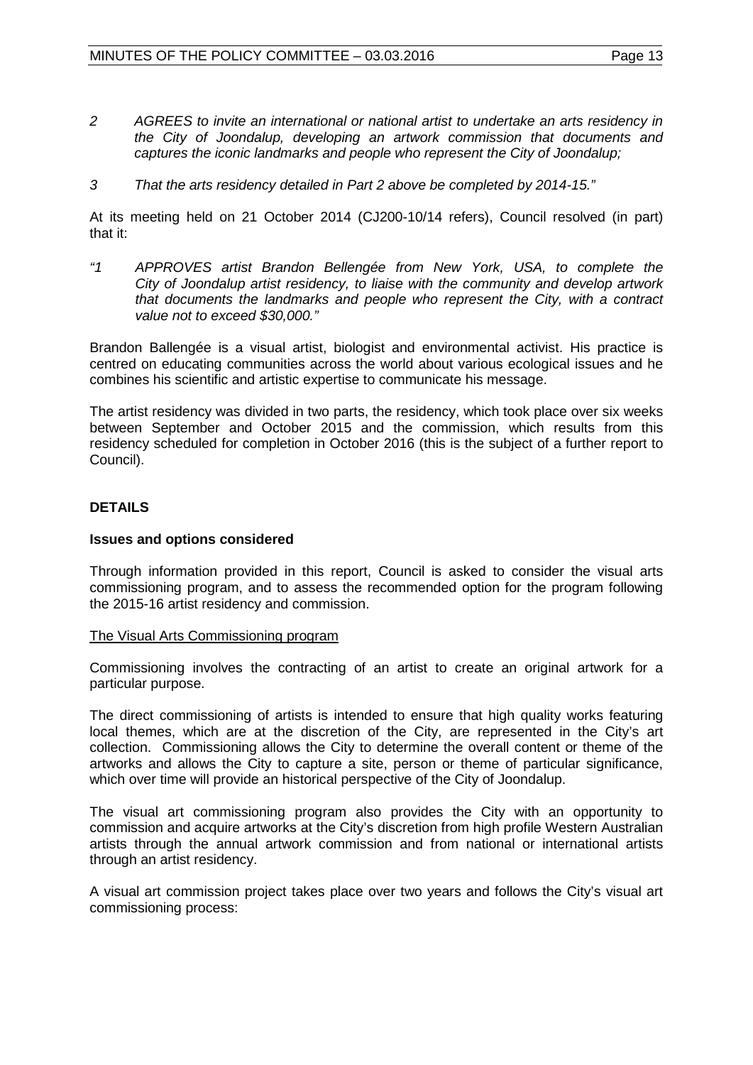*2 AGREES to invite an international or national artist to undertake an arts residency in the City of Joondalup, developing an artwork commission that documents and captures the iconic landmarks and people who represent the City of Joondalup;*

*3 That the arts residency detailed in Part 2 above be completed by 2014-15."*

At its meeting held on 21 October 2014 (CJ200-10/14 refers), Council resolved (in part) that it:

*"1 APPROVES artist Brandon Bellengée from New York, USA, to complete the City of Joondalup artist residency, to liaise with the community and develop artwork that documents the landmarks and people who represent the City, with a contract value not to exceed $30,000."*

Brandon Ballengée is a visual artist, biologist and environmental activist. His practice is centred on educating communities across the world about various ecological issues and he combines his scientific and artistic expertise to communicate his message.

The artist residency was divided in two parts, the residency, which took place over six weeks between September and October 2015 and the commission, which results from this residency scheduled for completion in October 2016 (this is the subject of a further report to Council).

## DETAILS

### Issues and options considered

Through information provided in this report, Council is asked to consider the visual arts commissioning program, and to assess the recommended option for the program following the 2015-16 artist residency and commission.

<u>The Visual Arts Commissioning program</u>

Commissioning involves the contracting of an artist to create an original artwork for a particular purpose.

The direct commissioning of artists is intended to ensure that high quality works featuring local themes, which are at the discretion of the City, are represented in the City's art collection. Commissioning allows the City to determine the overall content or theme of the artworks and allows the City to capture a site, person or theme of particular significance, which over time will provide an historical perspective of the City of Joondalup.

The visual art commissioning program also provides the City with an opportunity to commission and acquire artworks at the City's discretion from high profile Western Australian artists through the annual artwork commission and from national or international artists through an artist residency.

A visual art commission project takes place over two years and follows the City's visual art commissioning process: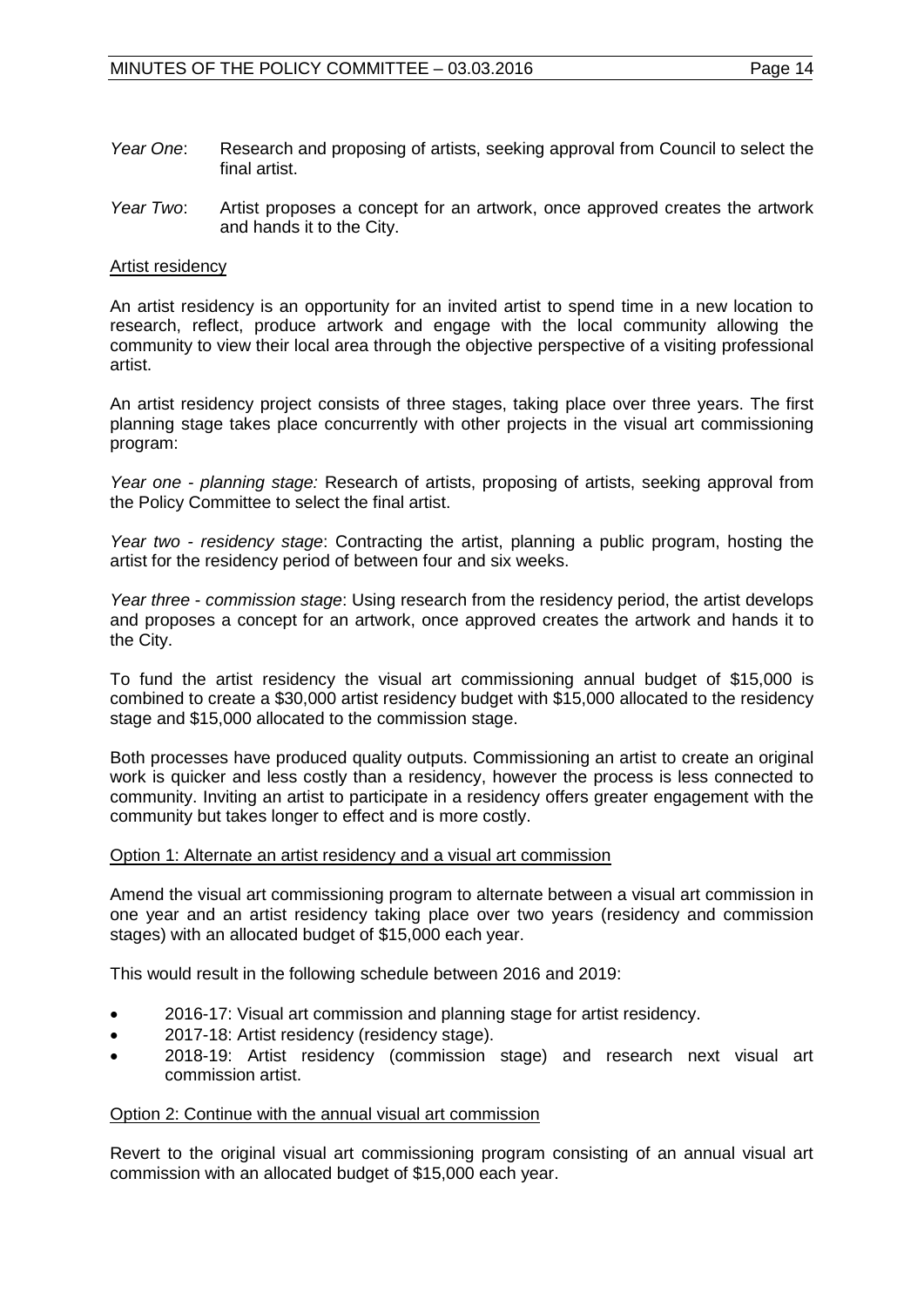*Year One*: Research and proposing of artists, seeking approval from Council to select the final artist.

*Year Two*: Artist proposes a concept for an artwork, once approved creates the artwork and hands it to the City.

Artist residency

An artist residency is an opportunity for an invited artist to spend time in a new location to research, reflect, produce artwork and engage with the local community allowing the community to view their local area through the objective perspective of a visiting professional artist.

An artist residency project consists of three stages, taking place over three years. The first planning stage takes place concurrently with other projects in the visual art commissioning program:

*Year one - planning stage:* Research of artists, proposing of artists, seeking approval from the Policy Committee to select the final artist.

*Year two - residency stage*: Contracting the artist, planning a public program, hosting the artist for the residency period of between four and six weeks.

*Year three - commission stage*: Using research from the residency period, the artist develops and proposes a concept for an artwork, once approved creates the artwork and hands it to the City.

To fund the artist residency the visual art commissioning annual budget of $15,000 is combined to create a $30,000 artist residency budget with $15,000 allocated to the residency stage and $15,000 allocated to the commission stage.

Both processes have produced quality outputs. Commissioning an artist to create an original work is quicker and less costly than a residency, however the process is less connected to community. Inviting an artist to participate in a residency offers greater engagement with the community but takes longer to effect and is more costly.

Option 1: Alternate an artist residency and a visual art commission

Amend the visual art commissioning program to alternate between a visual art commission in one year and an artist residency taking place over two years (residency and commission stages) with an allocated budget of $15,000 each year.

This would result in the following schedule between 2016 and 2019:

- 2016-17: Visual art commission and planning stage for artist residency.
- 2017-18: Artist residency (residency stage).
- 2018-19: Artist residency (commission stage) and research next visual art commission artist.

Option 2: Continue with the annual visual art commission

Revert to the original visual art commissioning program consisting of an annual visual art commission with an allocated budget of $15,000 each year.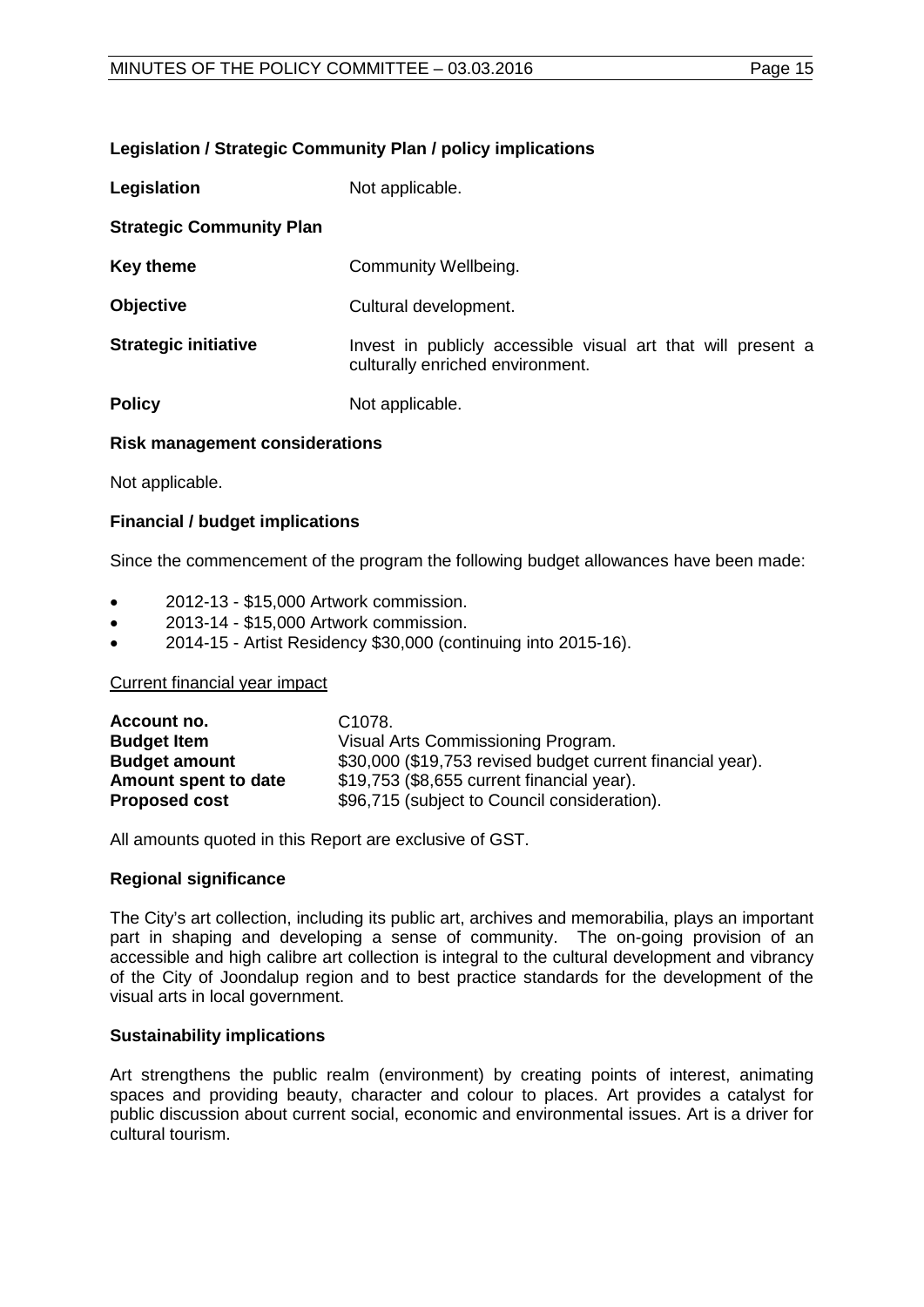### Legislation / Strategic Community Plan / policy implications

| | |
|---|---|
| **Legislation** | Not applicable. |
| **Strategic Community Plan** | |
| **Key theme** | Community Wellbeing. |
| **Objective** | Cultural development. |
| **Strategic initiative** | Invest in publicly accessible visual art that will present a culturally enriched environment. |
| **Policy** | Not applicable. |

### Risk management considerations

Not applicable.

### Financial / budget implications

Since the commencement of the program the following budget allowances have been made:

- 2012-13 - $15,000 Artwork commission.
- 2013-14 - $15,000 Artwork commission.
- 2014-15 - Artist Residency $30,000 (continuing into 2015-16).

Current financial year impact

| | |
|---|---|
| **Account no.** | C1078. |
| **Budget Item** | Visual Arts Commissioning Program. |
| **Budget amount** | $30,000 ($19,753 revised budget current financial year). |
| **Amount spent to date** | $19,753 ($8,655 current financial year). |
| **Proposed cost** | $96,715 (subject to Council consideration). |

All amounts quoted in this Report are exclusive of GST.

### Regional significance

The City's art collection, including its public art, archives and memorabilia, plays an important part in shaping and developing a sense of community. The on-going provision of an accessible and high calibre art collection is integral to the cultural development and vibrancy of the City of Joondalup region and to best practice standards for the development of the visual arts in local government.

### Sustainability implications

Art strengthens the public realm (environment) by creating points of interest, animating spaces and providing beauty, character and colour to places. Art provides a catalyst for public discussion about current social, economic and environmental issues. Art is a driver for cultural tourism.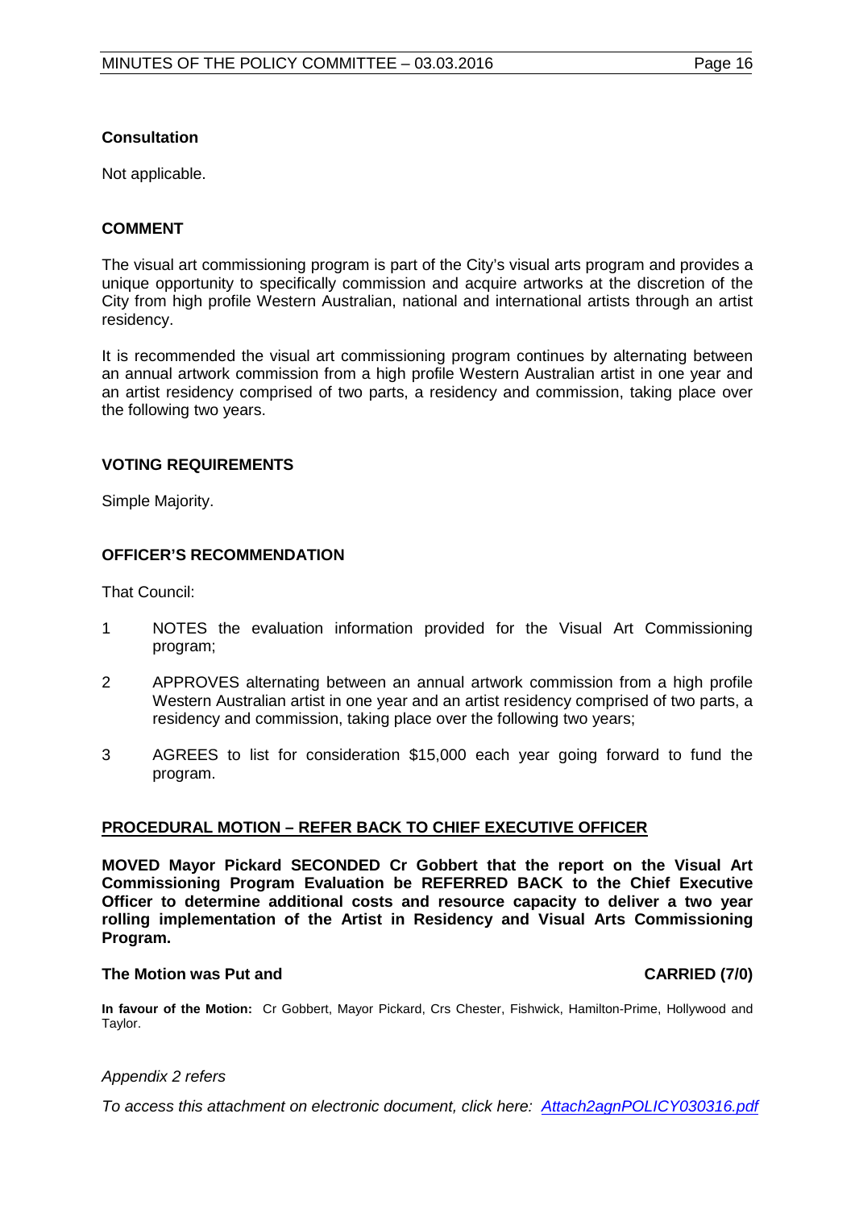**Consultation**

Not applicable.

**COMMENT**

The visual art commissioning program is part of the City's visual arts program and provides a unique opportunity to specifically commission and acquire artworks at the discretion of the City from high profile Western Australian, national and international artists through an artist residency.

It is recommended the visual art commissioning program continues by alternating between an annual artwork commission from a high profile Western Australian artist in one year and an artist residency comprised of two parts, a residency and commission, taking place over the following two years.

**VOTING REQUIREMENTS**

Simple Majority.

**OFFICER'S RECOMMENDATION**

That Council:

1 NOTES the evaluation information provided for the Visual Art Commissioning program;

2 APPROVES alternating between an annual artwork commission from a high profile Western Australian artist in one year and an artist residency comprised of two parts, a residency and commission, taking place over the following two years;

3 AGREES to list for consideration $15,000 each year going forward to fund the program.

**PROCEDURAL MOTION – REFER BACK TO CHIEF EXECUTIVE OFFICER**

**MOVED Mayor Pickard SECONDED Cr Gobbert that the report on the Visual Art Commissioning Program Evaluation be REFERRED BACK to the Chief Executive Officer to determine additional costs and resource capacity to deliver a two year rolling implementation of the Artist in Residency and Visual Arts Commissioning Program.**

**The Motion was Put and CARRIED (7/0)**

**In favour of the Motion:** Cr Gobbert, Mayor Pickard, Crs Chester, Fishwick, Hamilton-Prime, Hollywood and Taylor.

*Appendix 2 refers*

*To access this attachment on electronic document, click here: Attach2agnPOLICY030316.pdf*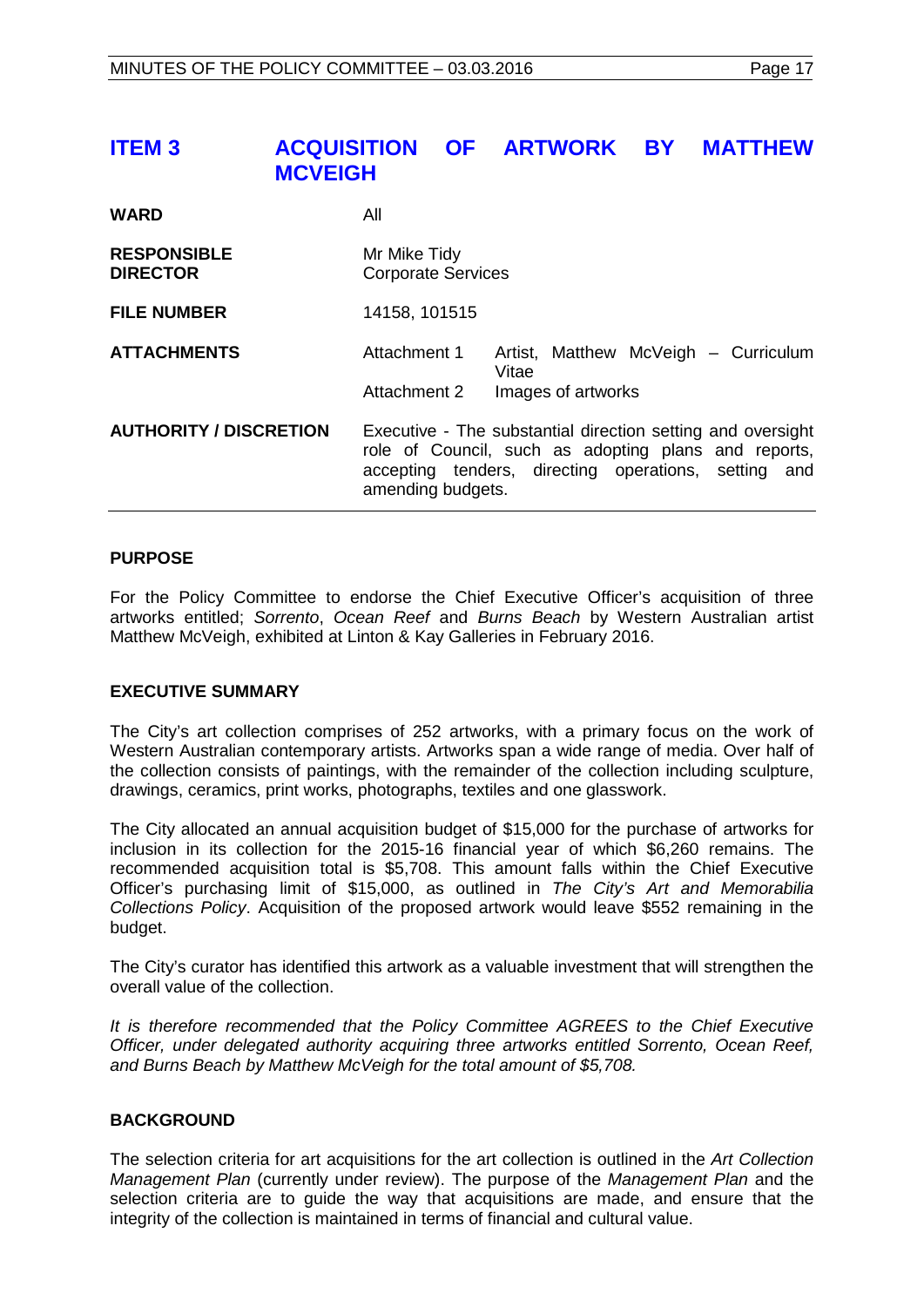# ITEM 3 ACQUISITION OF ARTWORK BY MATTHEW MCVEIGH

| | |
|---|---|
| **WARD** | All |
| **RESPONSIBLE DIRECTOR** | Mr Mike Tidy<br>Corporate Services |
| **FILE NUMBER** | 14158, 101515 |
| **ATTACHMENTS** | Attachment 1 Artist, Matthew McVeigh – Curriculum Vitae<br>Attachment 2 Images of artworks |
| **AUTHORITY / DISCRETION** | Executive - The substantial direction setting and oversight role of Council, such as adopting plans and reports, accepting tenders, directing operations, setting and amending budgets. |

## PURPOSE

For the Policy Committee to endorse the Chief Executive Officer's acquisition of three artworks entitled; *Sorrento*, *Ocean Reef* and *Burns Beach* by Western Australian artist Matthew McVeigh, exhibited at Linton & Kay Galleries in February 2016.

## EXECUTIVE SUMMARY

The City's art collection comprises of 252 artworks, with a primary focus on the work of Western Australian contemporary artists. Artworks span a wide range of media. Over half of the collection consists of paintings, with the remainder of the collection including sculpture, drawings, ceramics, print works, photographs, textiles and one glasswork.

The City allocated an annual acquisition budget of $15,000 for the purchase of artworks for inclusion in its collection for the 2015-16 financial year of which $6,260 remains. The recommended acquisition total is $5,708. This amount falls within the Chief Executive Officer's purchasing limit of $15,000, as outlined in *The City's Art and Memorabilia Collections Policy*. Acquisition of the proposed artwork would leave $552 remaining in the budget.

The City's curator has identified this artwork as a valuable investment that will strengthen the overall value of the collection.

*It is therefore recommended that the Policy Committee AGREES to the Chief Executive Officer, under delegated authority acquiring three artworks entitled Sorrento, Ocean Reef, and Burns Beach by Matthew McVeigh for the total amount of $5,708.*

## BACKGROUND

The selection criteria for art acquisitions for the art collection is outlined in the *Art Collection Management Plan* (currently under review). The purpose of the *Management Plan* and the selection criteria are to guide the way that acquisitions are made, and ensure that the integrity of the collection is maintained in terms of financial and cultural value.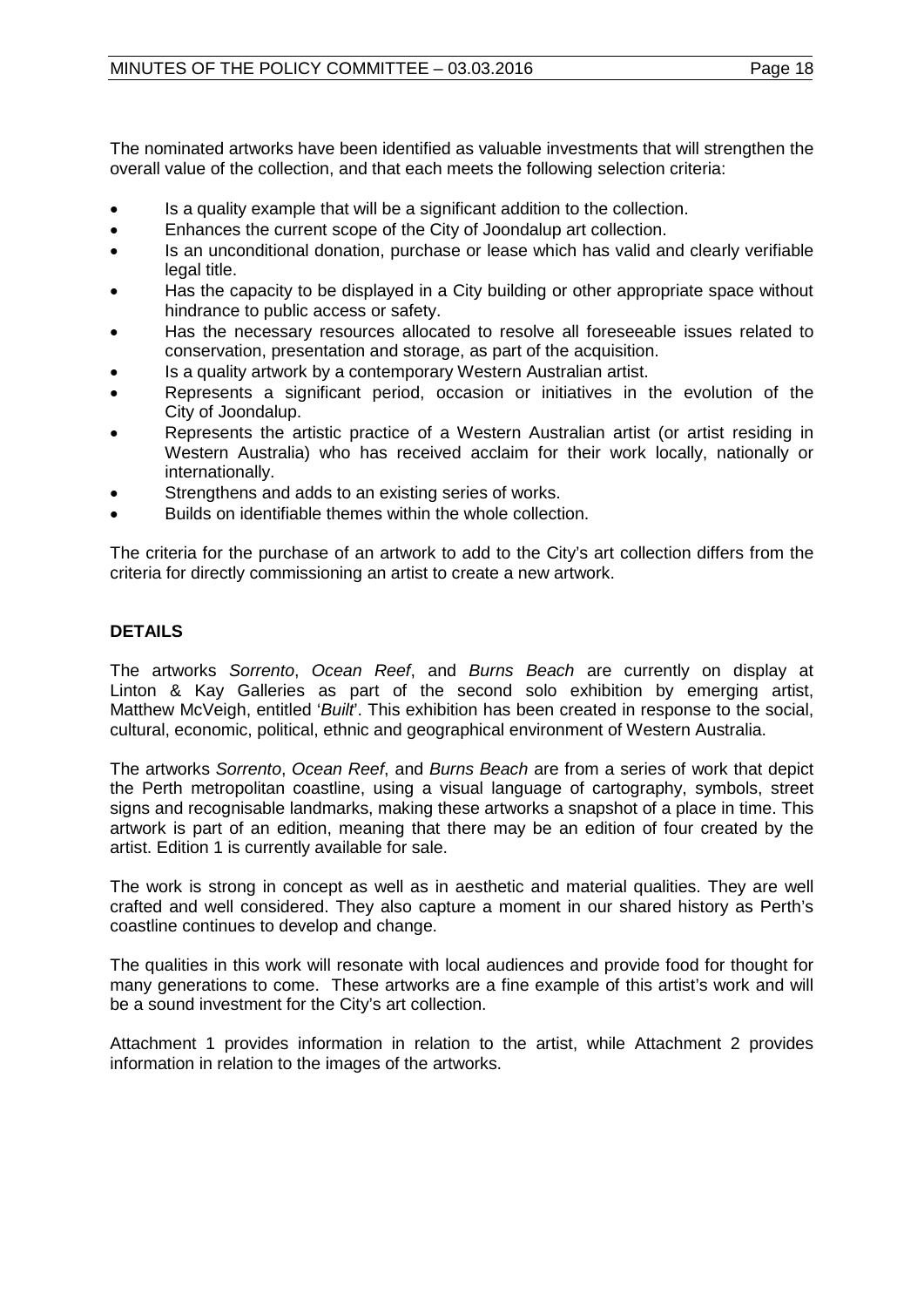The nominated artworks have been identified as valuable investments that will strengthen the overall value of the collection, and that each meets the following selection criteria:

- Is a quality example that will be a significant addition to the collection.
- Enhances the current scope of the City of Joondalup art collection.
- Is an unconditional donation, purchase or lease which has valid and clearly verifiable legal title.
- Has the capacity to be displayed in a City building or other appropriate space without hindrance to public access or safety.
- Has the necessary resources allocated to resolve all foreseeable issues related to conservation, presentation and storage, as part of the acquisition.
- Is a quality artwork by a contemporary Western Australian artist.
- Represents a significant period, occasion or initiatives in the evolution of the City of Joondalup.
- Represents the artistic practice of a Western Australian artist (or artist residing in Western Australia) who has received acclaim for their work locally, nationally or internationally.
- Strengthens and adds to an existing series of works.
- Builds on identifiable themes within the whole collection.

The criteria for the purchase of an artwork to add to the City's art collection differs from the criteria for directly commissioning an artist to create a new artwork.

**DETAILS**

The artworks *Sorrento*, *Ocean Reef*, and *Burns Beach* are currently on display at Linton & Kay Galleries as part of the second solo exhibition by emerging artist, Matthew McVeigh, entitled '*Built*'. This exhibition has been created in response to the social, cultural, economic, political, ethnic and geographical environment of Western Australia.

The artworks *Sorrento*, *Ocean Reef*, and *Burns Beach* are from a series of work that depict the Perth metropolitan coastline, using a visual language of cartography, symbols, street signs and recognisable landmarks, making these artworks a snapshot of a place in time. This artwork is part of an edition, meaning that there may be an edition of four created by the artist. Edition 1 is currently available for sale.

The work is strong in concept as well as in aesthetic and material qualities. They are well crafted and well considered. They also capture a moment in our shared history as Perth's coastline continues to develop and change.

The qualities in this work will resonate with local audiences and provide food for thought for many generations to come. These artworks are a fine example of this artist's work and will be a sound investment for the City's art collection.

Attachment 1 provides information in relation to the artist, while Attachment 2 provides information in relation to the images of the artworks.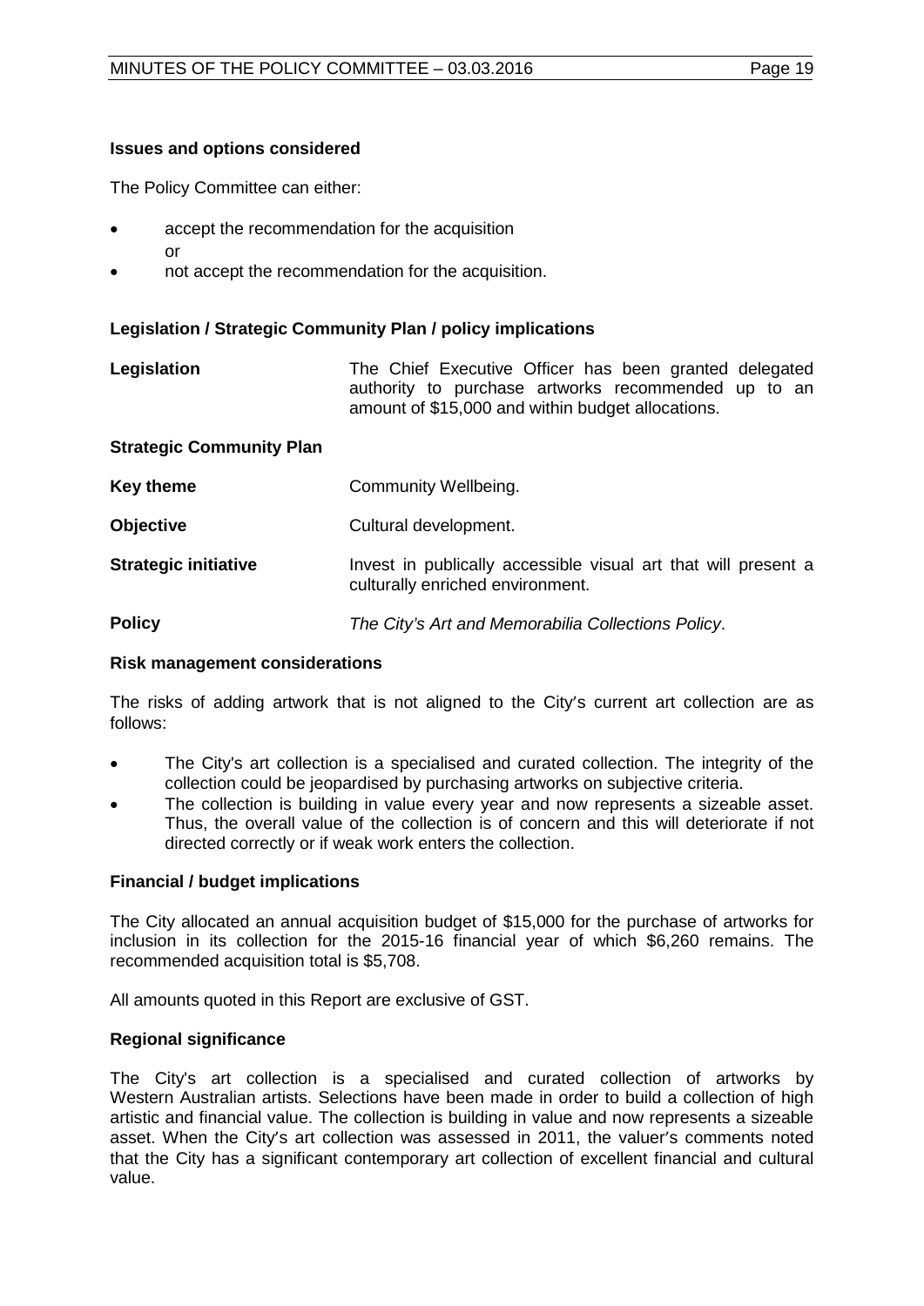**Issues and options considered**

The Policy Committee can either:

- accept the recommendation for the acquisition
  or
- not accept the recommendation for the acquisition.

**Legislation / Strategic Community Plan / policy implications**

| | |
|---|---|
| **Legislation** | The Chief Executive Officer has been granted delegated authority to purchase artworks recommended up to an amount of $15,000 and within budget allocations. |
| **Strategic Community Plan** | |
| **Key theme** | Community Wellbeing. |
| **Objective** | Cultural development. |
| **Strategic initiative** | Invest in publically accessible visual art that will present a culturally enriched environment. |
| **Policy** | *The City's Art and Memorabilia Collections Policy*. |

**Risk management considerations**

The risks of adding artwork that is not aligned to the City's current art collection are as follows:

- The City's art collection is a specialised and curated collection. The integrity of the collection could be jeopardised by purchasing artworks on subjective criteria.
- The collection is building in value every year and now represents a sizeable asset. Thus, the overall value of the collection is of concern and this will deteriorate if not directed correctly or if weak work enters the collection.

**Financial / budget implications**

The City allocated an annual acquisition budget of $15,000 for the purchase of artworks for inclusion in its collection for the 2015-16 financial year of which $6,260 remains. The recommended acquisition total is $5,708.

All amounts quoted in this Report are exclusive of GST.

**Regional significance**

The City's art collection is a specialised and curated collection of artworks by Western Australian artists. Selections have been made in order to build a collection of high artistic and financial value. The collection is building in value and now represents a sizeable asset. When the City's art collection was assessed in 2011, the valuer's comments noted that the City has a significant contemporary art collection of excellent financial and cultural value.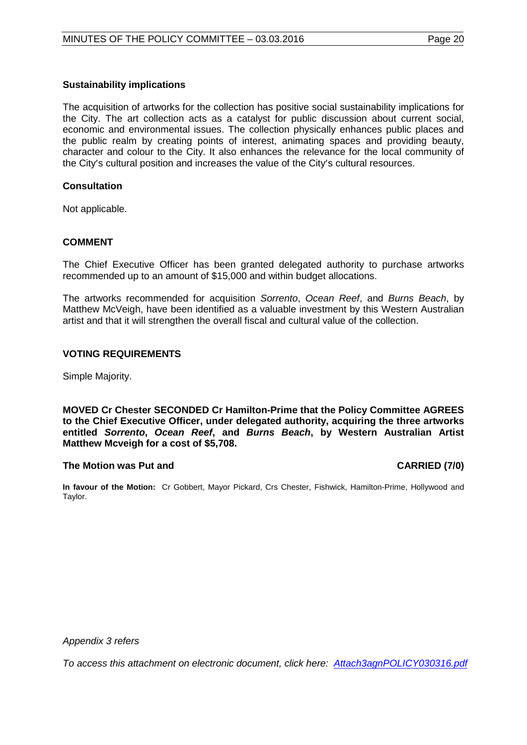### Sustainability implications

The acquisition of artworks for the collection has positive social sustainability implications for the City. The art collection acts as a catalyst for public discussion about current social, economic and environmental issues. The collection physically enhances public places and the public realm by creating points of interest, animating spaces and providing beauty, character and colour to the City. It also enhances the relevance for the local community of the City's cultural position and increases the value of the City's cultural resources.

### Consultation

Not applicable.

## COMMENT

The Chief Executive Officer has been granted delegated authority to purchase artworks recommended up to an amount of $15,000 and within budget allocations.

The artworks recommended for acquisition *Sorrento*, *Ocean Reef*, and *Burns Beach*, by Matthew McVeigh, have been identified as a valuable investment by this Western Australian artist and that it will strengthen the overall fiscal and cultural value of the collection.

## VOTING REQUIREMENTS

Simple Majority.

**MOVED Cr Chester SECONDED Cr Hamilton-Prime that the Policy Committee AGREES to the Chief Executive Officer, under delegated authority, acquiring the three artworks entitled *Sorrento*, *Ocean Reef*, and *Burns Beach*, by Western Australian Artist Matthew Mcveigh for a cost of $5,708.**

**The Motion was Put and CARRIED (7/0)**

**In favour of the Motion:** Cr Gobbert, Mayor Pickard, Crs Chester, Fishwick, Hamilton-Prime, Hollywood and Taylor.

*Appendix 3 refers*

*To access this attachment on electronic document, click here: Attach3agnPOLICY030316.pdf*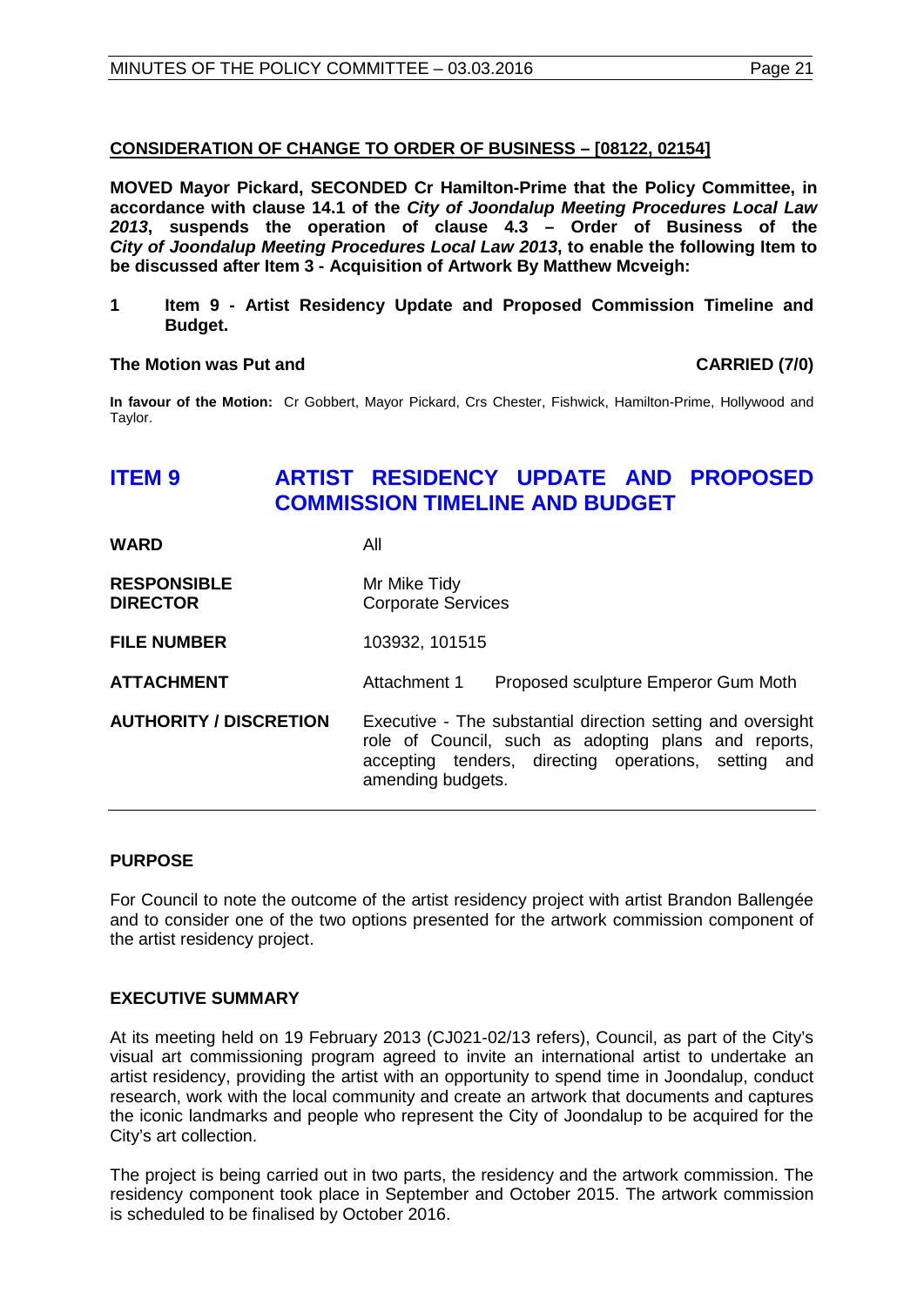**CONSIDERATION OF CHANGE TO ORDER OF BUSINESS – [08122, 02154]**

**MOVED Mayor Pickard, SECONDED Cr Hamilton-Prime that the Policy Committee, in accordance with clause 14.1 of the *City of Joondalup Meeting Procedures Local Law 2013*, suspends the operation of clause 4.3 – Order of Business of the *City of Joondalup Meeting Procedures Local Law 2013*, to enable the following Item to be discussed after Item 3 - Acquisition of Artwork By Matthew Mcveigh:**

**1 Item 9 - Artist Residency Update and Proposed Commission Timeline and Budget.**

**The Motion was Put and CARRIED (7/0)**

**In favour of the Motion:** Cr Gobbert, Mayor Pickard, Crs Chester, Fishwick, Hamilton-Prime, Hollywood and Taylor.

# ITEM 9 ARTIST RESIDENCY UPDATE AND PROPOSED COMMISSION TIMELINE AND BUDGET

| | |
|---|---|
| **WARD** | All |
| **RESPONSIBLE DIRECTOR** | Mr Mike Tidy<br>Corporate Services |
| **FILE NUMBER** | 103932, 101515 |
| **ATTACHMENT** | Attachment 1 Proposed sculpture Emperor Gum Moth |
| **AUTHORITY / DISCRETION** | Executive - The substantial direction setting and oversight role of Council, such as adopting plans and reports, accepting tenders, directing operations, setting and amending budgets. |

## PURPOSE

For Council to note the outcome of the artist residency project with artist Brandon Ballengée and to consider one of the two options presented for the artwork commission component of the artist residency project.

## EXECUTIVE SUMMARY

At its meeting held on 19 February 2013 (CJ021-02/13 refers), Council, as part of the City's visual art commissioning program agreed to invite an international artist to undertake an artist residency, providing the artist with an opportunity to spend time in Joondalup, conduct research, work with the local community and create an artwork that documents and captures the iconic landmarks and people who represent the City of Joondalup to be acquired for the City's art collection.

The project is being carried out in two parts, the residency and the artwork commission. The residency component took place in September and October 2015. The artwork commission is scheduled to be finalised by October 2016.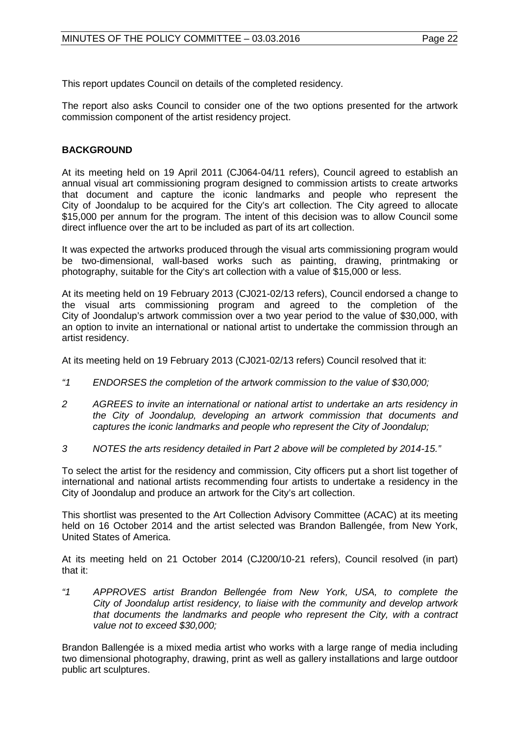This report updates Council on details of the completed residency.

The report also asks Council to consider one of the two options presented for the artwork commission component of the artist residency project.

**BACKGROUND**

At its meeting held on 19 April 2011 (CJ064-04/11 refers), Council agreed to establish an annual visual art commissioning program designed to commission artists to create artworks that document and capture the iconic landmarks and people who represent the City of Joondalup to be acquired for the City's art collection. The City agreed to allocate $15,000 per annum for the program. The intent of this decision was to allow Council some direct influence over the art to be included as part of its art collection.

It was expected the artworks produced through the visual arts commissioning program would be two-dimensional, wall-based works such as painting, drawing, printmaking or photography, suitable for the City's art collection with a value of $15,000 or less.

At its meeting held on 19 February 2013 (CJ021-02/13 refers), Council endorsed a change to the visual arts commissioning program and agreed to the completion of the City of Joondalup's artwork commission over a two year period to the value of $30,000, with an option to invite an international or national artist to undertake the commission through an artist residency.

At its meeting held on 19 February 2013 (CJ021-02/13 refers) Council resolved that it:

*"1 ENDORSES the completion of the artwork commission to the value of $30,000;*

*2 AGREES to invite an international or national artist to undertake an arts residency in the City of Joondalup, developing an artwork commission that documents and captures the iconic landmarks and people who represent the City of Joondalup;*

*3 NOTES the arts residency detailed in Part 2 above will be completed by 2014-15."*

To select the artist for the residency and commission, City officers put a short list together of international and national artists recommending four artists to undertake a residency in the City of Joondalup and produce an artwork for the City's art collection.

This shortlist was presented to the Art Collection Advisory Committee (ACAC) at its meeting held on 16 October 2014 and the artist selected was Brandon Ballengée, from New York, United States of America.

At its meeting held on 21 October 2014 (CJ200/10-21 refers), Council resolved (in part) that it:

*"1 APPROVES artist Brandon Bellengée from New York, USA, to complete the City of Joondalup artist residency, to liaise with the community and develop artwork that documents the landmarks and people who represent the City, with a contract value not to exceed $30,000;*

Brandon Ballengée is a mixed media artist who works with a large range of media including two dimensional photography, drawing, print as well as gallery installations and large outdoor public art sculptures.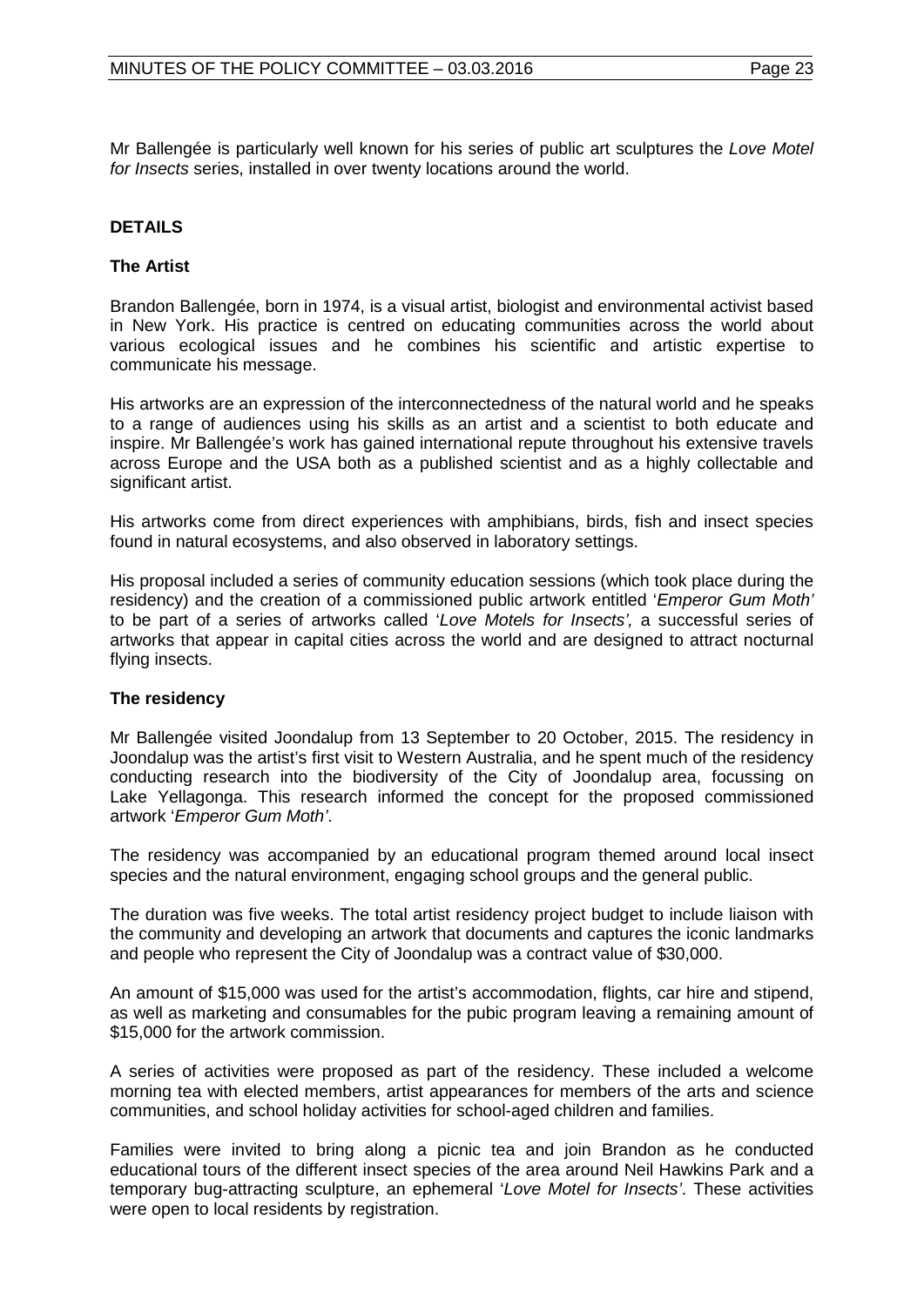Mr Ballengée is particularly well known for his series of public art sculptures the *Love Motel for Insects* series, installed in over twenty locations around the world.

**DETAILS**

**The Artist**

Brandon Ballengée, born in 1974, is a visual artist, biologist and environmental activist based in New York. His practice is centred on educating communities across the world about various ecological issues and he combines his scientific and artistic expertise to communicate his message.

His artworks are an expression of the interconnectedness of the natural world and he speaks to a range of audiences using his skills as an artist and a scientist to both educate and inspire. Mr Ballengée's work has gained international repute throughout his extensive travels across Europe and the USA both as a published scientist and as a highly collectable and significant artist.

His artworks come from direct experiences with amphibians, birds, fish and insect species found in natural ecosystems, and also observed in laboratory settings.

His proposal included a series of community education sessions (which took place during the residency) and the creation of a commissioned public artwork entitled '*Emperor Gum Moth'* to be part of a series of artworks called '*Love Motels for Insects',* a successful series of artworks that appear in capital cities across the world and are designed to attract nocturnal flying insects.

**The residency**

Mr Ballengée visited Joondalup from 13 September to 20 October, 2015. The residency in Joondalup was the artist's first visit to Western Australia, and he spent much of the residency conducting research into the biodiversity of the City of Joondalup area, focussing on Lake Yellagonga. This research informed the concept for the proposed commissioned artwork '*Emperor Gum Moth'*.

The residency was accompanied by an educational program themed around local insect species and the natural environment, engaging school groups and the general public.

The duration was five weeks. The total artist residency project budget to include liaison with the community and developing an artwork that documents and captures the iconic landmarks and people who represent the City of Joondalup was a contract value of $30,000.

An amount of $15,000 was used for the artist's accommodation, flights, car hire and stipend, as well as marketing and consumables for the pubic program leaving a remaining amount of $15,000 for the artwork commission.

A series of activities were proposed as part of the residency. These included a welcome morning tea with elected members, artist appearances for members of the arts and science communities, and school holiday activities for school-aged children and families.

Families were invited to bring along a picnic tea and join Brandon as he conducted educational tours of the different insect species of the area around Neil Hawkins Park and a temporary bug-attracting sculpture, an ephemeral '*Love Motel for Insects'*. These activities were open to local residents by registration.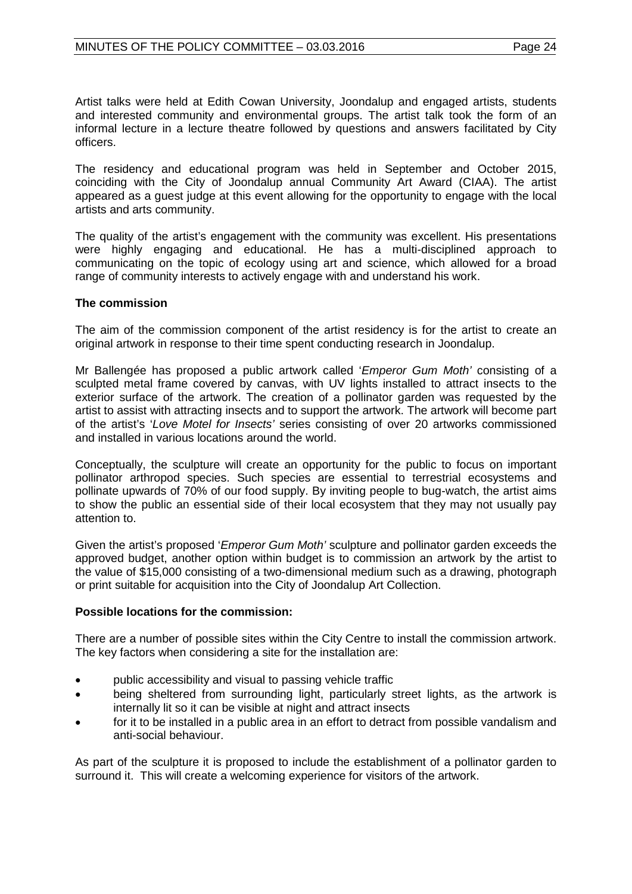Artist talks were held at Edith Cowan University, Joondalup and engaged artists, students and interested community and environmental groups. The artist talk took the form of an informal lecture in a lecture theatre followed by questions and answers facilitated by City officers.

The residency and educational program was held in September and October 2015, coinciding with the City of Joondalup annual Community Art Award (CIAA). The artist appeared as a guest judge at this event allowing for the opportunity to engage with the local artists and arts community.

The quality of the artist's engagement with the community was excellent. His presentations were highly engaging and educational. He has a multi-disciplined approach to communicating on the topic of ecology using art and science, which allowed for a broad range of community interests to actively engage with and understand his work.

**The commission**

The aim of the commission component of the artist residency is for the artist to create an original artwork in response to their time spent conducting research in Joondalup.

Mr Ballengée has proposed a public artwork called '*Emperor Gum Moth'* consisting of a sculpted metal frame covered by canvas, with UV lights installed to attract insects to the exterior surface of the artwork. The creation of a pollinator garden was requested by the artist to assist with attracting insects and to support the artwork. The artwork will become part of the artist's '*Love Motel for Insects'* series consisting of over 20 artworks commissioned and installed in various locations around the world.

Conceptually, the sculpture will create an opportunity for the public to focus on important pollinator arthropod species. Such species are essential to terrestrial ecosystems and pollinate upwards of 70% of our food supply. By inviting people to bug-watch, the artist aims to show the public an essential side of their local ecosystem that they may not usually pay attention to.

Given the artist's proposed '*Emperor Gum Moth'* sculpture and pollinator garden exceeds the approved budget, another option within budget is to commission an artwork by the artist to the value of $15,000 consisting of a two-dimensional medium such as a drawing, photograph or print suitable for acquisition into the City of Joondalup Art Collection.

**Possible locations for the commission:**

There are a number of possible sites within the City Centre to install the commission artwork. The key factors when considering a site for the installation are:

- public accessibility and visual to passing vehicle traffic
- being sheltered from surrounding light, particularly street lights, as the artwork is internally lit so it can be visible at night and attract insects
- for it to be installed in a public area in an effort to detract from possible vandalism and anti-social behaviour.

As part of the sculpture it is proposed to include the establishment of a pollinator garden to surround it. This will create a welcoming experience for visitors of the artwork.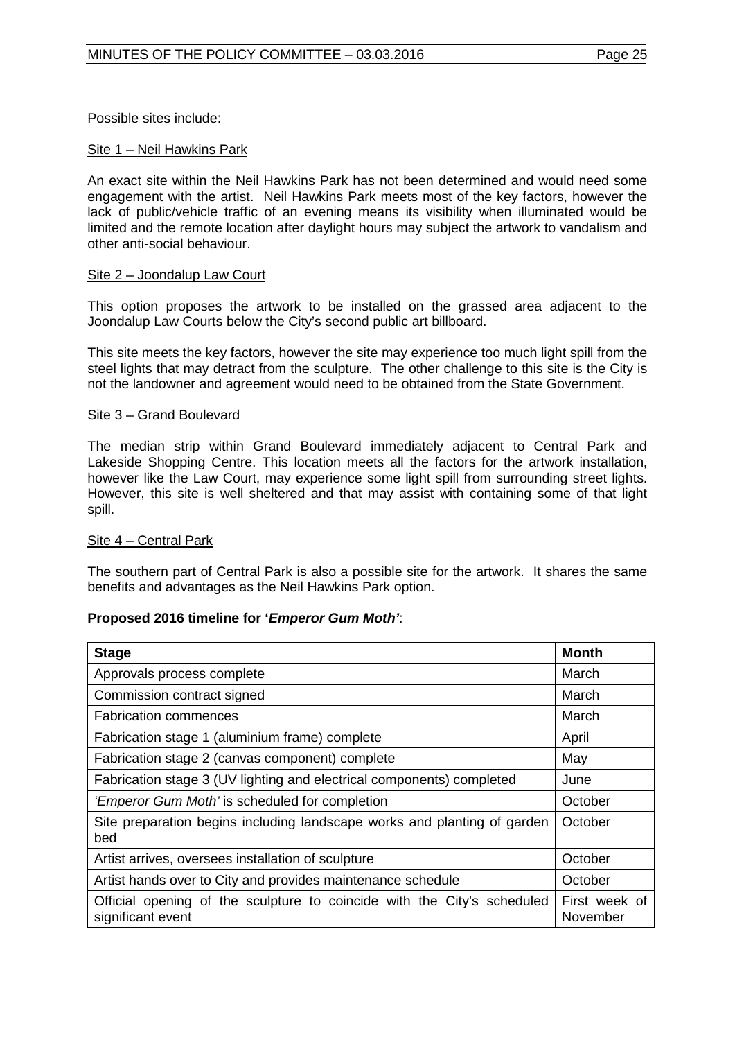Possible sites include:

Site 1 – Neil Hawkins Park

An exact site within the Neil Hawkins Park has not been determined and would need some engagement with the artist. Neil Hawkins Park meets most of the key factors, however the lack of public/vehicle traffic of an evening means its visibility when illuminated would be limited and the remote location after daylight hours may subject the artwork to vandalism and other anti-social behaviour.

Site 2 – Joondalup Law Court

This option proposes the artwork to be installed on the grassed area adjacent to the Joondalup Law Courts below the City's second public art billboard.

This site meets the key factors, however the site may experience too much light spill from the steel lights that may detract from the sculpture. The other challenge to this site is the City is not the landowner and agreement would need to be obtained from the State Government.

Site 3 – Grand Boulevard

The median strip within Grand Boulevard immediately adjacent to Central Park and Lakeside Shopping Centre. This location meets all the factors for the artwork installation, however like the Law Court, may experience some light spill from surrounding street lights. However, this site is well sheltered and that may assist with containing some of that light spill.

Site 4 – Central Park

The southern part of Central Park is also a possible site for the artwork. It shares the same benefits and advantages as the Neil Hawkins Park option.

**Proposed 2016 timeline for '*Emperor Gum Moth'***:

| Stage | Month |
|---|---|
| Approvals process complete | March |
| Commission contract signed | March |
| Fabrication commences | March |
| Fabrication stage 1 (aluminium frame) complete | April |
| Fabrication stage 2 (canvas component) complete | May |
| Fabrication stage 3 (UV lighting and electrical components) completed | June |
| *'Emperor Gum Moth'* is scheduled for completion | October |
| Site preparation begins including landscape works and planting of garden bed | October |
| Artist arrives, oversees installation of sculpture | October |
| Artist hands over to City and provides maintenance schedule | October |
| Official opening of the sculpture to coincide with the City's scheduled significant event | First week of November |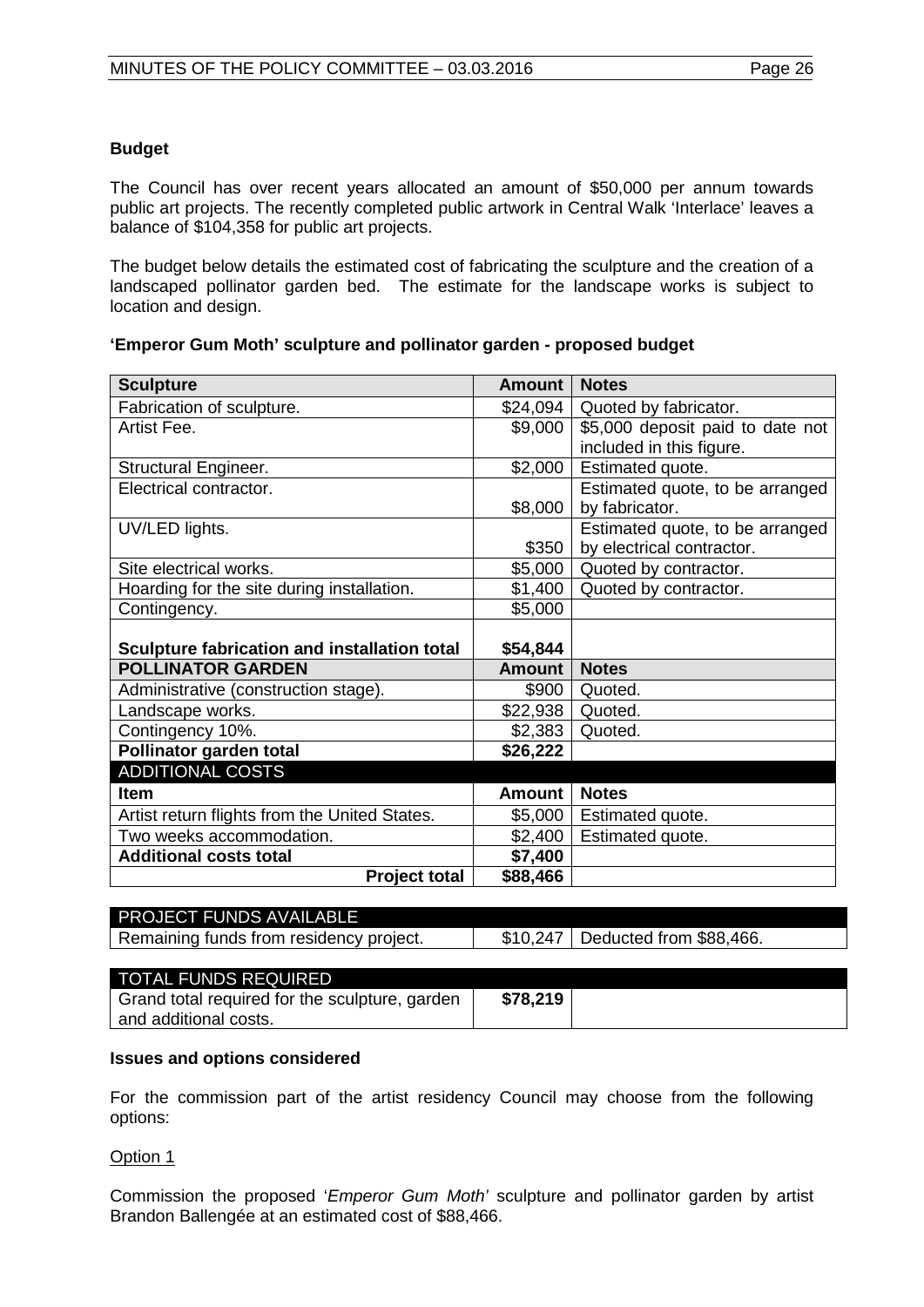**Budget**

The Council has over recent years allocated an amount of $50,000 per annum towards public art projects. The recently completed public artwork in Central Walk 'Interlace' leaves a balance of $104,358 for public art projects.

The budget below details the estimated cost of fabricating the sculpture and the creation of a landscaped pollinator garden bed. The estimate for the landscape works is subject to location and design.

**'Emperor Gum Moth' sculpture and pollinator garden - proposed budget**

| **Sculpture** | **Amount** | **Notes** |
|---|---|---|
| Fabrication of sculpture. | $24,094 | Quoted by fabricator. |
| Artist Fee. | $9,000 | $5,000 deposit paid to date not included in this figure. |
| Structural Engineer. | $2,000 | Estimated quote. |
| Electrical contractor. | $8,000 | Estimated quote, to be arranged by fabricator. |
| UV/LED lights. | $350 | Estimated quote, to be arranged by electrical contractor. |
| Site electrical works. | $5,000 | Quoted by contractor. |
| Hoarding for the site during installation. | $1,400 | Quoted by contractor. |
| Contingency. | $5,000 | |
| **Sculpture fabrication and installation total** | **$54,844** | |
| **POLLINATOR GARDEN** | **Amount** | **Notes** |
| Administrative (construction stage). | $900 | Quoted. |
| Landscape works. | $22,938 | Quoted. |
| Contingency 10%. | $2,383 | Quoted. |
| **Pollinator garden total** | **$26,222** | |
| ADDITIONAL COSTS | | |
| **Item** | **Amount** | **Notes** |
| Artist return flights from the United States. | $5,000 | Estimated quote. |
| Two weeks accommodation. | $2,400 | Estimated quote. |
| **Additional costs total** | **$7,400** | |
| **Project total** | **$88,466** | |

| PROJECT FUNDS AVAILABLE | | |
|---|---|---|
| Remaining funds from residency project. | $10,247 | Deducted from $88,466. |

| TOTAL FUNDS REQUIRED | | |
|---|---|---|
| Grand total required for the sculpture, garden and additional costs. | **$78,219** | |

**Issues and options considered**

For the commission part of the artist residency Council may choose from the following options:

Option 1

Commission the proposed '*Emperor Gum Moth'* sculpture and pollinator garden by artist Brandon Ballengée at an estimated cost of $88,466.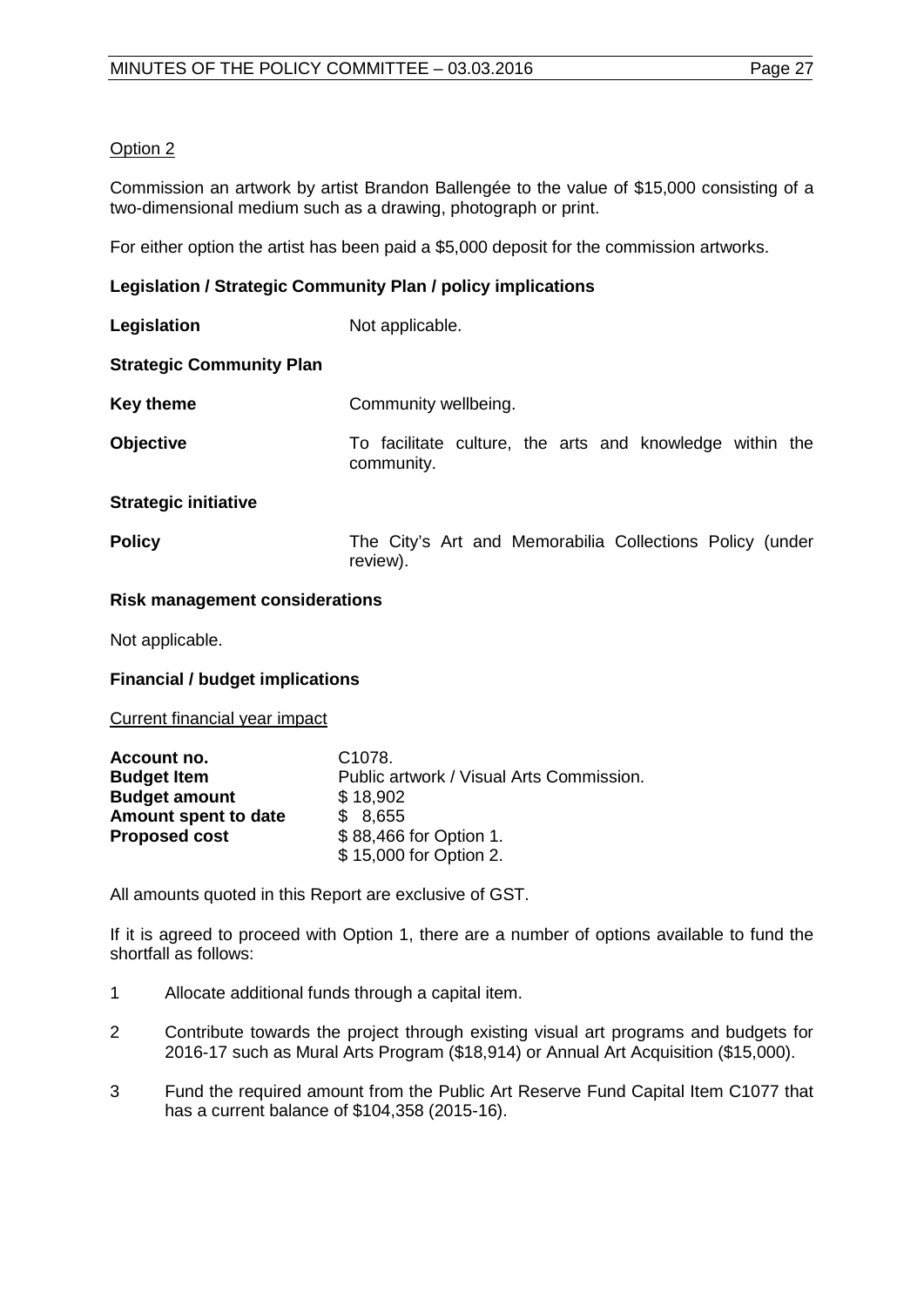Option 2

Commission an artwork by artist Brandon Ballengée to the value of $15,000 consisting of a two-dimensional medium such as a drawing, photograph or print.

For either option the artist has been paid a $5,000 deposit for the commission artworks.

**Legislation / Strategic Community Plan / policy implications**

| | |
|---|---|
| **Legislation** | Not applicable. |
| **Strategic Community Plan** | |
| **Key theme** | Community wellbeing. |
| **Objective** | To facilitate culture, the arts and knowledge within the community. |
| **Strategic initiative** | |
| **Policy** | The City's Art and Memorabilia Collections Policy (under review). |

**Risk management considerations**

Not applicable.

**Financial / budget implications**

Current financial year impact

| | |
|---|---|
| **Account no.** | C1078. |
| **Budget Item** | Public artwork / Visual Arts Commission. |
| **Budget amount** | $ 18,902 |
| **Amount spent to date** | $ 8,655 |
| **Proposed cost** | $ 88,466 for Option 1.<br>$ 15,000 for Option 2. |

All amounts quoted in this Report are exclusive of GST.

If it is agreed to proceed with Option 1, there are a number of options available to fund the shortfall as follows:

1. Allocate additional funds through a capital item.
2. Contribute towards the project through existing visual art programs and budgets for 2016-17 such as Mural Arts Program ($18,914) or Annual Art Acquisition ($15,000).
3. Fund the required amount from the Public Art Reserve Fund Capital Item C1077 that has a current balance of $104,358 (2015-16).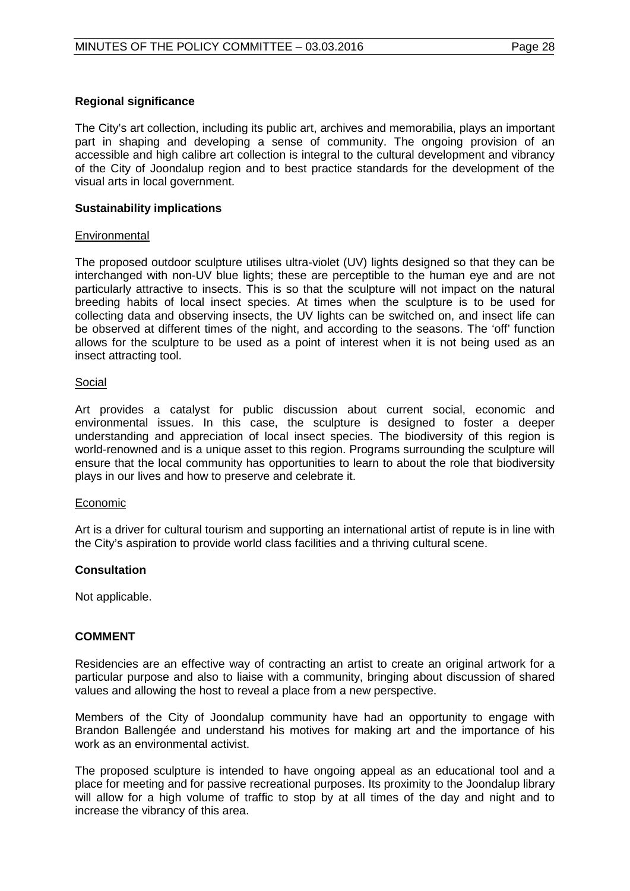**Regional significance**

The City's art collection, including its public art, archives and memorabilia, plays an important part in shaping and developing a sense of community. The ongoing provision of an accessible and high calibre art collection is integral to the cultural development and vibrancy of the City of Joondalup region and to best practice standards for the development of the visual arts in local government.

**Sustainability implications**

<u>Environmental</u>

The proposed outdoor sculpture utilises ultra-violet (UV) lights designed so that they can be interchanged with non-UV blue lights; these are perceptible to the human eye and are not particularly attractive to insects. This is so that the sculpture will not impact on the natural breeding habits of local insect species. At times when the sculpture is to be used for collecting data and observing insects, the UV lights can be switched on, and insect life can be observed at different times of the night, and according to the seasons. The 'off' function allows for the sculpture to be used as a point of interest when it is not being used as an insect attracting tool.

<u>Social</u>

Art provides a catalyst for public discussion about current social, economic and environmental issues. In this case, the sculpture is designed to foster a deeper understanding and appreciation of local insect species. The biodiversity of this region is world-renowned and is a unique asset to this region. Programs surrounding the sculpture will ensure that the local community has opportunities to learn to about the role that biodiversity plays in our lives and how to preserve and celebrate it.

<u>Economic</u>

Art is a driver for cultural tourism and supporting an international artist of repute is in line with the City's aspiration to provide world class facilities and a thriving cultural scene.

**Consultation**

Not applicable.

**COMMENT**

Residencies are an effective way of contracting an artist to create an original artwork for a particular purpose and also to liaise with a community, bringing about discussion of shared values and allowing the host to reveal a place from a new perspective.

Members of the City of Joondalup community have had an opportunity to engage with Brandon Ballengée and understand his motives for making art and the importance of his work as an environmental activist.

The proposed sculpture is intended to have ongoing appeal as an educational tool and a place for meeting and for passive recreational purposes. Its proximity to the Joondalup library will allow for a high volume of traffic to stop by at all times of the day and night and to increase the vibrancy of this area.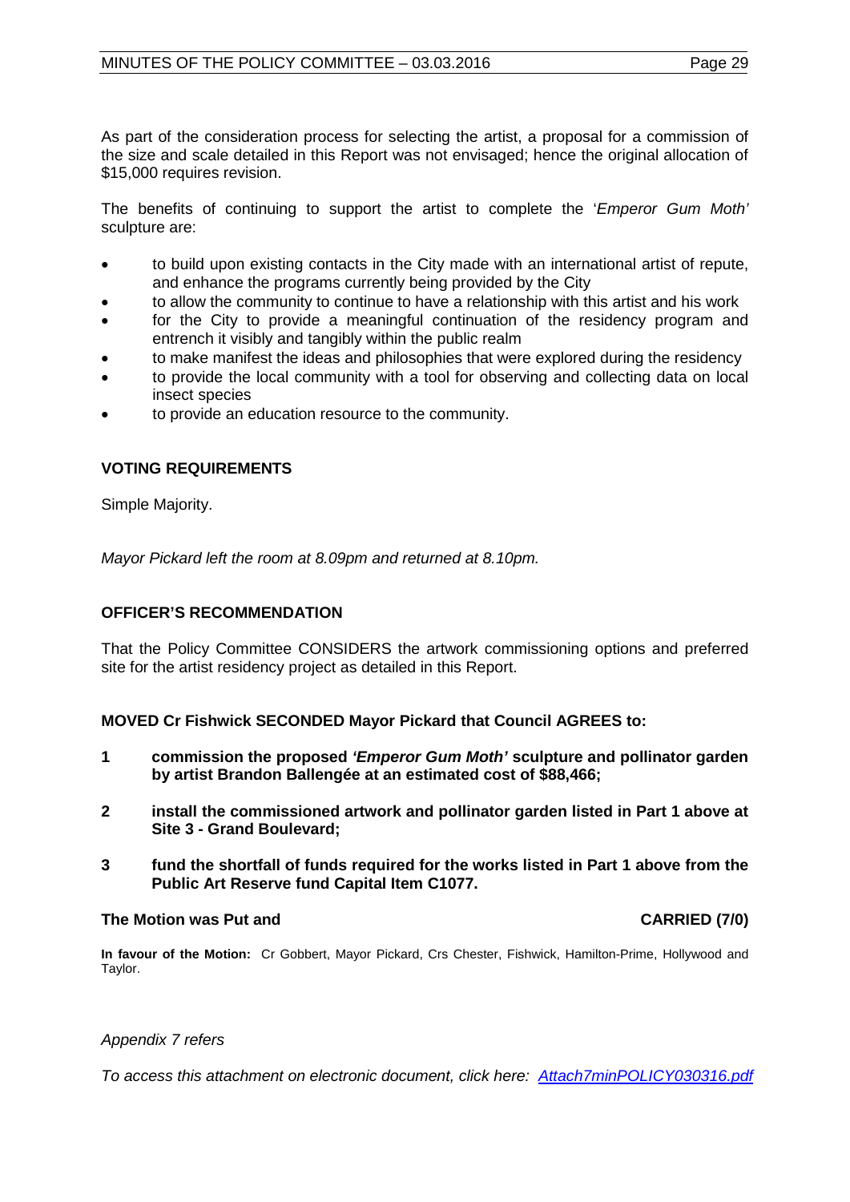As part of the consideration process for selecting the artist, a proposal for a commission of the size and scale detailed in this Report was not envisaged; hence the original allocation of $15,000 requires revision.

The benefits of continuing to support the artist to complete the '*Emperor Gum Moth'* sculpture are:

- to build upon existing contacts in the City made with an international artist of repute, and enhance the programs currently being provided by the City
- to allow the community to continue to have a relationship with this artist and his work
- for the City to provide a meaningful continuation of the residency program and entrench it visibly and tangibly within the public realm
- to make manifest the ideas and philosophies that were explored during the residency
- to provide the local community with a tool for observing and collecting data on local insect species
- to provide an education resource to the community.

## VOTING REQUIREMENTS

Simple Majority.

*Mayor Pickard left the room at 8.09pm and returned at 8.10pm.*

## OFFICER'S RECOMMENDATION

That the Policy Committee CONSIDERS the artwork commissioning options and preferred site for the artist residency project as detailed in this Report.

**MOVED Cr Fishwick SECONDED Mayor Pickard that Council AGREES to:**

**1 commission the proposed *'Emperor Gum Moth'* sculpture and pollinator garden by artist Brandon Ballengée at an estimated cost of $88,466;**

**2 install the commissioned artwork and pollinator garden listed in Part 1 above at Site 3 - Grand Boulevard;**

**3 fund the shortfall of funds required for the works listed in Part 1 above from the Public Art Reserve fund Capital Item C1077.**

**The Motion was Put and CARRIED (7/0)**

**In favour of the Motion:** Cr Gobbert, Mayor Pickard, Crs Chester, Fishwick, Hamilton-Prime, Hollywood and Taylor.

*Appendix 7 refers*

*To access this attachment on electronic document, click here: Attach7minPOLICY030316.pdf*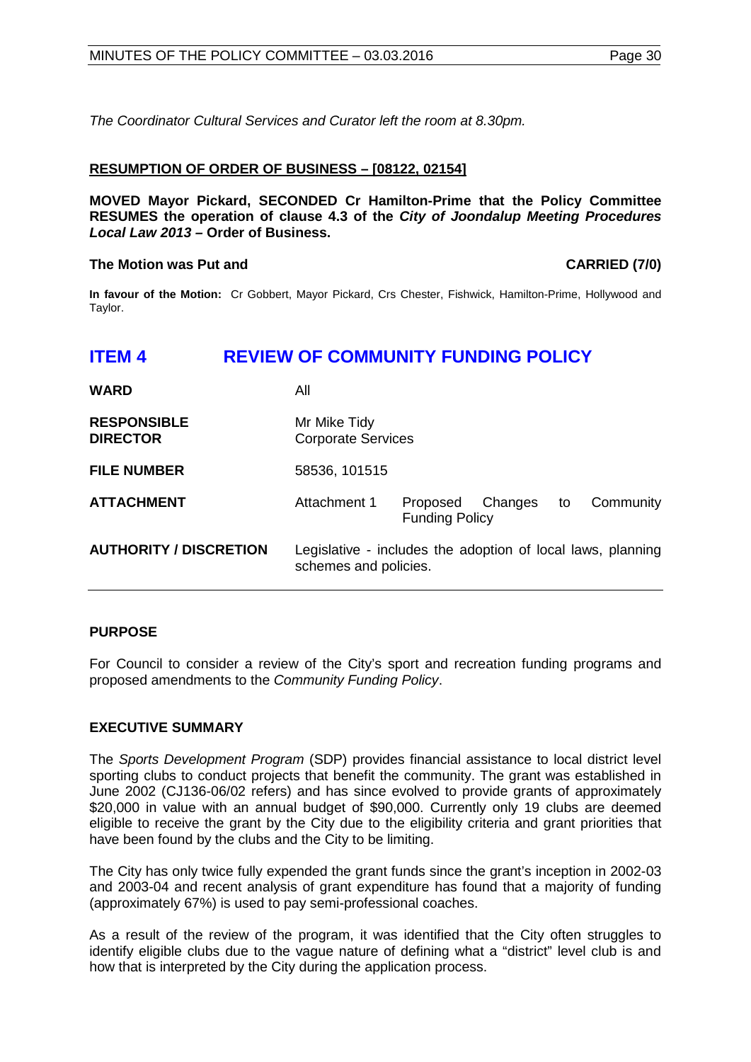*The Coordinator Cultural Services and Curator left the room at 8.30pm.*

**RESUMPTION OF ORDER OF BUSINESS – [08122, 02154]**

**MOVED Mayor Pickard, SECONDED Cr Hamilton-Prime that the Policy Committee RESUMES the operation of clause 4.3 of the *City of Joondalup Meeting Procedures Local Law 2013* – Order of Business.**

**The Motion was Put and** **CARRIED (7/0)**

**In favour of the Motion:** Cr Gobbert, Mayor Pickard, Crs Chester, Fishwick, Hamilton-Prime, Hollywood and Taylor.

# ITEM 4 REVIEW OF COMMUNITY FUNDING POLICY

| | |
|---|---|
| **WARD** | All |
| **RESPONSIBLE DIRECTOR** | Mr Mike Tidy<br>Corporate Services |
| **FILE NUMBER** | 58536, 101515 |
| **ATTACHMENT** | Attachment 1 Proposed Changes to Community Funding Policy |
| **AUTHORITY / DISCRETION** | Legislative - includes the adoption of local laws, planning schemes and policies. |

**PURPOSE**

For Council to consider a review of the City's sport and recreation funding programs and proposed amendments to the *Community Funding Policy*.

**EXECUTIVE SUMMARY**

The *Sports Development Program* (SDP) provides financial assistance to local district level sporting clubs to conduct projects that benefit the community. The grant was established in June 2002 (CJ136-06/02 refers) and has since evolved to provide grants of approximately $20,000 in value with an annual budget of $90,000. Currently only 19 clubs are deemed eligible to receive the grant by the City due to the eligibility criteria and grant priorities that have been found by the clubs and the City to be limiting.

The City has only twice fully expended the grant funds since the grant's inception in 2002-03 and 2003-04 and recent analysis of grant expenditure has found that a majority of funding (approximately 67%) is used to pay semi-professional coaches.

As a result of the review of the program, it was identified that the City often struggles to identify eligible clubs due to the vague nature of defining what a "district" level club is and how that is interpreted by the City during the application process.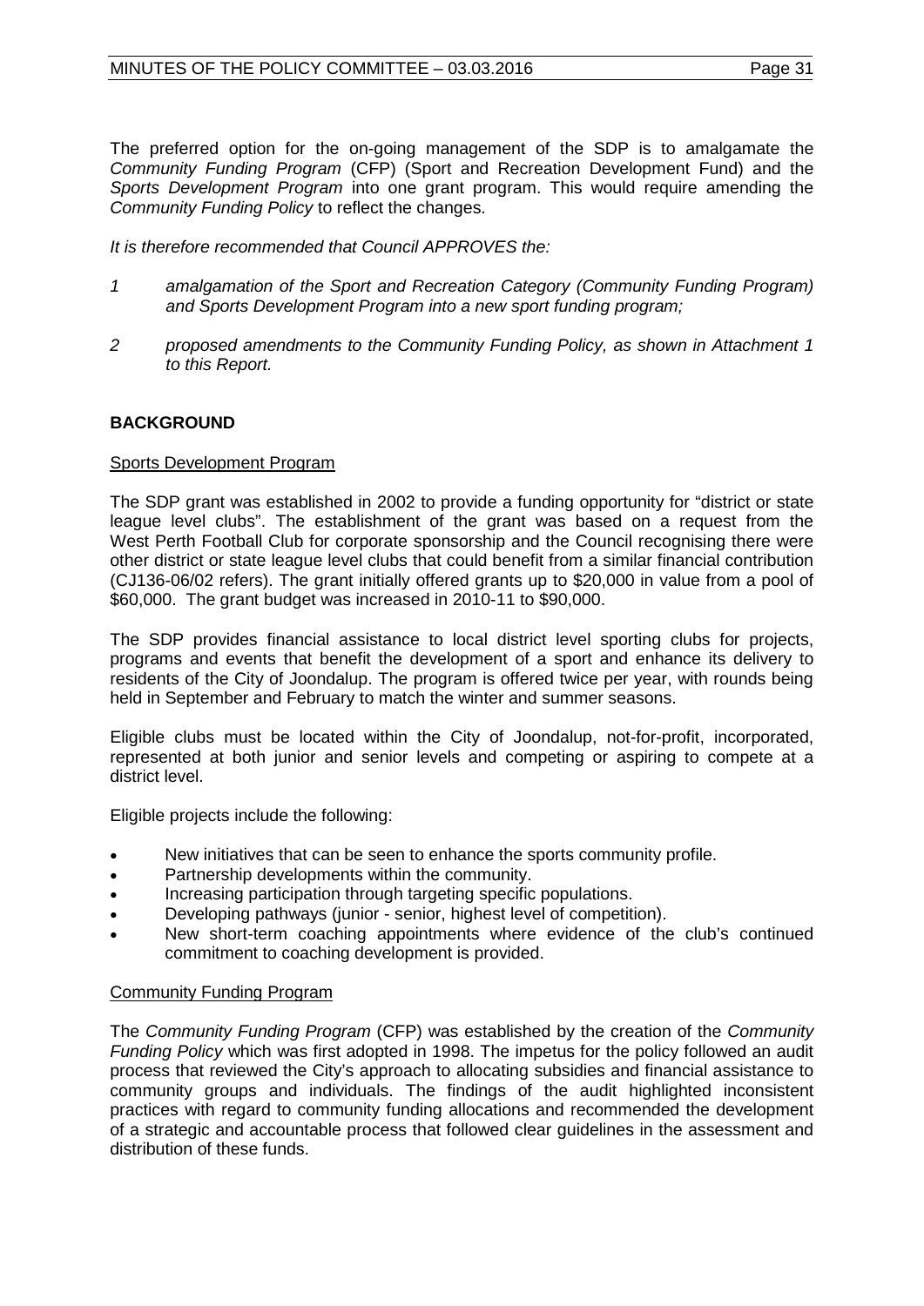The preferred option for the on-going management of the SDP is to amalgamate the *Community Funding Program* (CFP) (Sport and Recreation Development Fund) and the *Sports Development Program* into one grant program. This would require amending the *Community Funding Policy* to reflect the changes.

*It is therefore recommended that Council APPROVES the:*

1. *amalgamation of the Sport and Recreation Category (Community Funding Program) and Sports Development Program into a new sport funding program;*
2. *proposed amendments to the Community Funding Policy, as shown in Attachment 1 to this Report.*

**BACKGROUND**

Sports Development Program

The SDP grant was established in 2002 to provide a funding opportunity for "district or state league level clubs". The establishment of the grant was based on a request from the West Perth Football Club for corporate sponsorship and the Council recognising there were other district or state league level clubs that could benefit from a similar financial contribution (CJ136-06/02 refers). The grant initially offered grants up to $20,000 in value from a pool of $60,000. The grant budget was increased in 2010-11 to $90,000.

The SDP provides financial assistance to local district level sporting clubs for projects, programs and events that benefit the development of a sport and enhance its delivery to residents of the City of Joondalup. The program is offered twice per year, with rounds being held in September and February to match the winter and summer seasons.

Eligible clubs must be located within the City of Joondalup, not-for-profit, incorporated, represented at both junior and senior levels and competing or aspiring to compete at a district level.

Eligible projects include the following:

- New initiatives that can be seen to enhance the sports community profile.
- Partnership developments within the community.
- Increasing participation through targeting specific populations.
- Developing pathways (junior - senior, highest level of competition).
- New short-term coaching appointments where evidence of the club's continued commitment to coaching development is provided.

Community Funding Program

The *Community Funding Program* (CFP) was established by the creation of the *Community Funding Policy* which was first adopted in 1998. The impetus for the policy followed an audit process that reviewed the City's approach to allocating subsidies and financial assistance to community groups and individuals. The findings of the audit highlighted inconsistent practices with regard to community funding allocations and recommended the development of a strategic and accountable process that followed clear guidelines in the assessment and distribution of these funds.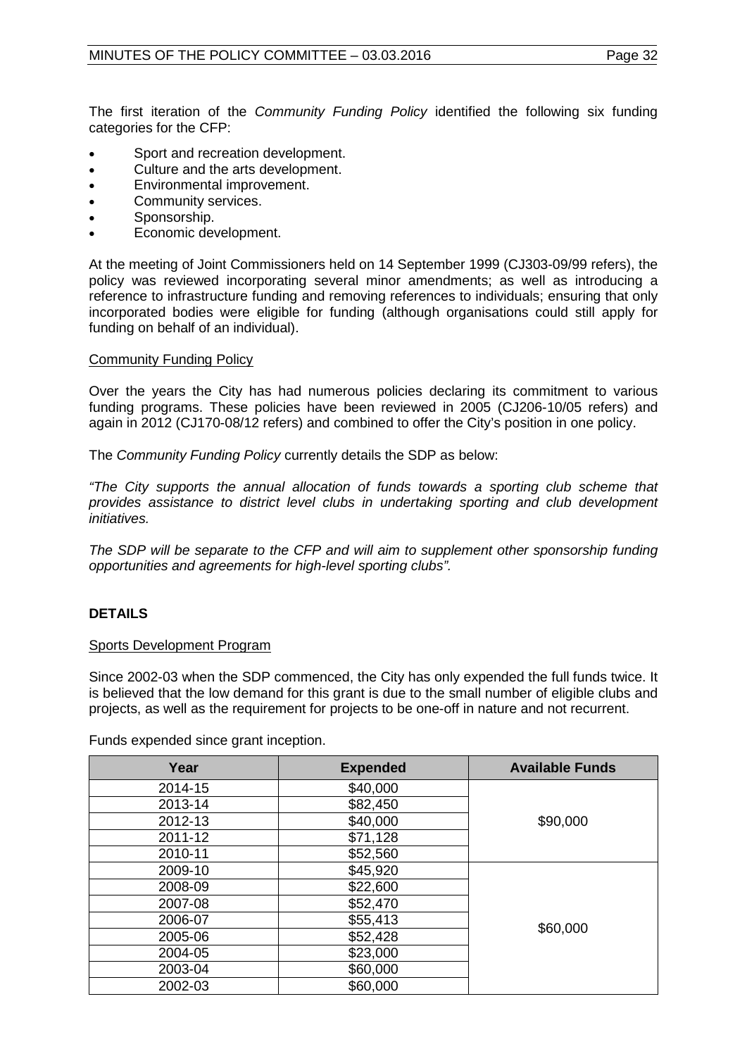The first iteration of the *Community Funding Policy* identified the following six funding categories for the CFP:

- Sport and recreation development.
- Culture and the arts development.
- Environmental improvement.
- Community services.
- Sponsorship.
- Economic development.

At the meeting of Joint Commissioners held on 14 September 1999 (CJ303-09/99 refers), the policy was reviewed incorporating several minor amendments; as well as introducing a reference to infrastructure funding and removing references to individuals; ensuring that only incorporated bodies were eligible for funding (although organisations could still apply for funding on behalf of an individual).

Community Funding Policy

Over the years the City has had numerous policies declaring its commitment to various funding programs. These policies have been reviewed in 2005 (CJ206-10/05 refers) and again in 2012 (CJ170-08/12 refers) and combined to offer the City's position in one policy.

The *Community Funding Policy* currently details the SDP as below:

*"The City supports the annual allocation of funds towards a sporting club scheme that provides assistance to district level clubs in undertaking sporting and club development initiatives.*

*The SDP will be separate to the CFP and will aim to supplement other sponsorship funding opportunities and agreements for high-level sporting clubs".*

## DETAILS

Sports Development Program

Since 2002-03 when the SDP commenced, the City has only expended the full funds twice. It is believed that the low demand for this grant is due to the small number of eligible clubs and projects, as well as the requirement for projects to be one-off in nature and not recurrent.

Funds expended since grant inception.

| Year | Expended | Available Funds |
|---|---|---|
| 2014-15 | $40,000 | $90,000 |
| 2013-14 | $82,450 | |
| 2012-13 | $40,000 | |
| 2011-12 | $71,128 | |
| 2010-11 | $52,560 | |
| 2009-10 | $45,920 | $60,000 |
| 2008-09 | $22,600 | |
| 2007-08 | $52,470 | |
| 2006-07 | $55,413 | |
| 2005-06 | $52,428 | |
| 2004-05 | $23,000 | |
| 2003-04 | $60,000 | |
| 2002-03 | $60,000 | |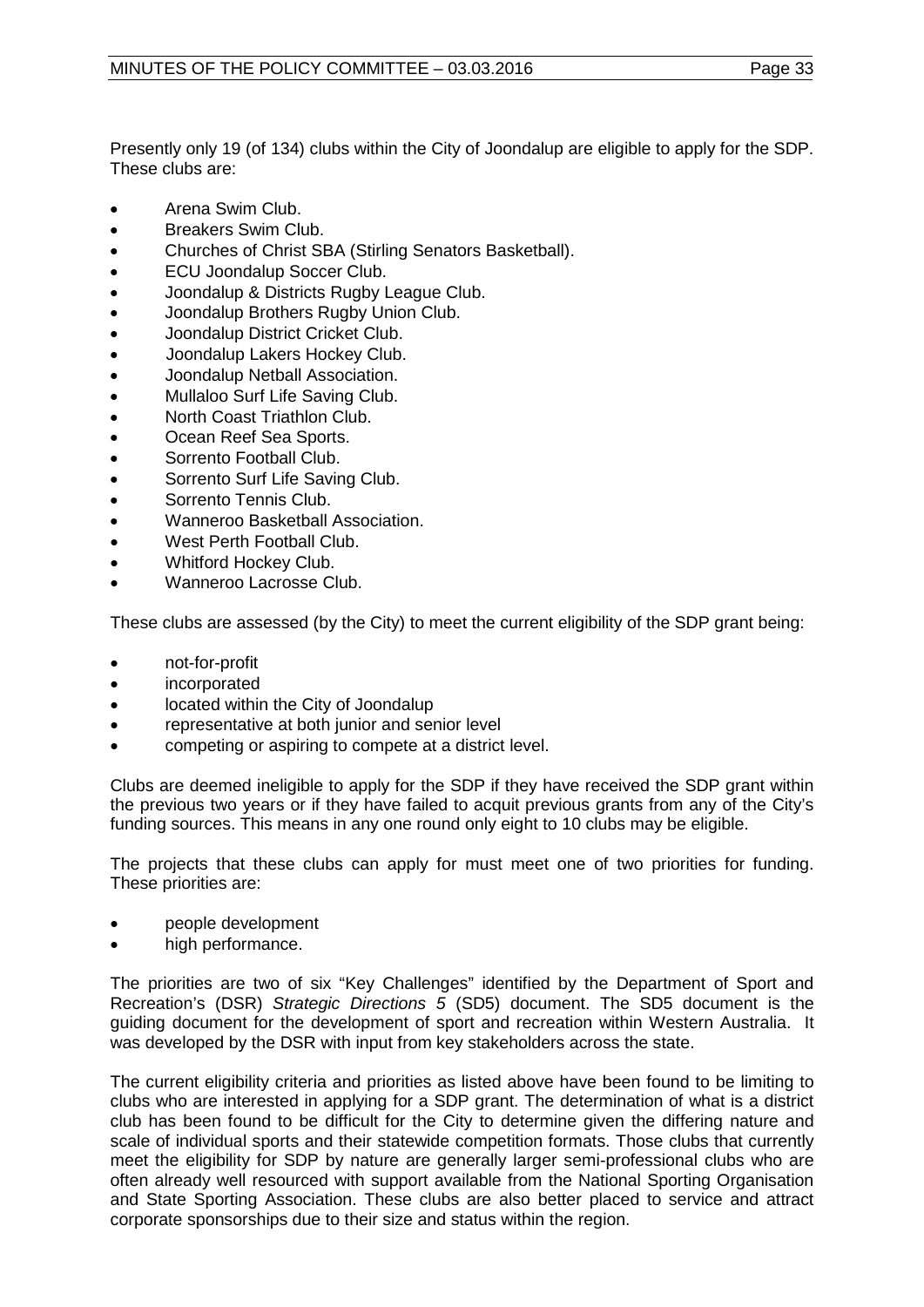Presently only 19 (of 134) clubs within the City of Joondalup are eligible to apply for the SDP. These clubs are:

- Arena Swim Club.
- Breakers Swim Club.
- Churches of Christ SBA (Stirling Senators Basketball).
- ECU Joondalup Soccer Club.
- Joondalup & Districts Rugby League Club.
- Joondalup Brothers Rugby Union Club.
- Joondalup District Cricket Club.
- Joondalup Lakers Hockey Club.
- Joondalup Netball Association.
- Mullaloo Surf Life Saving Club.
- North Coast Triathlon Club.
- Ocean Reef Sea Sports.
- Sorrento Football Club.
- Sorrento Surf Life Saving Club.
- Sorrento Tennis Club.
- Wanneroo Basketball Association.
- West Perth Football Club.
- Whitford Hockey Club.
- Wanneroo Lacrosse Club.

These clubs are assessed (by the City) to meet the current eligibility of the SDP grant being:

- not-for-profit
- incorporated
- located within the City of Joondalup
- representative at both junior and senior level
- competing or aspiring to compete at a district level.

Clubs are deemed ineligible to apply for the SDP if they have received the SDP grant within the previous two years or if they have failed to acquit previous grants from any of the City's funding sources. This means in any one round only eight to 10 clubs may be eligible.

The projects that these clubs can apply for must meet one of two priorities for funding. These priorities are:

- people development
- high performance.

The priorities are two of six "Key Challenges" identified by the Department of Sport and Recreation's (DSR) *Strategic Directions 5* (SD5) document. The SD5 document is the guiding document for the development of sport and recreation within Western Australia. It was developed by the DSR with input from key stakeholders across the state.

The current eligibility criteria and priorities as listed above have been found to be limiting to clubs who are interested in applying for a SDP grant. The determination of what is a district club has been found to be difficult for the City to determine given the differing nature and scale of individual sports and their statewide competition formats. Those clubs that currently meet the eligibility for SDP by nature are generally larger semi-professional clubs who are often already well resourced with support available from the National Sporting Organisation and State Sporting Association. These clubs are also better placed to service and attract corporate sponsorships due to their size and status within the region.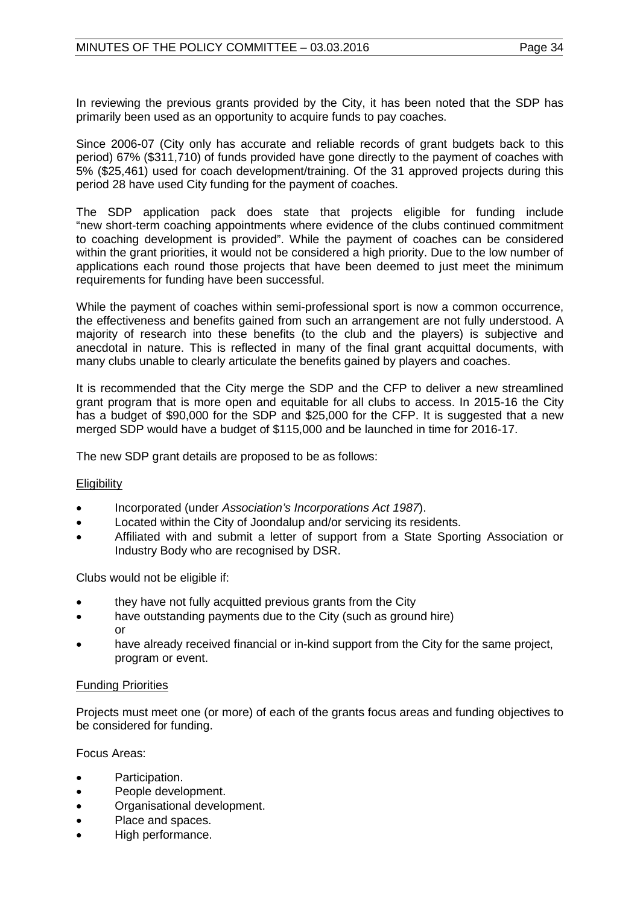In reviewing the previous grants provided by the City, it has been noted that the SDP has primarily been used as an opportunity to acquire funds to pay coaches.

Since 2006-07 (City only has accurate and reliable records of grant budgets back to this period) 67% ($311,710) of funds provided have gone directly to the payment of coaches with 5% ($25,461) used for coach development/training. Of the 31 approved projects during this period 28 have used City funding for the payment of coaches.

The SDP application pack does state that projects eligible for funding include "new short-term coaching appointments where evidence of the clubs continued commitment to coaching development is provided". While the payment of coaches can be considered within the grant priorities, it would not be considered a high priority. Due to the low number of applications each round those projects that have been deemed to just meet the minimum requirements for funding have been successful.

While the payment of coaches within semi-professional sport is now a common occurrence, the effectiveness and benefits gained from such an arrangement are not fully understood. A majority of research into these benefits (to the club and the players) is subjective and anecdotal in nature. This is reflected in many of the final grant acquittal documents, with many clubs unable to clearly articulate the benefits gained by players and coaches.

It is recommended that the City merge the SDP and the CFP to deliver a new streamlined grant program that is more open and equitable for all clubs to access. In 2015-16 the City has a budget of $90,000 for the SDP and $25,000 for the CFP. It is suggested that a new merged SDP would have a budget of $115,000 and be launched in time for 2016-17.

The new SDP grant details are proposed to be as follows:

Eligibility

- Incorporated (under *Association's Incorporations Act 1987*).
- Located within the City of Joondalup and/or servicing its residents.
- Affiliated with and submit a letter of support from a State Sporting Association or Industry Body who are recognised by DSR.

Clubs would not be eligible if:

- they have not fully acquitted previous grants from the City
- have outstanding payments due to the City (such as ground hire) or
- have already received financial or in-kind support from the City for the same project, program or event.

Funding Priorities

Projects must meet one (or more) of each of the grants focus areas and funding objectives to be considered for funding.

Focus Areas:

- Participation.
- People development.
- Organisational development.
- Place and spaces.
- High performance.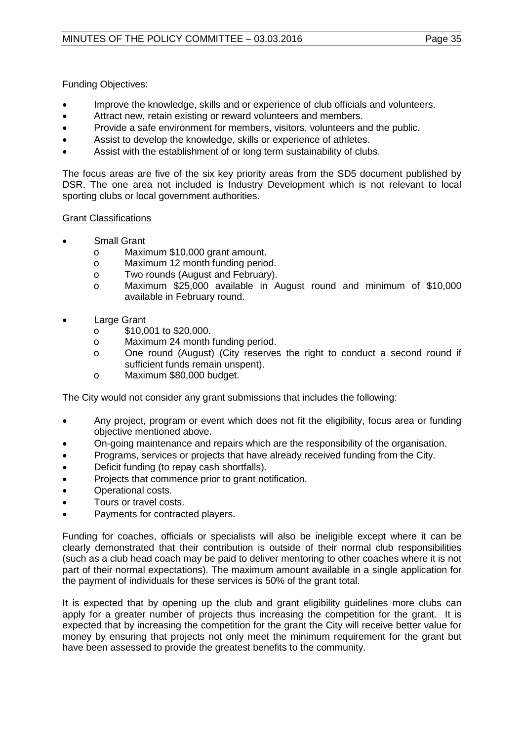Funding Objectives:

- Improve the knowledge, skills and or experience of club officials and volunteers.
- Attract new, retain existing or reward volunteers and members.
- Provide a safe environment for members, visitors, volunteers and the public.
- Assist to develop the knowledge, skills or experience of athletes.
- Assist with the establishment of or long term sustainability of clubs.

The focus areas are five of the six key priority areas from the SD5 document published by DSR. The one area not included is Industry Development which is not relevant to local sporting clubs or local government authorities.

<u>Grant Classifications</u>

- Small Grant
  - o Maximum $10,000 grant amount.
  - o Maximum 12 month funding period.
  - o Two rounds (August and February).
  - o Maximum $25,000 available in August round and minimum of $10,000 available in February round.

- Large Grant
  - o $10,001 to $20,000.
  - o Maximum 24 month funding period.
  - o One round (August) (City reserves the right to conduct a second round if sufficient funds remain unspent).
  - o Maximum $80,000 budget.

The City would not consider any grant submissions that includes the following:

- Any project, program or event which does not fit the eligibility, focus area or funding objective mentioned above.
- On-going maintenance and repairs which are the responsibility of the organisation.
- Programs, services or projects that have already received funding from the City.
- Deficit funding (to repay cash shortfalls).
- Projects that commence prior to grant notification.
- Operational costs.
- Tours or travel costs.
- Payments for contracted players.

Funding for coaches, officials or specialists will also be ineligible except where it can be clearly demonstrated that their contribution is outside of their normal club responsibilities (such as a club head coach may be paid to deliver mentoring to other coaches where it is not part of their normal expectations). The maximum amount available in a single application for the payment of individuals for these services is 50% of the grant total.

It is expected that by opening up the club and grant eligibility guidelines more clubs can apply for a greater number of projects thus increasing the competition for the grant. It is expected that by increasing the competition for the grant the City will receive better value for money by ensuring that projects not only meet the minimum requirement for the grant but have been assessed to provide the greatest benefits to the community.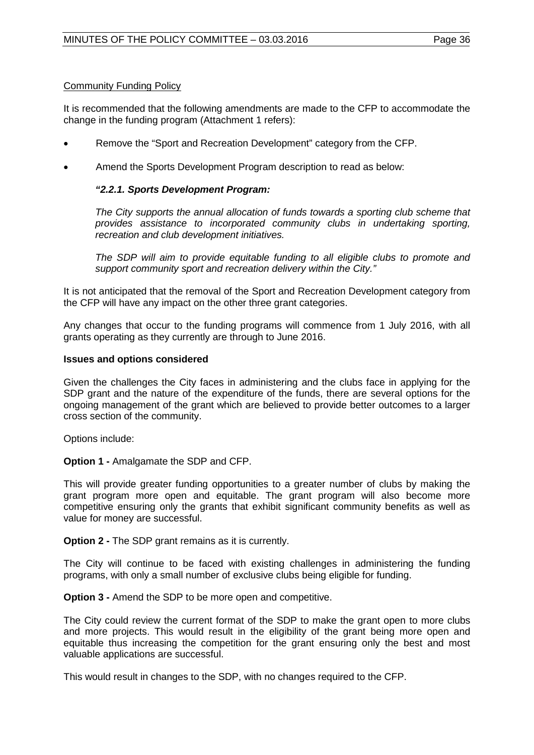Community Funding Policy

It is recommended that the following amendments are made to the CFP to accommodate the change in the funding program (Attachment 1 refers):

- Remove the "Sport and Recreation Development" category from the CFP.
- Amend the Sports Development Program description to read as below:

  ***"2.2.1. Sports Development Program:***

  *The City supports the annual allocation of funds towards a sporting club scheme that provides assistance to incorporated community clubs in undertaking sporting, recreation and club development initiatives.*

  *The SDP will aim to provide equitable funding to all eligible clubs to promote and support community sport and recreation delivery within the City."*

It is not anticipated that the removal of the Sport and Recreation Development category from the CFP will have any impact on the other three grant categories.

Any changes that occur to the funding programs will commence from 1 July 2016, with all grants operating as they currently are through to June 2016.

**Issues and options considered**

Given the challenges the City faces in administering and the clubs face in applying for the SDP grant and the nature of the expenditure of the funds, there are several options for the ongoing management of the grant which are believed to provide better outcomes to a larger cross section of the community.

Options include:

**Option 1 -** Amalgamate the SDP and CFP.

This will provide greater funding opportunities to a greater number of clubs by making the grant program more open and equitable. The grant program will also become more competitive ensuring only the grants that exhibit significant community benefits as well as value for money are successful.

**Option 2 -** The SDP grant remains as it is currently.

The City will continue to be faced with existing challenges in administering the funding programs, with only a small number of exclusive clubs being eligible for funding.

**Option 3 -** Amend the SDP to be more open and competitive.

The City could review the current format of the SDP to make the grant open to more clubs and more projects. This would result in the eligibility of the grant being more open and equitable thus increasing the competition for the grant ensuring only the best and most valuable applications are successful.

This would result in changes to the SDP, with no changes required to the CFP.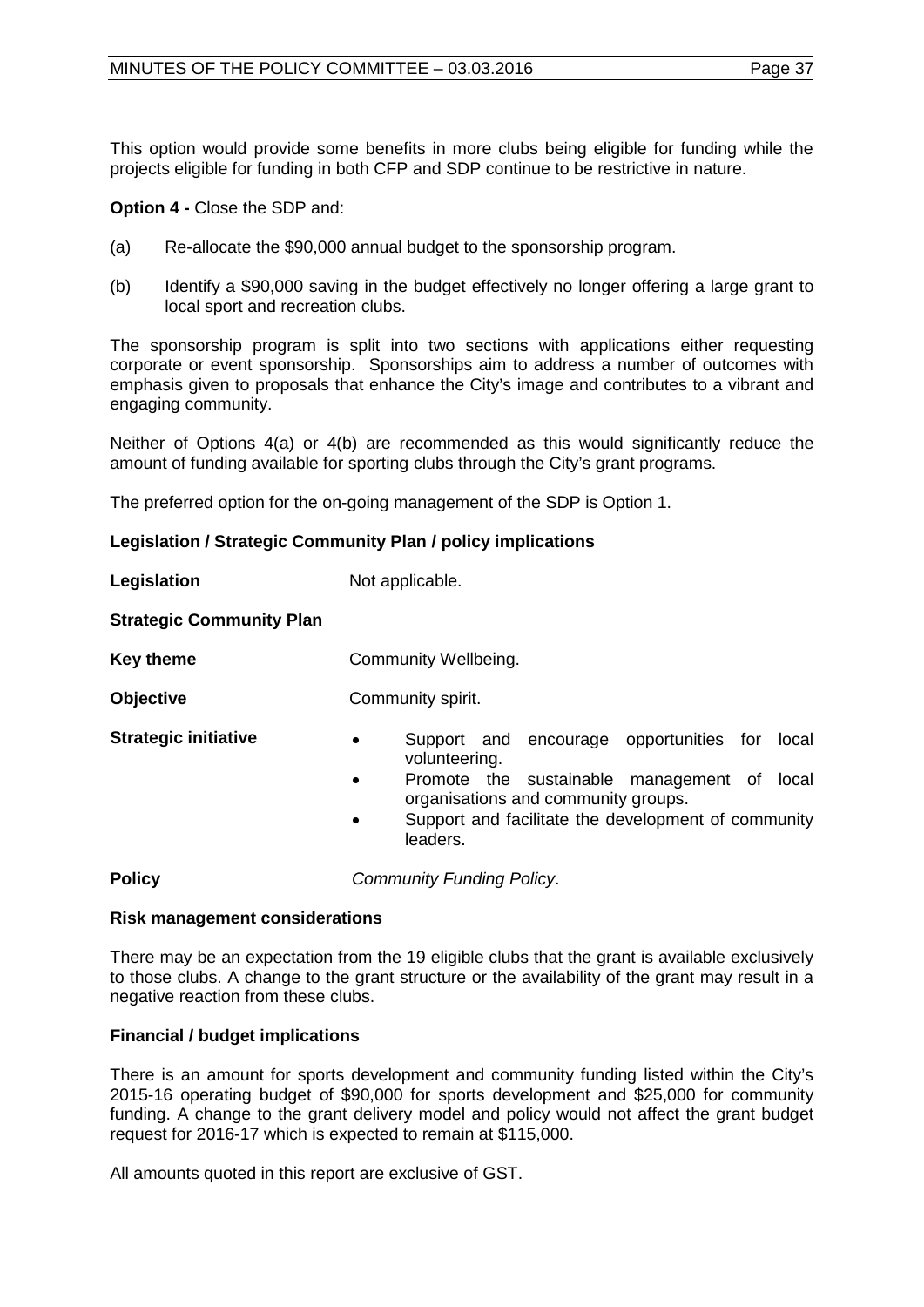This option would provide some benefits in more clubs being eligible for funding while the projects eligible for funding in both CFP and SDP continue to be restrictive in nature.

**Option 4 -** Close the SDP and:

(a) Re-allocate the $90,000 annual budget to the sponsorship program.

(b) Identify a $90,000 saving in the budget effectively no longer offering a large grant to local sport and recreation clubs.

The sponsorship program is split into two sections with applications either requesting corporate or event sponsorship. Sponsorships aim to address a number of outcomes with emphasis given to proposals that enhance the City's image and contributes to a vibrant and engaging community.

Neither of Options 4(a) or 4(b) are recommended as this would significantly reduce the amount of funding available for sporting clubs through the City's grant programs.

The preferred option for the on-going management of the SDP is Option 1.

**Legislation / Strategic Community Plan / policy implications**

**Legislation** Not applicable.

**Strategic Community Plan**

**Key theme** Community Wellbeing.

**Objective** Community spirit.

**Strategic initiative**

- Support and encourage opportunities for local volunteering.
- Promote the sustainable management of local organisations and community groups.
- Support and facilitate the development of community leaders.

**Policy** *Community Funding Policy*.

**Risk management considerations**

There may be an expectation from the 19 eligible clubs that the grant is available exclusively to those clubs. A change to the grant structure or the availability of the grant may result in a negative reaction from these clubs.

**Financial / budget implications**

There is an amount for sports development and community funding listed within the City's 2015-16 operating budget of $90,000 for sports development and $25,000 for community funding. A change to the grant delivery model and policy would not affect the grant budget request for 2016-17 which is expected to remain at $115,000.

All amounts quoted in this report are exclusive of GST.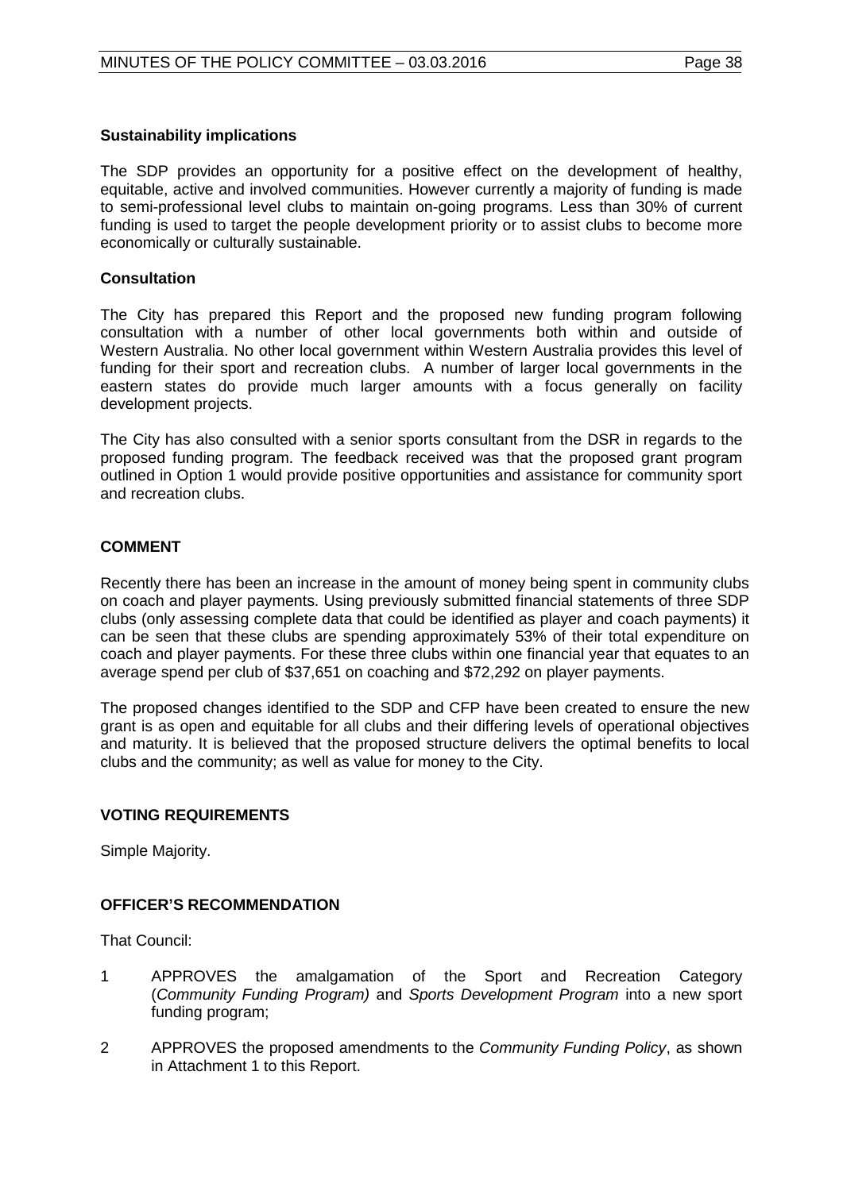**Sustainability implications**

The SDP provides an opportunity for a positive effect on the development of healthy, equitable, active and involved communities. However currently a majority of funding is made to semi-professional level clubs to maintain on-going programs. Less than 30% of current funding is used to target the people development priority or to assist clubs to become more economically or culturally sustainable.

**Consultation**

The City has prepared this Report and the proposed new funding program following consultation with a number of other local governments both within and outside of Western Australia. No other local government within Western Australia provides this level of funding for their sport and recreation clubs. A number of larger local governments in the eastern states do provide much larger amounts with a focus generally on facility development projects.

The City has also consulted with a senior sports consultant from the DSR in regards to the proposed funding program. The feedback received was that the proposed grant program outlined in Option 1 would provide positive opportunities and assistance for community sport and recreation clubs.

## COMMENT

Recently there has been an increase in the amount of money being spent in community clubs on coach and player payments. Using previously submitted financial statements of three SDP clubs (only assessing complete data that could be identified as player and coach payments) it can be seen that these clubs are spending approximately 53% of their total expenditure on coach and player payments. For these three clubs within one financial year that equates to an average spend per club of $37,651 on coaching and $72,292 on player payments.

The proposed changes identified to the SDP and CFP have been created to ensure the new grant is as open and equitable for all clubs and their differing levels of operational objectives and maturity. It is believed that the proposed structure delivers the optimal benefits to local clubs and the community; as well as value for money to the City.

## VOTING REQUIREMENTS

Simple Majority.

## OFFICER'S RECOMMENDATION

That Council:

1. APPROVES the amalgamation of the Sport and Recreation Category (*Community Funding Program)* and *Sports Development Program* into a new sport funding program;

2. APPROVES the proposed amendments to the *Community Funding Policy*, as shown in Attachment 1 to this Report.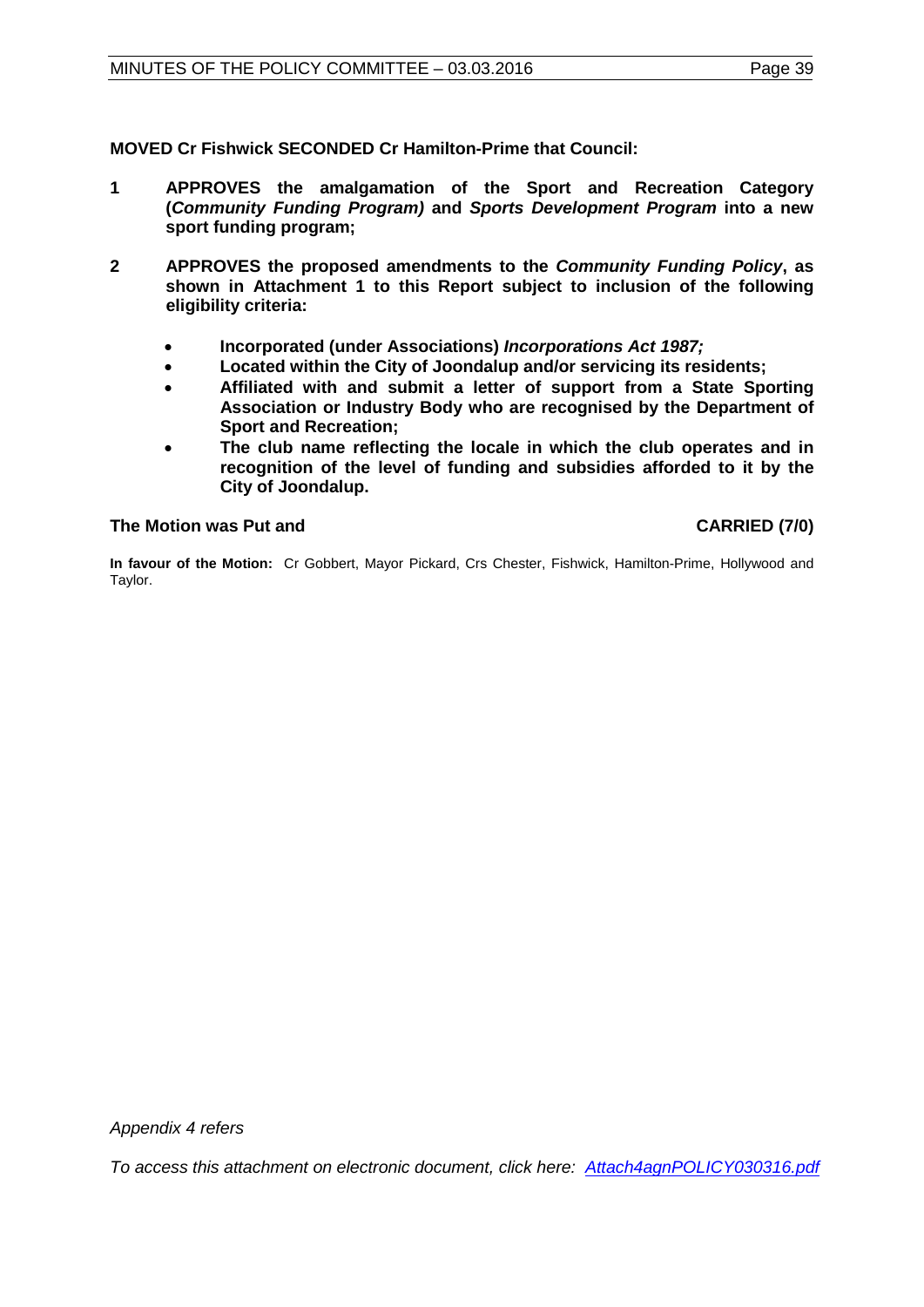**MOVED Cr Fishwick SECONDED Cr Hamilton-Prime that Council:**

**1 APPROVES the amalgamation of the Sport and Recreation Category (*Community Funding Program)* and *Sports Development Program* into a new sport funding program;**

**2 APPROVES the proposed amendments to the *Community Funding Policy*, as shown in Attachment 1 to this Report subject to inclusion of the following eligibility criteria:**

- **Incorporated (under Associations) *Incorporations Act 1987;***
- **Located within the City of Joondalup and/or servicing its residents;**
- **Affiliated with and submit a letter of support from a State Sporting Association or Industry Body who are recognised by the Department of Sport and Recreation;**
- **The club name reflecting the locale in which the club operates and in recognition of the level of funding and subsidies afforded to it by the City of Joondalup.**

**The Motion was Put and CARRIED (7/0)**

**In favour of the Motion:** Cr Gobbert, Mayor Pickard, Crs Chester, Fishwick, Hamilton-Prime, Hollywood and Taylor.

*Appendix 4 refers*

*To access this attachment on electronic document, click here: Attach4agnPOLICY030316.pdf*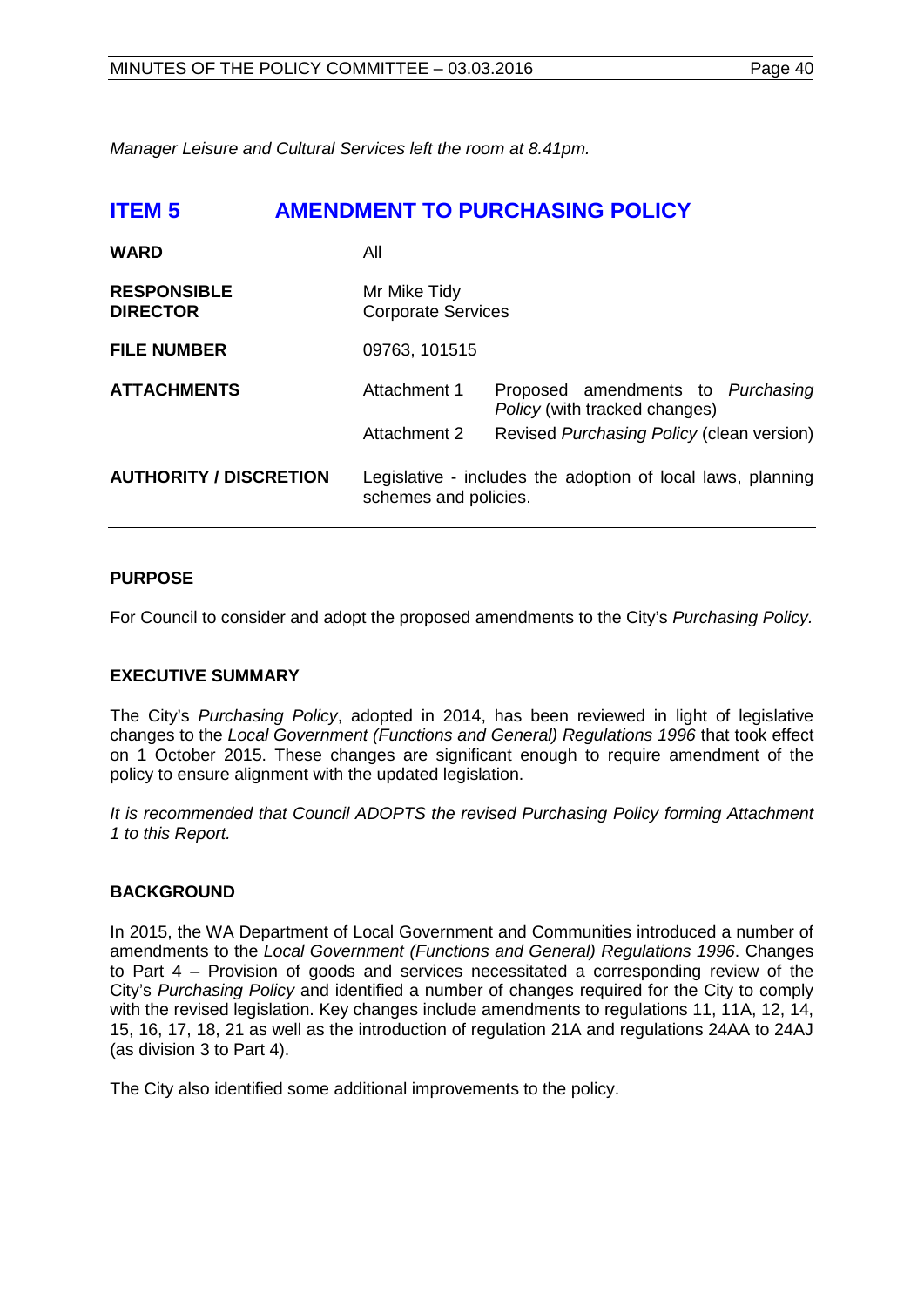*Manager Leisure and Cultural Services left the room at 8.41pm.*

## ITEM 5 AMENDMENT TO PURCHASING POLICY

| | | |
|---|---|---|
| **WARD** | All | |
| **RESPONSIBLE DIRECTOR** | Mr Mike Tidy<br>Corporate Services | |
| **FILE NUMBER** | 09763, 101515 | |
| **ATTACHMENTS** | Attachment 1 | Proposed amendments to *Purchasing Policy* (with tracked changes) |
| | Attachment 2 | Revised *Purchasing Policy* (clean version) |
| **AUTHORITY / DISCRETION** | Legislative - includes the adoption of local laws, planning schemes and policies. | |

### PURPOSE

For Council to consider and adopt the proposed amendments to the City's *Purchasing Policy.*

### EXECUTIVE SUMMARY

The City's *Purchasing Policy*, adopted in 2014, has been reviewed in light of legislative changes to the *Local Government (Functions and General) Regulations 1996* that took effect on 1 October 2015. These changes are significant enough to require amendment of the policy to ensure alignment with the updated legislation.

*It is recommended that Council ADOPTS the revised Purchasing Policy forming Attachment 1 to this Report.*

### BACKGROUND

In 2015, the WA Department of Local Government and Communities introduced a number of amendments to the *Local Government (Functions and General) Regulations 1996*. Changes to Part 4 – Provision of goods and services necessitated a corresponding review of the City's *Purchasing Policy* and identified a number of changes required for the City to comply with the revised legislation. Key changes include amendments to regulations 11, 11A, 12, 14, 15, 16, 17, 18, 21 as well as the introduction of regulation 21A and regulations 24AA to 24AJ (as division 3 to Part 4).

The City also identified some additional improvements to the policy.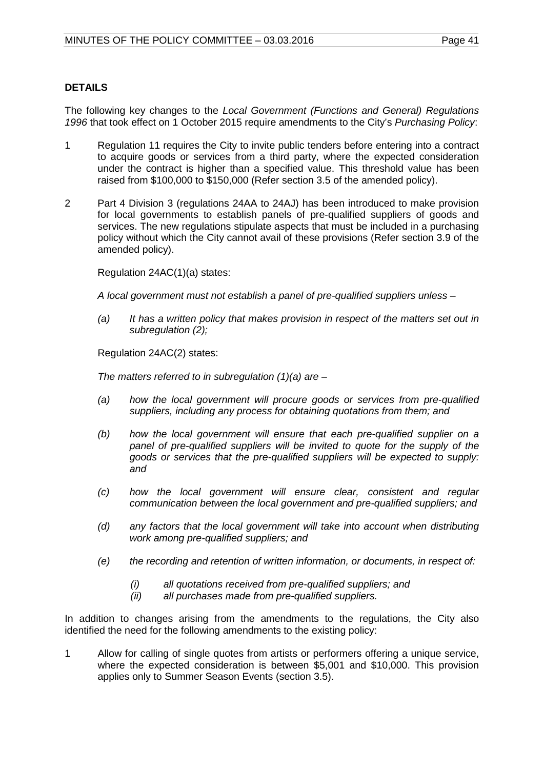**DETAILS**

The following key changes to the *Local Government (Functions and General) Regulations 1996* that took effect on 1 October 2015 require amendments to the City's *Purchasing Policy*:

1 Regulation 11 requires the City to invite public tenders before entering into a contract to acquire goods or services from a third party, where the expected consideration under the contract is higher than a specified value. This threshold value has been raised from $100,000 to $150,000 (Refer section 3.5 of the amended policy).

2 Part 4 Division 3 (regulations 24AA to 24AJ) has been introduced to make provision for local governments to establish panels of pre-qualified suppliers of goods and services. The new regulations stipulate aspects that must be included in a purchasing policy without which the City cannot avail of these provisions (Refer section 3.9 of the amended policy).

   Regulation 24AC(1)(a) states:

   *A local government must not establish a panel of pre-qualified suppliers unless –*

   *(a) It has a written policy that makes provision in respect of the matters set out in subregulation (2);*

   Regulation 24AC(2) states:

   *The matters referred to in subregulation (1)(a) are –*

   *(a) how the local government will procure goods or services from pre-qualified suppliers, including any process for obtaining quotations from them; and*

   *(b) how the local government will ensure that each pre-qualified supplier on a panel of pre-qualified suppliers will be invited to quote for the supply of the goods or services that the pre-qualified suppliers will be expected to supply: and*

   *(c) how the local government will ensure clear, consistent and regular communication between the local government and pre-qualified suppliers; and*

   *(d) any factors that the local government will take into account when distributing work among pre-qualified suppliers; and*

   *(e) the recording and retention of written information, or documents, in respect of:*

   *(i) all quotations received from pre-qualified suppliers; and*
   *(ii) all purchases made from pre-qualified suppliers.*

In addition to changes arising from the amendments to the regulations, the City also identified the need for the following amendments to the existing policy:

1 Allow for calling of single quotes from artists or performers offering a unique service, where the expected consideration is between $5,001 and $10,000. This provision applies only to Summer Season Events (section 3.5).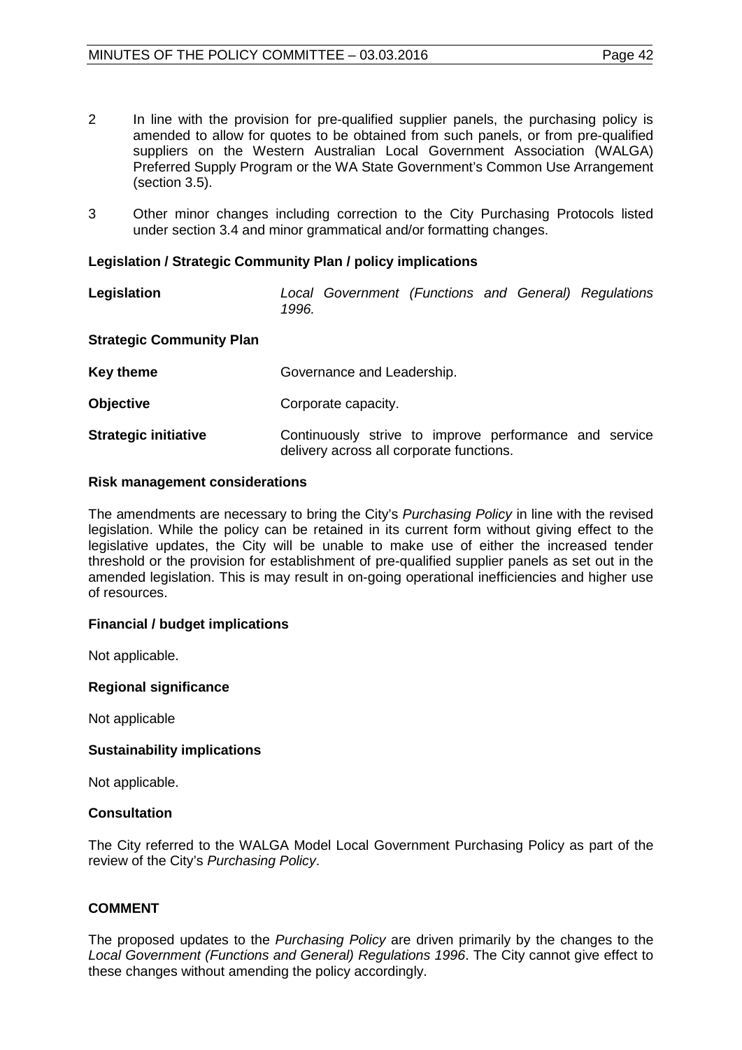2 In line with the provision for pre-qualified supplier panels, the purchasing policy is amended to allow for quotes to be obtained from such panels, or from pre-qualified suppliers on the Western Australian Local Government Association (WALGA) Preferred Supply Program or the WA State Government's Common Use Arrangement (section 3.5).

3 Other minor changes including correction to the City Purchasing Protocols listed under section 3.4 and minor grammatical and/or formatting changes.

**Legislation / Strategic Community Plan / policy implications**

| | |
|---|---|
| **Legislation** | *Local Government (Functions and General) Regulations 1996.* |

**Strategic Community Plan**

| | |
|---|---|
| **Key theme** | Governance and Leadership. |
| **Objective** | Corporate capacity. |
| **Strategic initiative** | Continuously strive to improve performance and service delivery across all corporate functions. |

**Risk management considerations**

The amendments are necessary to bring the City's *Purchasing Policy* in line with the revised legislation. While the policy can be retained in its current form without giving effect to the legislative updates, the City will be unable to make use of either the increased tender threshold or the provision for establishment of pre-qualified supplier panels as set out in the amended legislation. This is may result in on-going operational inefficiencies and higher use of resources.

**Financial / budget implications**

Not applicable.

**Regional significance**

Not applicable

**Sustainability implications**

Not applicable.

**Consultation**

The City referred to the WALGA Model Local Government Purchasing Policy as part of the review of the City's *Purchasing Policy*.

**COMMENT**

The proposed updates to the *Purchasing Policy* are driven primarily by the changes to the *Local Government (Functions and General) Regulations 1996*. The City cannot give effect to these changes without amending the policy accordingly.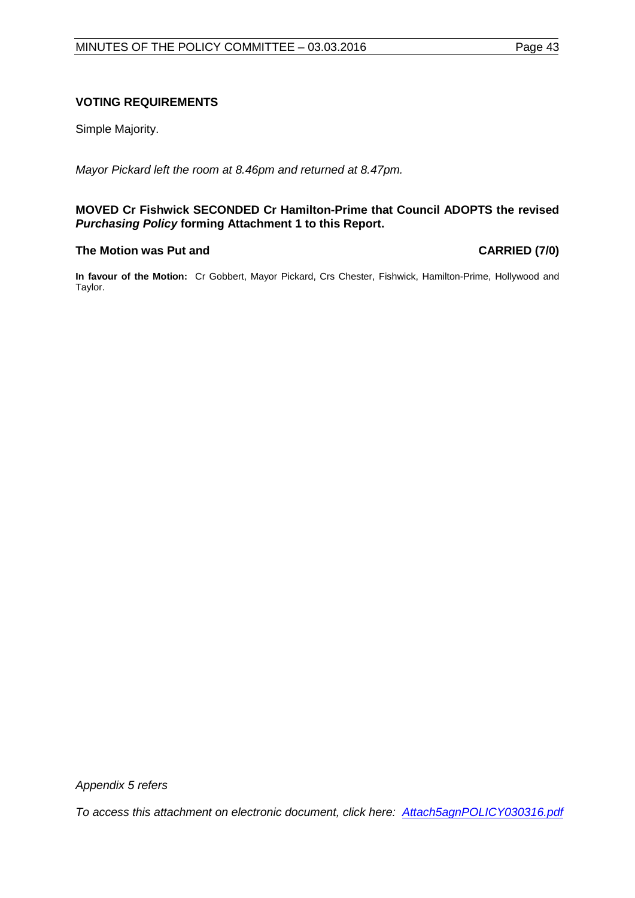### VOTING REQUIREMENTS

Simple Majority.

*Mayor Pickard left the room at 8.46pm and returned at 8.47pm.*

**MOVED Cr Fishwick SECONDED Cr Hamilton-Prime that Council ADOPTS the revised *Purchasing Policy* forming Attachment 1 to this Report.**

**The Motion was Put and CARRIED (7/0)**

**In favour of the Motion:** Cr Gobbert, Mayor Pickard, Crs Chester, Fishwick, Hamilton-Prime, Hollywood and Taylor.

*Appendix 5 refers*

*To access this attachment on electronic document, click here: Attach5agnPOLICY030316.pdf*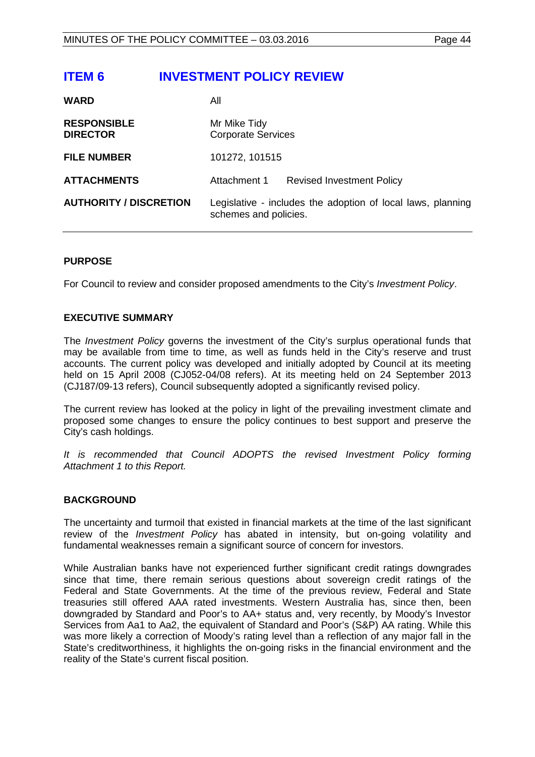# ITEM 6 INVESTMENT POLICY REVIEW

| | |
|---|---|
| **WARD** | All |
| **RESPONSIBLE DIRECTOR** | Mr Mike Tidy<br>Corporate Services |
| **FILE NUMBER** | 101272, 101515 |
| **ATTACHMENTS** | Attachment 1 Revised Investment Policy |
| **AUTHORITY / DISCRETION** | Legislative - includes the adoption of local laws, planning schemes and policies. |

## PURPOSE

For Council to review and consider proposed amendments to the City's *Investment Policy*.

## EXECUTIVE SUMMARY

The *Investment Policy* governs the investment of the City's surplus operational funds that may be available from time to time, as well as funds held in the City's reserve and trust accounts. The current policy was developed and initially adopted by Council at its meeting held on 15 April 2008 (CJ052-04/08 refers). At its meeting held on 24 September 2013 (CJ187/09-13 refers), Council subsequently adopted a significantly revised policy.

The current review has looked at the policy in light of the prevailing investment climate and proposed some changes to ensure the policy continues to best support and preserve the City's cash holdings.

*It is recommended that Council ADOPTS the revised Investment Policy forming Attachment 1 to this Report.*

## BACKGROUND

The uncertainty and turmoil that existed in financial markets at the time of the last significant review of the *Investment Policy* has abated in intensity, but on-going volatility and fundamental weaknesses remain a significant source of concern for investors.

While Australian banks have not experienced further significant credit ratings downgrades since that time, there remain serious questions about sovereign credit ratings of the Federal and State Governments. At the time of the previous review, Federal and State treasuries still offered AAA rated investments. Western Australia has, since then, been downgraded by Standard and Poor's to AA+ status and, very recently, by Moody's Investor Services from Aa1 to Aa2, the equivalent of Standard and Poor's (S&P) AA rating. While this was more likely a correction of Moody's rating level than a reflection of any major fall in the State's creditworthiness, it highlights the on-going risks in the financial environment and the reality of the State's current fiscal position.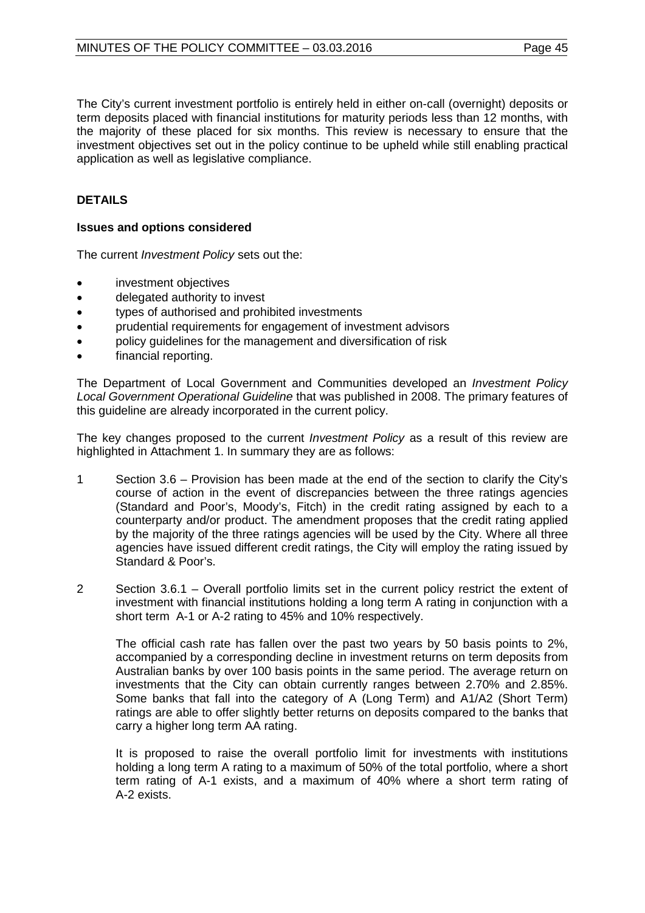The City's current investment portfolio is entirely held in either on-call (overnight) deposits or term deposits placed with financial institutions for maturity periods less than 12 months, with the majority of these placed for six months. This review is necessary to ensure that the investment objectives set out in the policy continue to be upheld while still enabling practical application as well as legislative compliance.

## DETAILS

### Issues and options considered

The current *Investment Policy* sets out the:

- investment objectives
- delegated authority to invest
- types of authorised and prohibited investments
- prudential requirements for engagement of investment advisors
- policy guidelines for the management and diversification of risk
- financial reporting.

The Department of Local Government and Communities developed an *Investment Policy Local Government Operational Guideline* that was published in 2008. The primary features of this guideline are already incorporated in the current policy.

The key changes proposed to the current *Investment Policy* as a result of this review are highlighted in Attachment 1. In summary they are as follows:

1 Section 3.6 – Provision has been made at the end of the section to clarify the City's course of action in the event of discrepancies between the three ratings agencies (Standard and Poor's, Moody's, Fitch) in the credit rating assigned by each to a counterparty and/or product. The amendment proposes that the credit rating applied by the majority of the three ratings agencies will be used by the City. Where all three agencies have issued different credit ratings, the City will employ the rating issued by Standard & Poor's.

2 Section 3.6.1 – Overall portfolio limits set in the current policy restrict the extent of investment with financial institutions holding a long term A rating in conjunction with a short term A-1 or A-2 rating to 45% and 10% respectively.

   The official cash rate has fallen over the past two years by 50 basis points to 2%, accompanied by a corresponding decline in investment returns on term deposits from Australian banks by over 100 basis points in the same period. The average return on investments that the City can obtain currently ranges between 2.70% and 2.85%. Some banks that fall into the category of A (Long Term) and A1/A2 (Short Term) ratings are able to offer slightly better returns on deposits compared to the banks that carry a higher long term AA rating.

   It is proposed to raise the overall portfolio limit for investments with institutions holding a long term A rating to a maximum of 50% of the total portfolio, where a short term rating of A-1 exists, and a maximum of 40% where a short term rating of A-2 exists.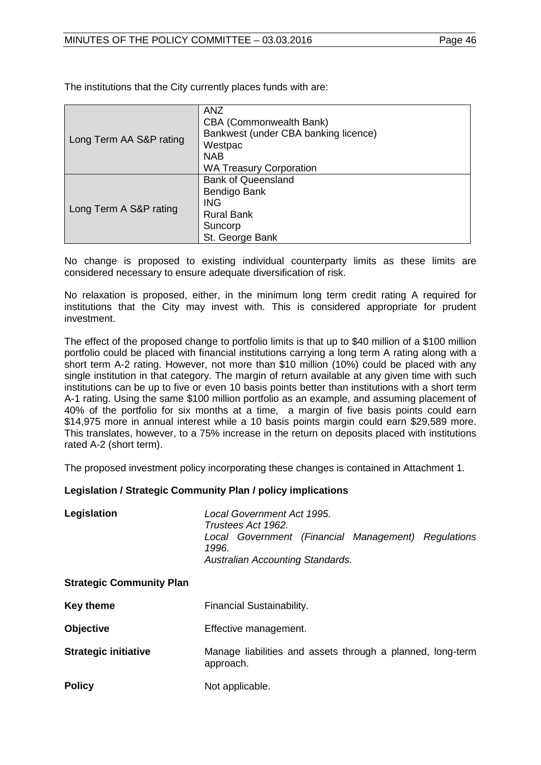The institutions that the City currently places funds with are:

| | |
|---|---|
| Long Term AA S&P rating | ANZ<br>CBA (Commonwealth Bank)<br>Bankwest (under CBA banking licence)<br>Westpac<br>NAB<br>WA Treasury Corporation |
| Long Term A S&P rating | Bank of Queensland<br>Bendigo Bank<br>ING<br>Rural Bank<br>Suncorp<br>St. George Bank |

No change is proposed to existing individual counterparty limits as these limits are considered necessary to ensure adequate diversification of risk.

No relaxation is proposed, either, in the minimum long term credit rating A required for institutions that the City may invest with. This is considered appropriate for prudent investment.

The effect of the proposed change to portfolio limits is that up to $40 million of a $100 million portfolio could be placed with financial institutions carrying a long term A rating along with a short term A-2 rating. However, not more than $10 million (10%) could be placed with any single institution in that category. The margin of return available at any given time with such institutions can be up to five or even 10 basis points better than institutions with a short term A-1 rating. Using the same $100 million portfolio as an example, and assuming placement of 40% of the portfolio for six months at a time, a margin of five basis points could earn $14,975 more in annual interest while a 10 basis points margin could earn $29,589 more. This translates, however, to a 75% increase in the return on deposits placed with institutions rated A-2 (short term).

The proposed investment policy incorporating these changes is contained in Attachment 1.

**Legislation / Strategic Community Plan / policy implications**

| | |
|---|---|
| **Legislation** | *Local Government Act 1995.*<br>*Trustees Act 1962.*<br>*Local Government (Financial Management) Regulations 1996.*<br>*Australian Accounting Standards.* |
| **Strategic Community Plan** | |
| **Key theme** | Financial Sustainability. |
| **Objective** | Effective management. |
| **Strategic initiative** | Manage liabilities and assets through a planned, long-term approach. |
| **Policy** | Not applicable. |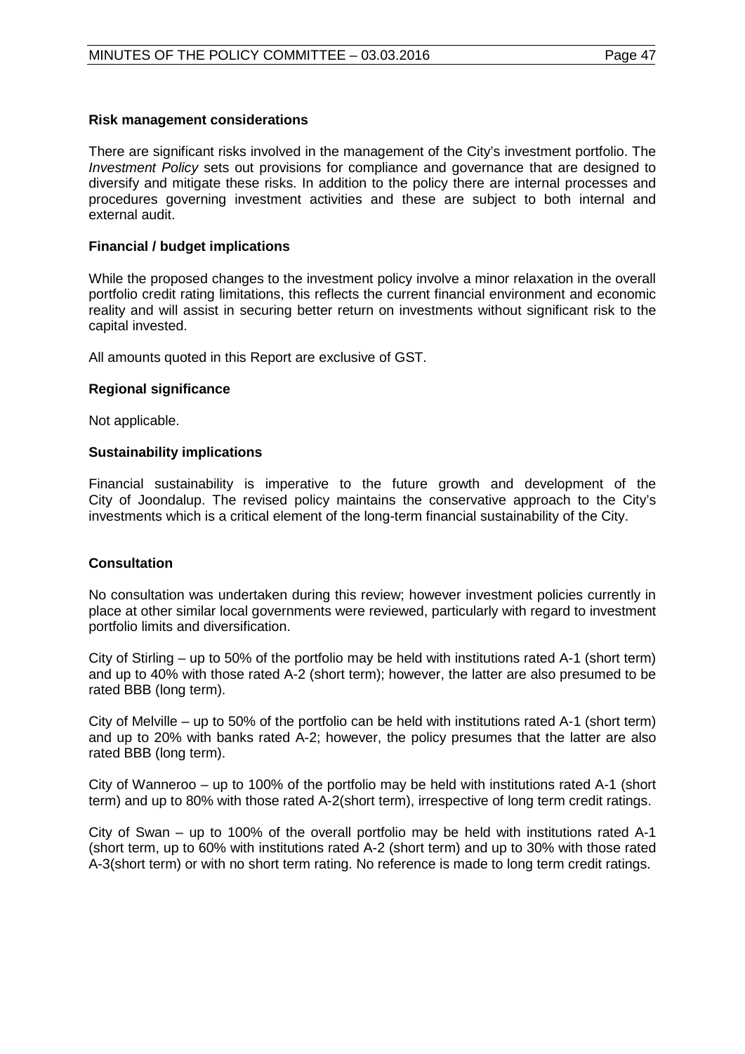**Risk management considerations**

There are significant risks involved in the management of the City's investment portfolio. The *Investment Policy* sets out provisions for compliance and governance that are designed to diversify and mitigate these risks. In addition to the policy there are internal processes and procedures governing investment activities and these are subject to both internal and external audit.

**Financial / budget implications**

While the proposed changes to the investment policy involve a minor relaxation in the overall portfolio credit rating limitations, this reflects the current financial environment and economic reality and will assist in securing better return on investments without significant risk to the capital invested.

All amounts quoted in this Report are exclusive of GST.

**Regional significance**

Not applicable.

**Sustainability implications**

Financial sustainability is imperative to the future growth and development of the City of Joondalup. The revised policy maintains the conservative approach to the City's investments which is a critical element of the long-term financial sustainability of the City.

**Consultation**

No consultation was undertaken during this review; however investment policies currently in place at other similar local governments were reviewed, particularly with regard to investment portfolio limits and diversification.

City of Stirling – up to 50% of the portfolio may be held with institutions rated A-1 (short term) and up to 40% with those rated A-2 (short term); however, the latter are also presumed to be rated BBB (long term).

City of Melville – up to 50% of the portfolio can be held with institutions rated A-1 (short term) and up to 20% with banks rated A-2; however, the policy presumes that the latter are also rated BBB (long term).

City of Wanneroo – up to 100% of the portfolio may be held with institutions rated A-1 (short term) and up to 80% with those rated A-2(short term), irrespective of long term credit ratings.

City of Swan – up to 100% of the overall portfolio may be held with institutions rated A-1 (short term, up to 60% with institutions rated A-2 (short term) and up to 30% with those rated A-3(short term) or with no short term rating. No reference is made to long term credit ratings.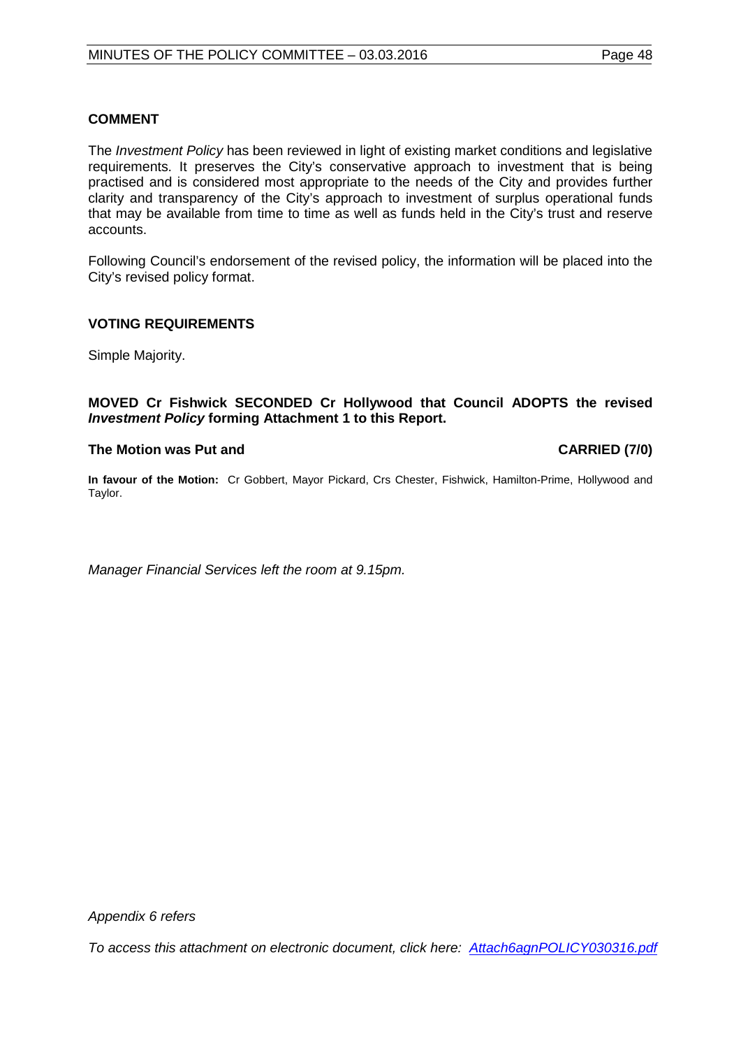**COMMENT**

The *Investment Policy* has been reviewed in light of existing market conditions and legislative requirements. It preserves the City's conservative approach to investment that is being practised and is considered most appropriate to the needs of the City and provides further clarity and transparency of the City's approach to investment of surplus operational funds that may be available from time to time as well as funds held in the City's trust and reserve accounts.

Following Council's endorsement of the revised policy, the information will be placed into the City's revised policy format.

**VOTING REQUIREMENTS**

Simple Majority.

**MOVED Cr Fishwick SECONDED Cr Hollywood that Council ADOPTS the revised *Investment Policy* forming Attachment 1 to this Report.**

**The Motion was Put and CARRIED (7/0)**

**In favour of the Motion:** Cr Gobbert, Mayor Pickard, Crs Chester, Fishwick, Hamilton-Prime, Hollywood and Taylor.

*Manager Financial Services left the room at 9.15pm.*

*Appendix 6 refers*

*To access this attachment on electronic document, click here: Attach6agnPOLICY030316.pdf*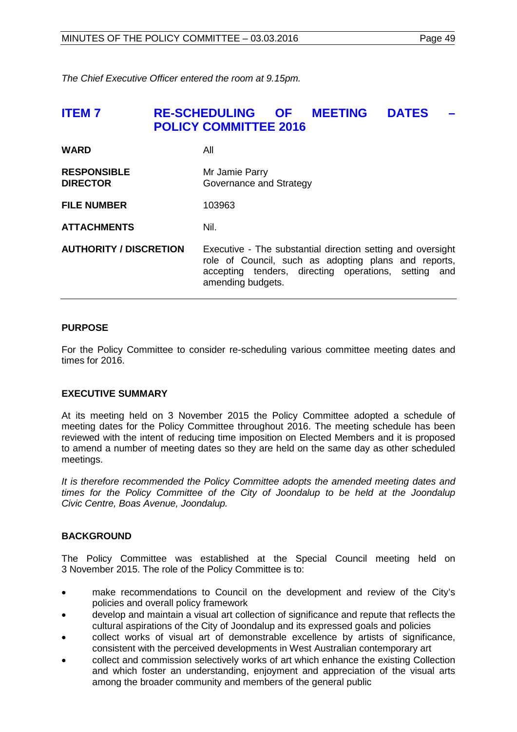*The Chief Executive Officer entered the room at 9.15pm.*

## ITEM 7 RE-SCHEDULING OF MEETING DATES – POLICY COMMITTEE 2016

| | |
|---|---|
| **WARD** | All |
| **RESPONSIBLE DIRECTOR** | Mr Jamie Parry<br>Governance and Strategy |
| **FILE NUMBER** | 103963 |
| **ATTACHMENTS** | Nil. |
| **AUTHORITY / DISCRETION** | Executive - The substantial direction setting and oversight role of Council, such as adopting plans and reports, accepting tenders, directing operations, setting and amending budgets. |

### PURPOSE

For the Policy Committee to consider re-scheduling various committee meeting dates and times for 2016.

### EXECUTIVE SUMMARY

At its meeting held on 3 November 2015 the Policy Committee adopted a schedule of meeting dates for the Policy Committee throughout 2016. The meeting schedule has been reviewed with the intent of reducing time imposition on Elected Members and it is proposed to amend a number of meeting dates so they are held on the same day as other scheduled meetings.

*It is therefore recommended the Policy Committee adopts the amended meeting dates and times for the Policy Committee of the City of Joondalup to be held at the Joondalup Civic Centre, Boas Avenue, Joondalup.*

### BACKGROUND

The Policy Committee was established at the Special Council meeting held on 3 November 2015. The role of the Policy Committee is to:

- make recommendations to Council on the development and review of the City's policies and overall policy framework
- develop and maintain a visual art collection of significance and repute that reflects the cultural aspirations of the City of Joondalup and its expressed goals and policies
- collect works of visual art of demonstrable excellence by artists of significance, consistent with the perceived developments in West Australian contemporary art
- collect and commission selectively works of art which enhance the existing Collection and which foster an understanding, enjoyment and appreciation of the visual arts among the broader community and members of the general public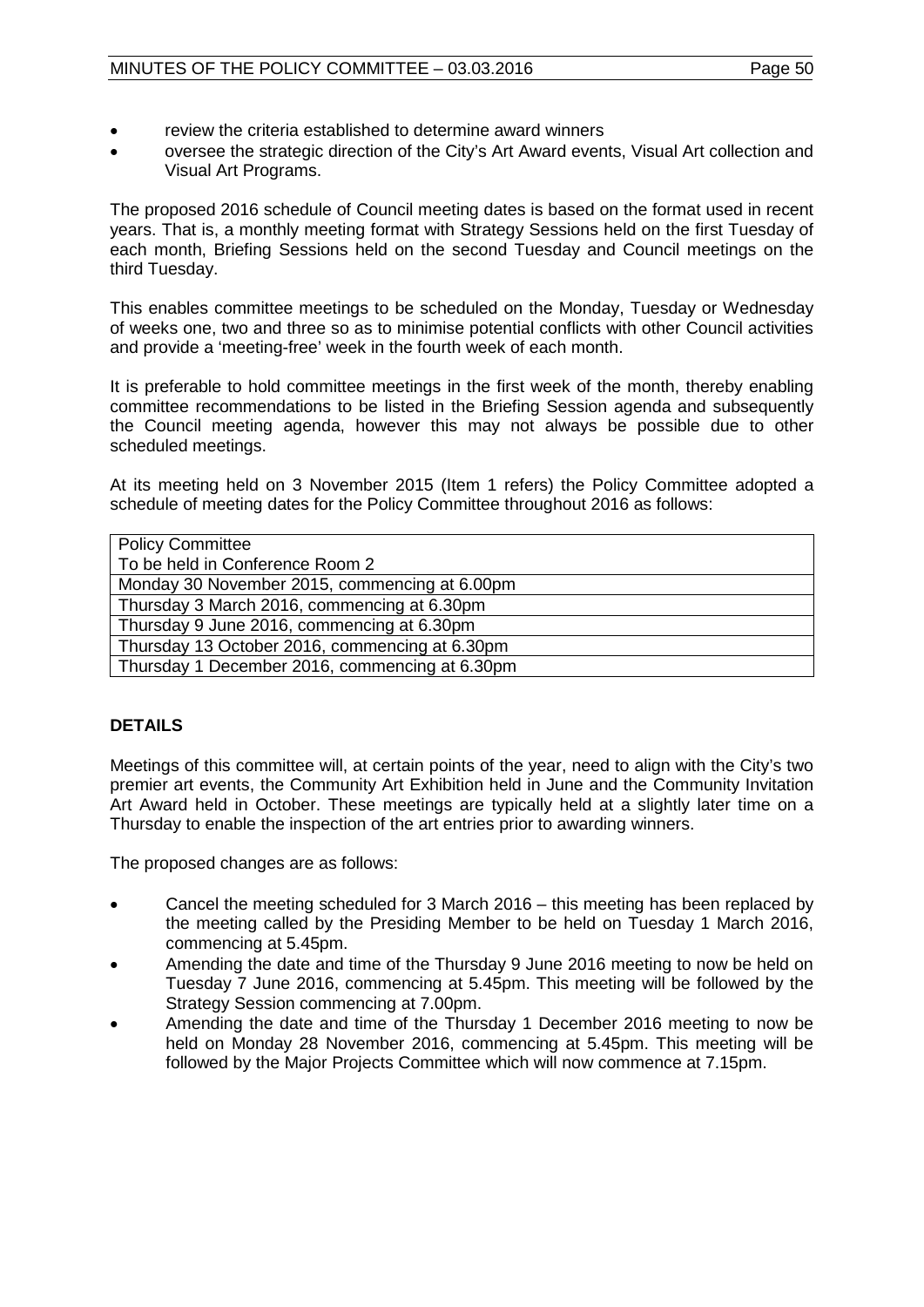- review the criteria established to determine award winners
- oversee the strategic direction of the City's Art Award events, Visual Art collection and Visual Art Programs.

The proposed 2016 schedule of Council meeting dates is based on the format used in recent years. That is, a monthly meeting format with Strategy Sessions held on the first Tuesday of each month, Briefing Sessions held on the second Tuesday and Council meetings on the third Tuesday.

This enables committee meetings to be scheduled on the Monday, Tuesday or Wednesday of weeks one, two and three so as to minimise potential conflicts with other Council activities and provide a 'meeting-free' week in the fourth week of each month.

It is preferable to hold committee meetings in the first week of the month, thereby enabling committee recommendations to be listed in the Briefing Session agenda and subsequently the Council meeting agenda, however this may not always be possible due to other scheduled meetings.

At its meeting held on 3 November 2015 (Item 1 refers) the Policy Committee adopted a schedule of meeting dates for the Policy Committee throughout 2016 as follows:

| Policy Committee<br>To be held in Conference Room 2 |
|---|
| Monday 30 November 2015, commencing at 6.00pm |
| Thursday 3 March 2016, commencing at 6.30pm |
| Thursday 9 June 2016, commencing at 6.30pm |
| Thursday 13 October 2016, commencing at 6.30pm |
| Thursday 1 December 2016, commencing at 6.30pm |

**DETAILS**

Meetings of this committee will, at certain points of the year, need to align with the City's two premier art events, the Community Art Exhibition held in June and the Community Invitation Art Award held in October. These meetings are typically held at a slightly later time on a Thursday to enable the inspection of the art entries prior to awarding winners.

The proposed changes are as follows:

- Cancel the meeting scheduled for 3 March 2016 – this meeting has been replaced by the meeting called by the Presiding Member to be held on Tuesday 1 March 2016, commencing at 5.45pm.
- Amending the date and time of the Thursday 9 June 2016 meeting to now be held on Tuesday 7 June 2016, commencing at 5.45pm. This meeting will be followed by the Strategy Session commencing at 7.00pm.
- Amending the date and time of the Thursday 1 December 2016 meeting to now be held on Monday 28 November 2016, commencing at 5.45pm. This meeting will be followed by the Major Projects Committee which will now commence at 7.15pm.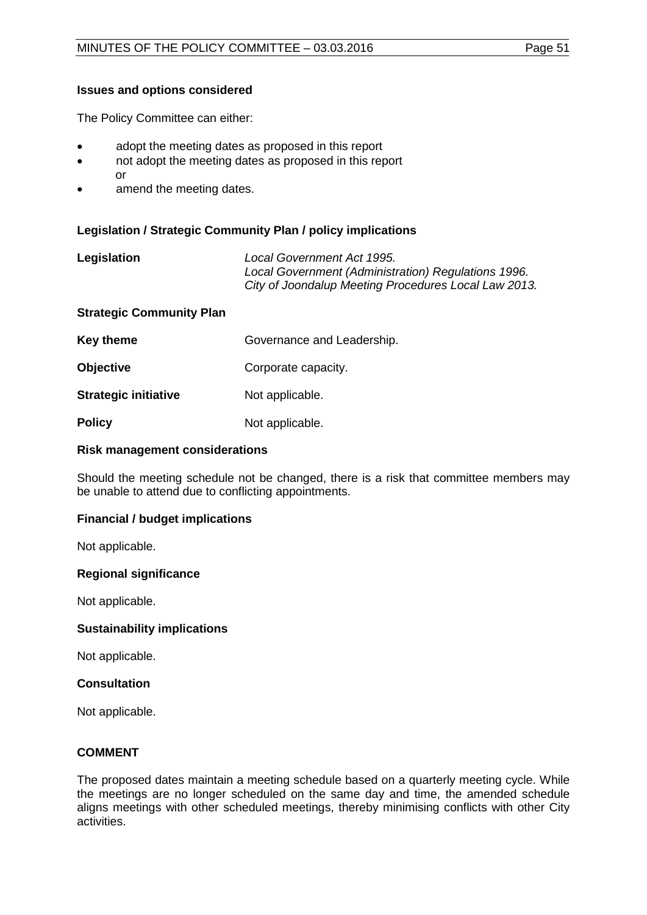**Issues and options considered**

The Policy Committee can either:

- adopt the meeting dates as proposed in this report
- not adopt the meeting dates as proposed in this report
  or
- amend the meeting dates.

**Legislation / Strategic Community Plan / policy implications**

| | |
|---|---|
| **Legislation** | *Local Government Act 1995.* <br> *Local Government (Administration) Regulations 1996.* <br> *City of Joondalup Meeting Procedures Local Law 2013.* |

**Strategic Community Plan**

| | |
|---|---|
| **Key theme** | Governance and Leadership. |
| **Objective** | Corporate capacity. |
| **Strategic initiative** | Not applicable. |
| **Policy** | Not applicable. |

**Risk management considerations**

Should the meeting schedule not be changed, there is a risk that committee members may be unable to attend due to conflicting appointments.

**Financial / budget implications**

Not applicable.

**Regional significance**

Not applicable.

**Sustainability implications**

Not applicable.

**Consultation**

Not applicable.

**COMMENT**

The proposed dates maintain a meeting schedule based on a quarterly meeting cycle. While the meetings are no longer scheduled on the same day and time, the amended schedule aligns meetings with other scheduled meetings, thereby minimising conflicts with other City activities.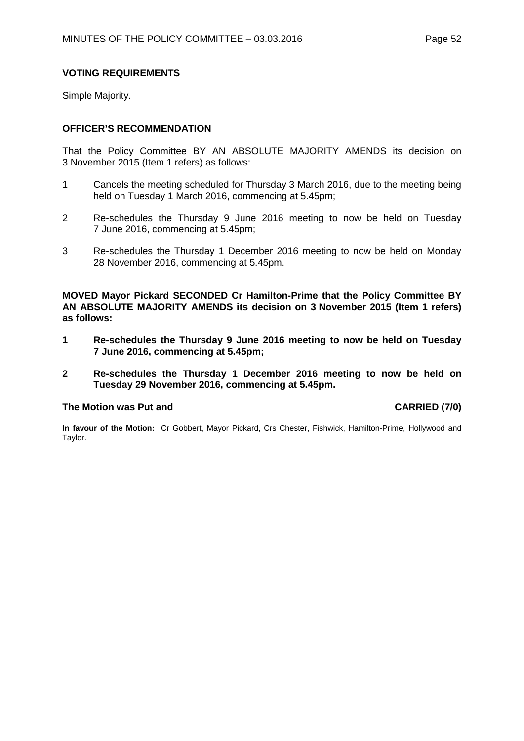### VOTING REQUIREMENTS

Simple Majority.

### OFFICER'S RECOMMENDATION

That the Policy Committee BY AN ABSOLUTE MAJORITY AMENDS its decision on 3 November 2015 (Item 1 refers) as follows:

1. Cancels the meeting scheduled for Thursday 3 March 2016, due to the meeting being held on Tuesday 1 March 2016, commencing at 5.45pm;
2. Re-schedules the Thursday 9 June 2016 meeting to now be held on Tuesday 7 June 2016, commencing at 5.45pm;
3. Re-schedules the Thursday 1 December 2016 meeting to now be held on Monday 28 November 2016, commencing at 5.45pm.

**MOVED Mayor Pickard SECONDED Cr Hamilton-Prime that the Policy Committee BY AN ABSOLUTE MAJORITY AMENDS its decision on 3 November 2015 (Item 1 refers) as follows:**

1. **Re-schedules the Thursday 9 June 2016 meeting to now be held on Tuesday 7 June 2016, commencing at 5.45pm;**
2. **Re-schedules the Thursday 1 December 2016 meeting to now be held on Tuesday 29 November 2016, commencing at 5.45pm.**

**The Motion was Put and CARRIED (7/0)**

**In favour of the Motion:** Cr Gobbert, Mayor Pickard, Crs Chester, Fishwick, Hamilton-Prime, Hollywood and Taylor.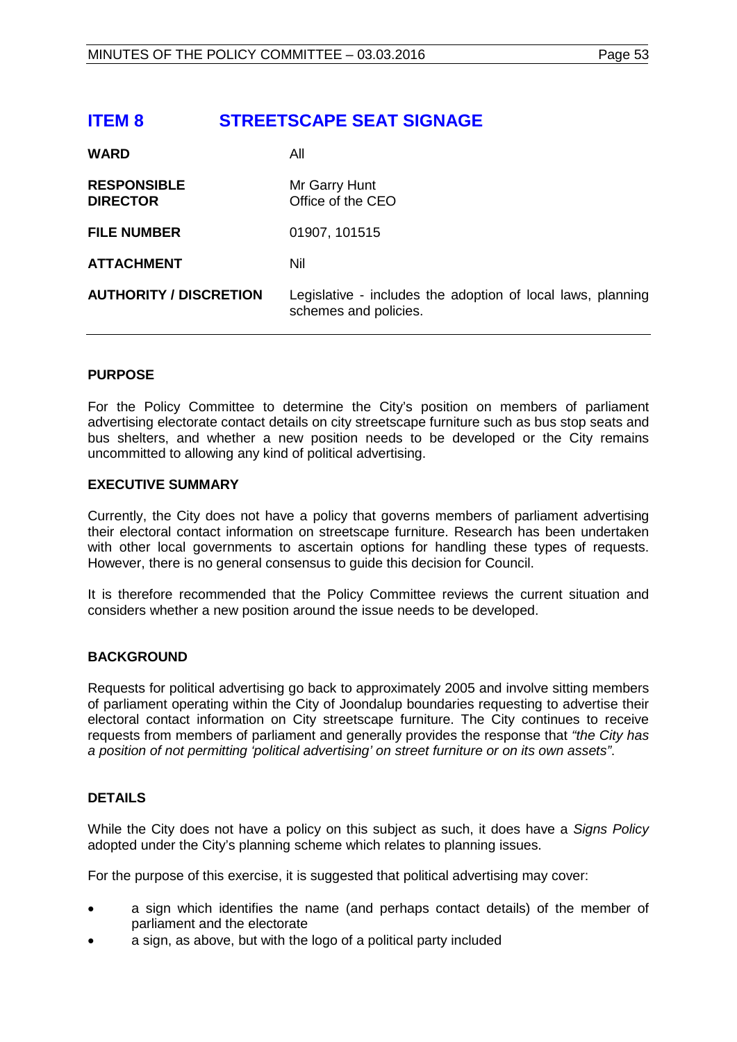# ITEM 8 STREETSCAPE SEAT SIGNAGE

| | |
|---|---|
| **WARD** | All |
| **RESPONSIBLE DIRECTOR** | Mr Garry Hunt<br>Office of the CEO |
| **FILE NUMBER** | 01907, 101515 |
| **ATTACHMENT** | Nil |
| **AUTHORITY / DISCRETION** | Legislative - includes the adoption of local laws, planning schemes and policies. |

## PURPOSE

For the Policy Committee to determine the City's position on members of parliament advertising electorate contact details on city streetscape furniture such as bus stop seats and bus shelters, and whether a new position needs to be developed or the City remains uncommitted to allowing any kind of political advertising.

## EXECUTIVE SUMMARY

Currently, the City does not have a policy that governs members of parliament advertising their electoral contact information on streetscape furniture. Research has been undertaken with other local governments to ascertain options for handling these types of requests. However, there is no general consensus to guide this decision for Council.

It is therefore recommended that the Policy Committee reviews the current situation and considers whether a new position around the issue needs to be developed.

## BACKGROUND

Requests for political advertising go back to approximately 2005 and involve sitting members of parliament operating within the City of Joondalup boundaries requesting to advertise their electoral contact information on City streetscape furniture. The City continues to receive requests from members of parliament and generally provides the response that *"the City has a position of not permitting 'political advertising' on street furniture or on its own assets"*.

## DETAILS

While the City does not have a policy on this subject as such, it does have a *Signs Policy* adopted under the City's planning scheme which relates to planning issues.

For the purpose of this exercise, it is suggested that political advertising may cover:

- a sign which identifies the name (and perhaps contact details) of the member of parliament and the electorate
- a sign, as above, but with the logo of a political party included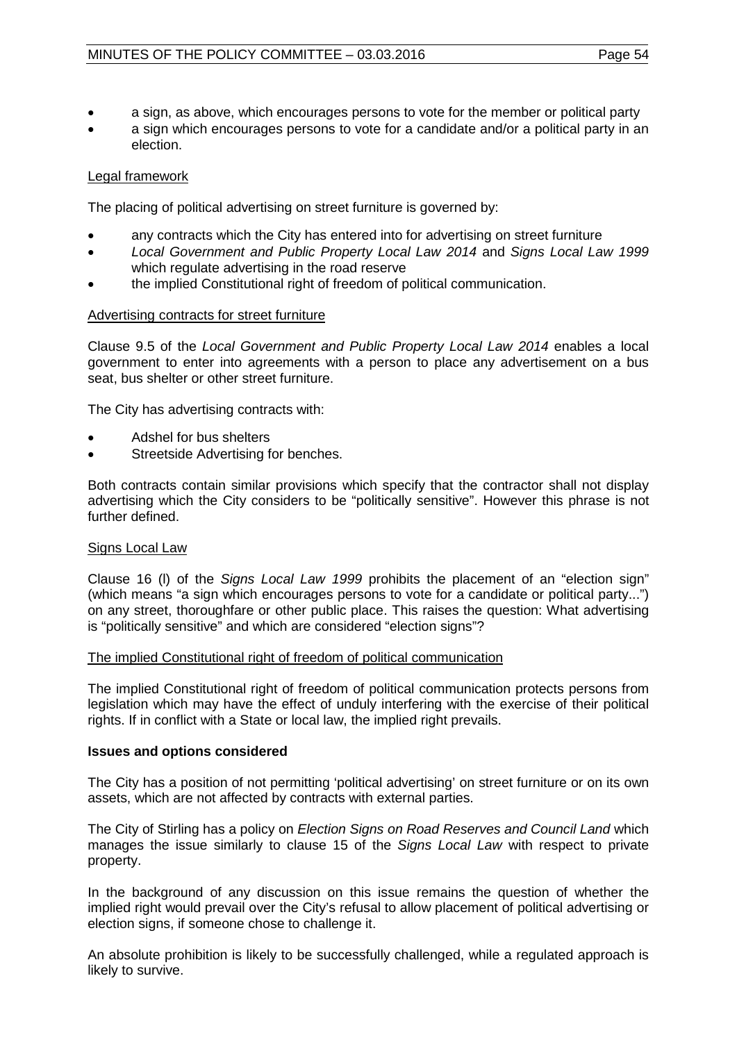- a sign, as above, which encourages persons to vote for the member or political party
- a sign which encourages persons to vote for a candidate and/or a political party in an election.

Legal framework

The placing of political advertising on street furniture is governed by:

- any contracts which the City has entered into for advertising on street furniture
- *Local Government and Public Property Local Law 2014* and *Signs Local Law 1999* which regulate advertising in the road reserve
- the implied Constitutional right of freedom of political communication.

Advertising contracts for street furniture

Clause 9.5 of the *Local Government and Public Property Local Law 2014* enables a local government to enter into agreements with a person to place any advertisement on a bus seat, bus shelter or other street furniture.

The City has advertising contracts with:

- Adshel for bus shelters
- Streetside Advertising for benches.

Both contracts contain similar provisions which specify that the contractor shall not display advertising which the City considers to be "politically sensitive". However this phrase is not further defined.

Signs Local Law

Clause 16 (l) of the *Signs Local Law 1999* prohibits the placement of an "election sign" (which means "a sign which encourages persons to vote for a candidate or political party...") on any street, thoroughfare or other public place. This raises the question: What advertising is "politically sensitive" and which are considered "election signs"?

The implied Constitutional right of freedom of political communication

The implied Constitutional right of freedom of political communication protects persons from legislation which may have the effect of unduly interfering with the exercise of their political rights. If in conflict with a State or local law, the implied right prevails.

**Issues and options considered**

The City has a position of not permitting 'political advertising' on street furniture or on its own assets, which are not affected by contracts with external parties.

The City of Stirling has a policy on *Election Signs on Road Reserves and Council Land* which manages the issue similarly to clause 15 of the *Signs Local Law* with respect to private property.

In the background of any discussion on this issue remains the question of whether the implied right would prevail over the City's refusal to allow placement of political advertising or election signs, if someone chose to challenge it.

An absolute prohibition is likely to be successfully challenged, while a regulated approach is likely to survive.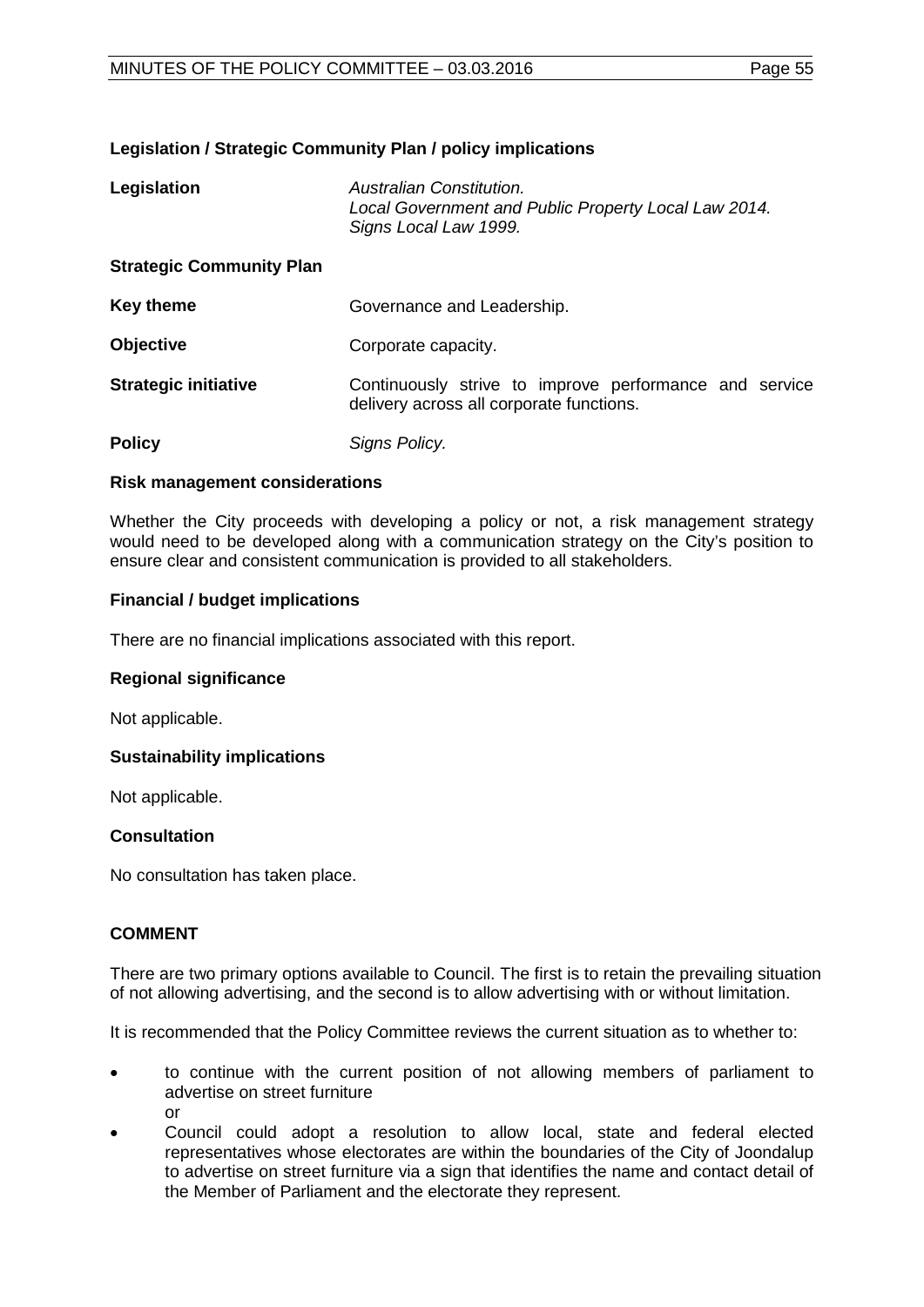**Legislation / Strategic Community Plan / policy implications**

| | |
|---|---|
| **Legislation** | *Australian Constitution.*<br>*Local Government and Public Property Local Law 2014.*<br>*Signs Local Law 1999.* |
| **Strategic Community Plan** | |
| **Key theme** | Governance and Leadership. |
| **Objective** | Corporate capacity. |
| **Strategic initiative** | Continuously strive to improve performance and service delivery across all corporate functions. |
| **Policy** | *Signs Policy.* |

**Risk management considerations**

Whether the City proceeds with developing a policy or not, a risk management strategy would need to be developed along with a communication strategy on the City's position to ensure clear and consistent communication is provided to all stakeholders.

**Financial / budget implications**

There are no financial implications associated with this report.

**Regional significance**

Not applicable.

**Sustainability implications**

Not applicable.

**Consultation**

No consultation has taken place.

**COMMENT**

There are two primary options available to Council. The first is to retain the prevailing situation of not allowing advertising, and the second is to allow advertising with or without limitation.

It is recommended that the Policy Committee reviews the current situation as to whether to:

- to continue with the current position of not allowing members of parliament to advertise on street furniture
  or
- Council could adopt a resolution to allow local, state and federal elected representatives whose electorates are within the boundaries of the City of Joondalup to advertise on street furniture via a sign that identifies the name and contact detail of the Member of Parliament and the electorate they represent.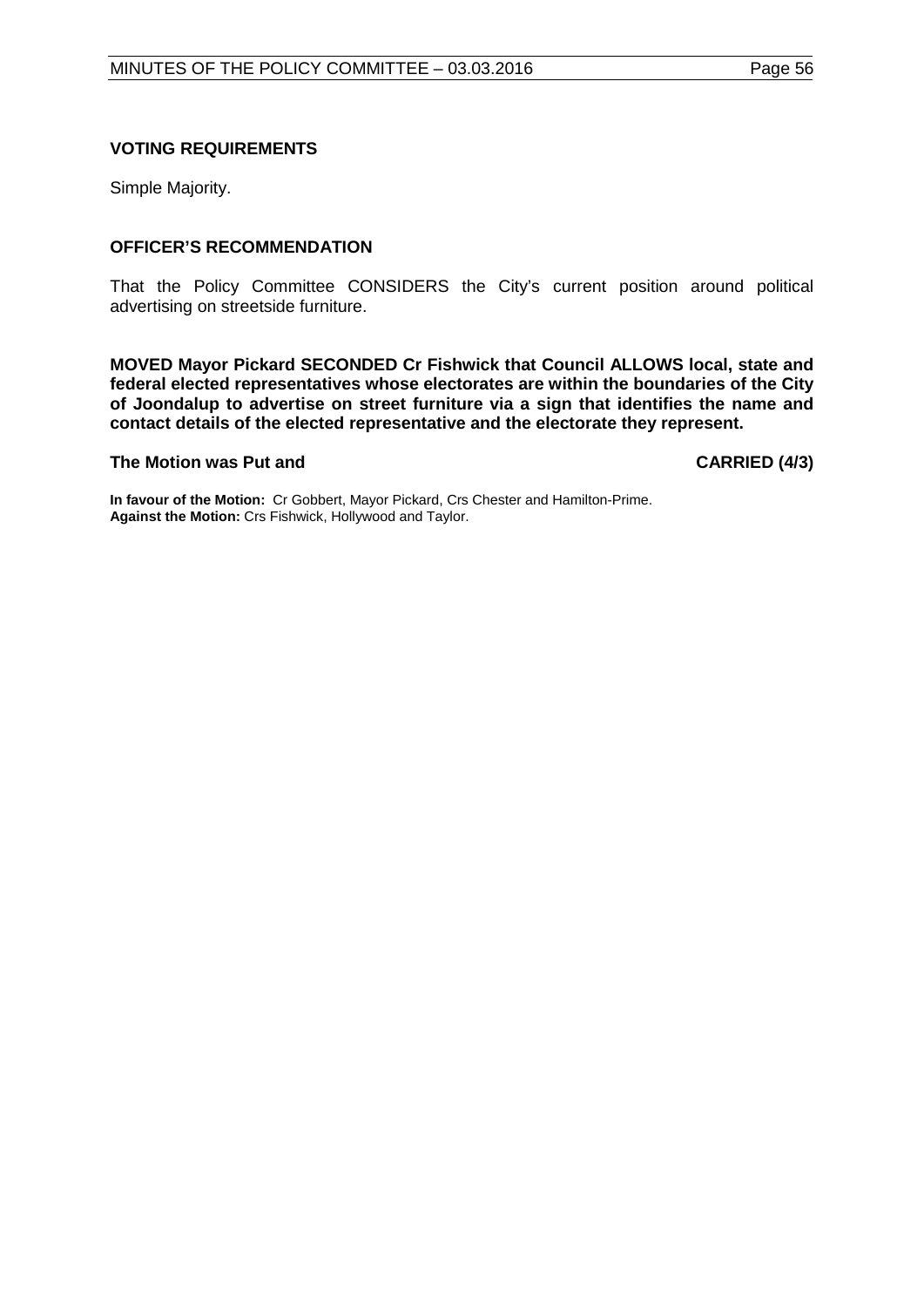### VOTING REQUIREMENTS

Simple Majority.

### OFFICER'S RECOMMENDATION

That the Policy Committee CONSIDERS the City's current position around political advertising on streetside furniture.

**MOVED Mayor Pickard SECONDED Cr Fishwick that Council ALLOWS local, state and federal elected representatives whose electorates are within the boundaries of the City of Joondalup to advertise on street furniture via a sign that identifies the name and contact details of the elected representative and the electorate they represent.**

**The Motion was Put and CARRIED (4/3)**

**In favour of the Motion:** Cr Gobbert, Mayor Pickard, Crs Chester and Hamilton-Prime.
**Against the Motion:** Crs Fishwick, Hollywood and Taylor.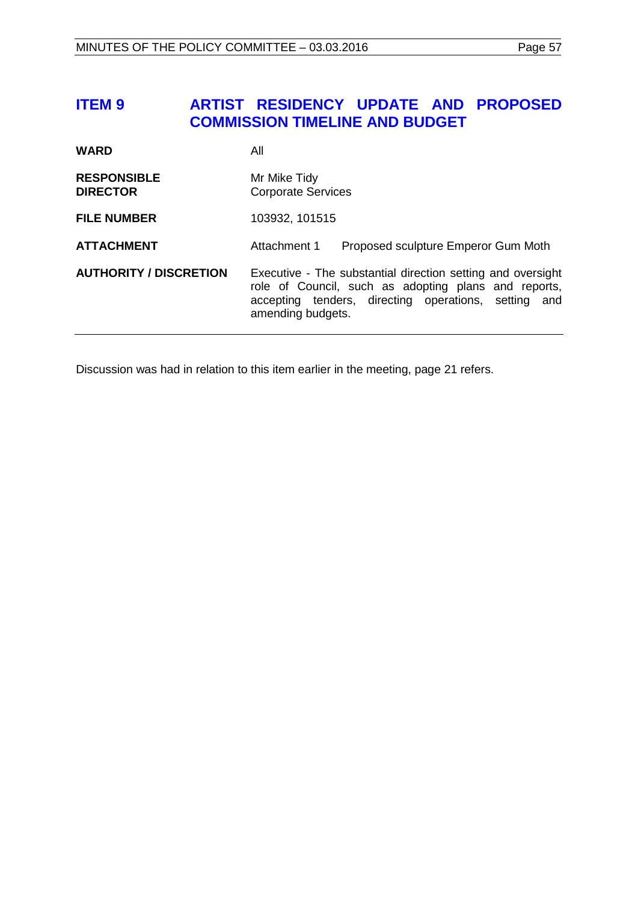# ITEM 9 ARTIST RESIDENCY UPDATE AND PROPOSED COMMISSION TIMELINE AND BUDGET

| | |
|---|---|
| **WARD** | All |
| **RESPONSIBLE DIRECTOR** | Mr Mike Tidy<br>Corporate Services |
| **FILE NUMBER** | 103932, 101515 |
| **ATTACHMENT** | Attachment 1 Proposed sculpture Emperor Gum Moth |
| **AUTHORITY / DISCRETION** | Executive - The substantial direction setting and oversight role of Council, such as adopting plans and reports, accepting tenders, directing operations, setting and amending budgets. |

Discussion was had in relation to this item earlier in the meeting, page 21 refers.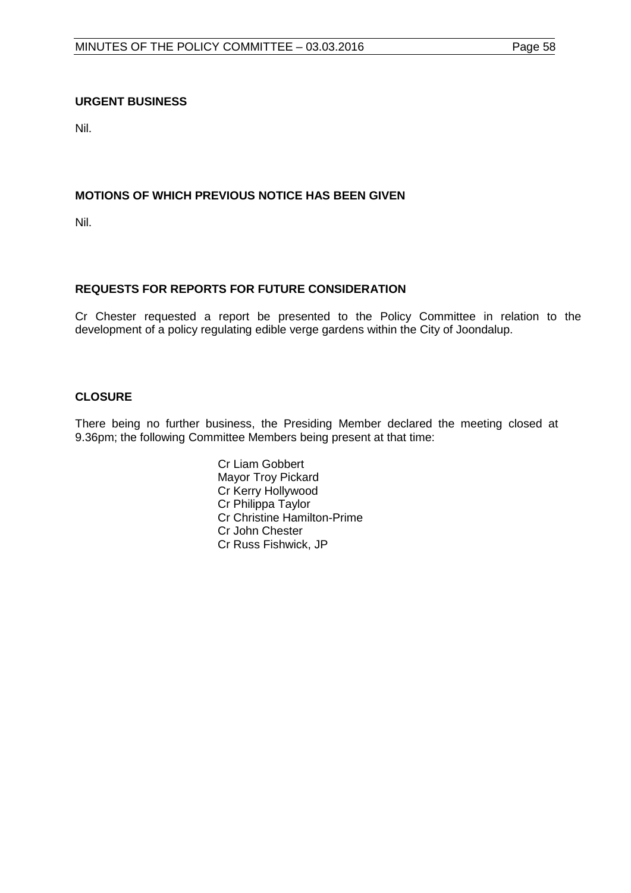## URGENT BUSINESS

Nil.

## MOTIONS OF WHICH PREVIOUS NOTICE HAS BEEN GIVEN

Nil.

## REQUESTS FOR REPORTS FOR FUTURE CONSIDERATION

Cr Chester requested a report be presented to the Policy Committee in relation to the development of a policy regulating edible verge gardens within the City of Joondalup.

## CLOSURE

There being no further business, the Presiding Member declared the meeting closed at 9.36pm; the following Committee Members being present at that time:

Cr Liam Gobbert
Mayor Troy Pickard
Cr Kerry Hollywood
Cr Philippa Taylor
Cr Christine Hamilton-Prime
Cr John Chester
Cr Russ Fishwick, JP